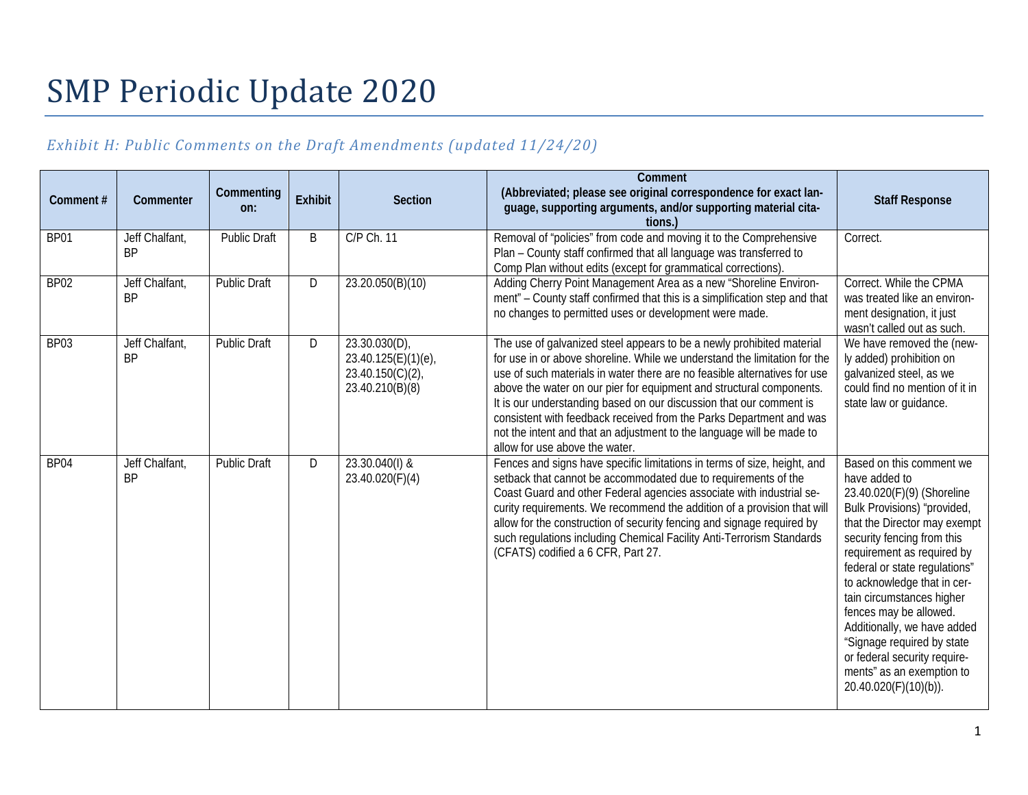# SMP Periodic Update 2020

*Exhibit H: Public Comments on the Draft Amendments (updated 11/24/20)*

| Comment # | Commenter | Commenting on: | Exhibit | Section | Comment (Abbreviated; please see original correspondence for exact language, supporting arguments, and/or supporting material citations.) | Staff Response |
|---|---|---|---|---|---|---|
| BP01 | Jeff Chalfant, BP | Public Draft | B | C/P Ch. 11 | Removal of "policies" from code and moving it to the Comprehensive Plan – County staff confirmed that all language was transferred to Comp Plan without edits (except for grammatical corrections). | Correct. |
| BP02 | Jeff Chalfant, BP | Public Draft | D | 23.20.050(B)(10) | Adding Cherry Point Management Area as a new "Shoreline Environment" – County staff confirmed that this is a simplification step and that no changes to permitted uses or development were made. | Correct. While the CPMA was treated like an environment designation, it just wasn't called out as such. |
| BP03 | Jeff Chalfant, BP | Public Draft | D | 23.30.030(D), 23.40.125(E)(1)(e), 23.40.150(C)(2), 23.40.210(B)(8) | The use of galvanized steel appears to be a newly prohibited material for use in or above shoreline. While we understand the limitation for the use of such materials in water there are no feasible alternatives for use above the water on our pier for equipment and structural components. It is our understanding based on our discussion that our comment is consistent with feedback received from the Parks Department and was not the intent and that an adjustment to the language will be made to allow for use above the water. | We have removed the (newly added) prohibition on galvanized steel, as we could find no mention of it in state law or guidance. |
| BP04 | Jeff Chalfant, BP | Public Draft | D | 23.30.040(I) & 23.40.020(F)(4) | Fences and signs have specific limitations in terms of size, height, and setback that cannot be accommodated due to requirements of the Coast Guard and other Federal agencies associate with industrial security requirements. We recommend the addition of a provision that will allow for the construction of security fencing and signage required by such regulations including Chemical Facility Anti-Terrorism Standards (CFATS) codified a 6 CFR, Part 27. | Based on this comment we have added to 23.40.020(F)(9) (Shoreline Bulk Provisions) "provided, that the Director may exempt security fencing from this requirement as required by federal or state regulations" to acknowledge that in certain circumstances higher fences may be allowed. Additionally, we have added "Signage required by state or federal security requirements" as an exemption to 20.40.020(F)(10)(b)). |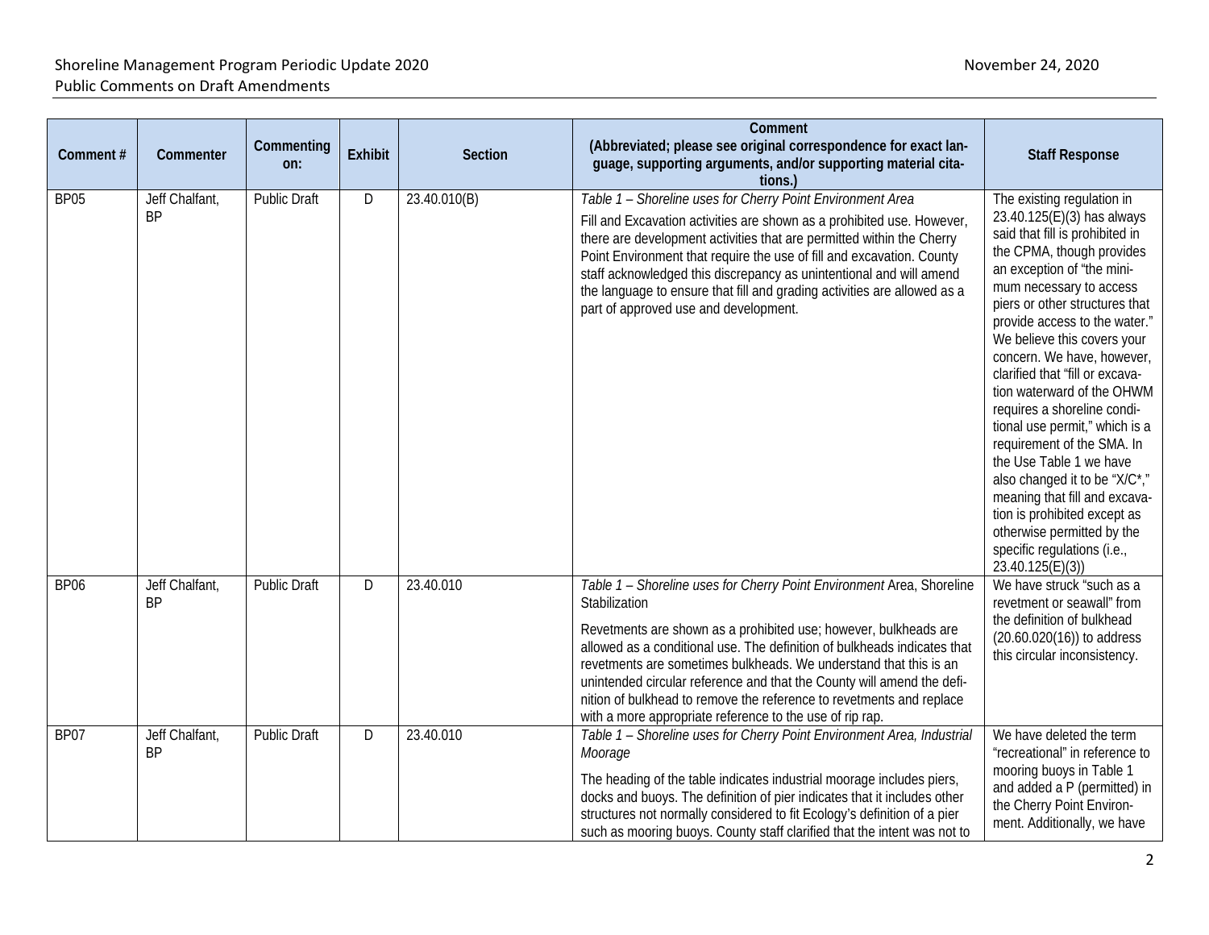| Comment # | Commenter | Commenting on: | Exhibit | Section | Comment (Abbreviated; please see original correspondence for exact language, supporting arguments, and/or supporting material citations.) | Staff Response |
|---|---|---|---|---|---|---|
| BP05 | Jeff Chalfant, BP | Public Draft | D | 23.40.010(B) | *Table 1 – Shoreline uses for Cherry Point Environment Area*<br><br>Fill and Excavation activities are shown as a prohibited use. However, there are development activities that are permitted within the Cherry Point Environment that require the use of fill and excavation. County staff acknowledged this discrepancy as unintentional and will amend the language to ensure that fill and grading activities are allowed as a part of approved use and development. | The existing regulation in 23.40.125(E)(3) has always said that fill is prohibited in the CPMA, though provides an exception of "the minimum necessary to access piers or other structures that provide access to the water." We believe this covers your concern. We have, however, clarified that "fill or excavation waterward of the OHWM requires a shoreline conditional use permit," which is a requirement of the SMA. In the Use Table 1 we have also changed it to be "X/C*," meaning that fill and excavation is prohibited except as otherwise permitted by the specific regulations (i.e., 23.40.125(E)(3)) |
| BP06 | Jeff Chalfant, BP | Public Draft | D | 23.40.010 | *Table 1 – Shoreline uses for Cherry Point Environment* Area, Shoreline Stabilization<br><br>Revetments are shown as a prohibited use; however, bulkheads are allowed as a conditional use. The definition of bulkheads indicates that revetments are sometimes bulkheads. We understand that this is an unintended circular reference and that the County will amend the definition of bulkhead to remove the reference to revetments and replace with a more appropriate reference to the use of rip rap. | We have struck "such as a revetment or seawall" from the definition of bulkhead (20.60.020(16)) to address this circular inconsistency. |
| BP07 | Jeff Chalfant, BP | Public Draft | D | 23.40.010 | *Table 1 – Shoreline uses for Cherry Point Environment Area, Industrial Moorage*<br><br>The heading of the table indicates industrial moorage includes piers, docks and buoys. The definition of pier indicates that it includes other structures not normally considered to fit Ecology's definition of a pier such as mooring buoys. County staff clarified that the intent was not to | We have deleted the term "recreational" in reference to mooring buoys in Table 1 and added a P (permitted) in the Cherry Point Environment. Additionally, we have |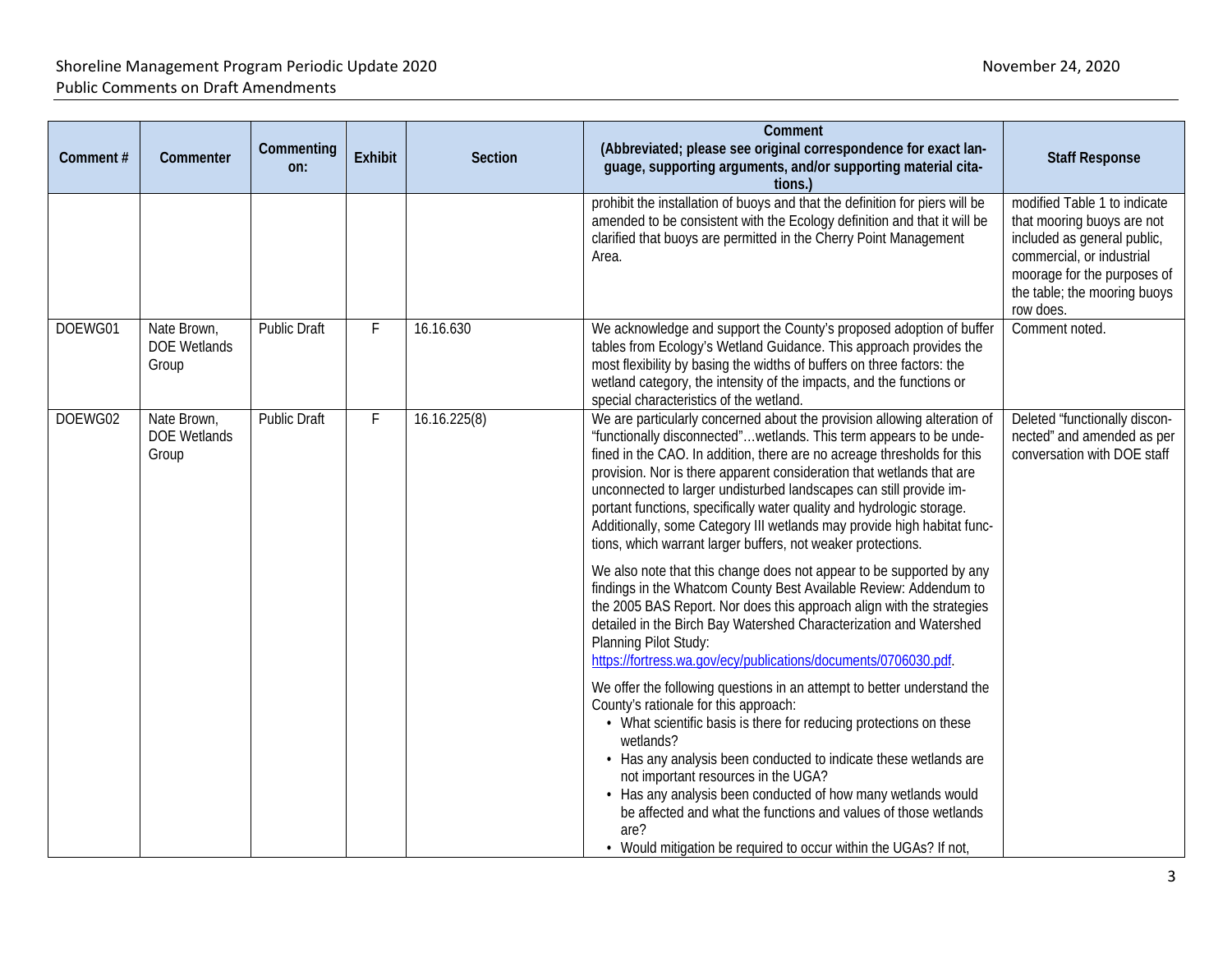| Comment # | Commenter | Commenting on: | Exhibit | Section | Comment (Abbreviated; please see original correspondence for exact language, supporting arguments, and/or supporting material citations.) | Staff Response |
|---|---|---|---|---|---|---|
| | | | | | prohibit the installation of buoys and that the definition for piers will be amended to be consistent with the Ecology definition and that it will be clarified that buoys are permitted in the Cherry Point Management Area. | modified Table 1 to indicate that mooring buoys are not included as general public, commercial, or industrial moorage for the purposes of the table; the mooring buoys row does. |
| DOEWG01 | Nate Brown, DOE Wetlands Group | Public Draft | F | 16.16.630 | We acknowledge and support the County's proposed adoption of buffer tables from Ecology's Wetland Guidance. This approach provides the most flexibility by basing the widths of buffers on three factors: the wetland category, the intensity of the impacts, and the functions or special characteristics of the wetland. | Comment noted. |
| DOEWG02 | Nate Brown, DOE Wetlands Group | Public Draft | F | 16.16.225(8) | We are particularly concerned about the provision allowing alteration of "functionally disconnected"…wetlands. This term appears to be undefined in the CAO. In addition, there are no acreage thresholds for this provision. Nor is there apparent consideration that wetlands that are unconnected to larger undisturbed landscapes can still provide important functions, specifically water quality and hydrologic storage. Additionally, some Category III wetlands may provide high habitat functions, which warrant larger buffers, not weaker protections.<br><br>We also note that this change does not appear to be supported by any findings in the Whatcom County Best Available Review: Addendum to the 2005 BAS Report. Nor does this approach align with the strategies detailed in the Birch Bay Watershed Characterization and Watershed Planning Pilot Study: https://fortress.wa.gov/ecy/publications/documents/0706030.pdf.<br><br>We offer the following questions in an attempt to better understand the County's rationale for this approach:<br>• What scientific basis is there for reducing protections on these wetlands?<br>• Has any analysis been conducted to indicate these wetlands are not important resources in the UGA?<br>• Has any analysis been conducted of how many wetlands would be affected and what the functions and values of those wetlands are?<br>• Would mitigation be required to occur within the UGAs? If not, | Deleted "functionally disconnected" and amended as per conversation with DOE staff |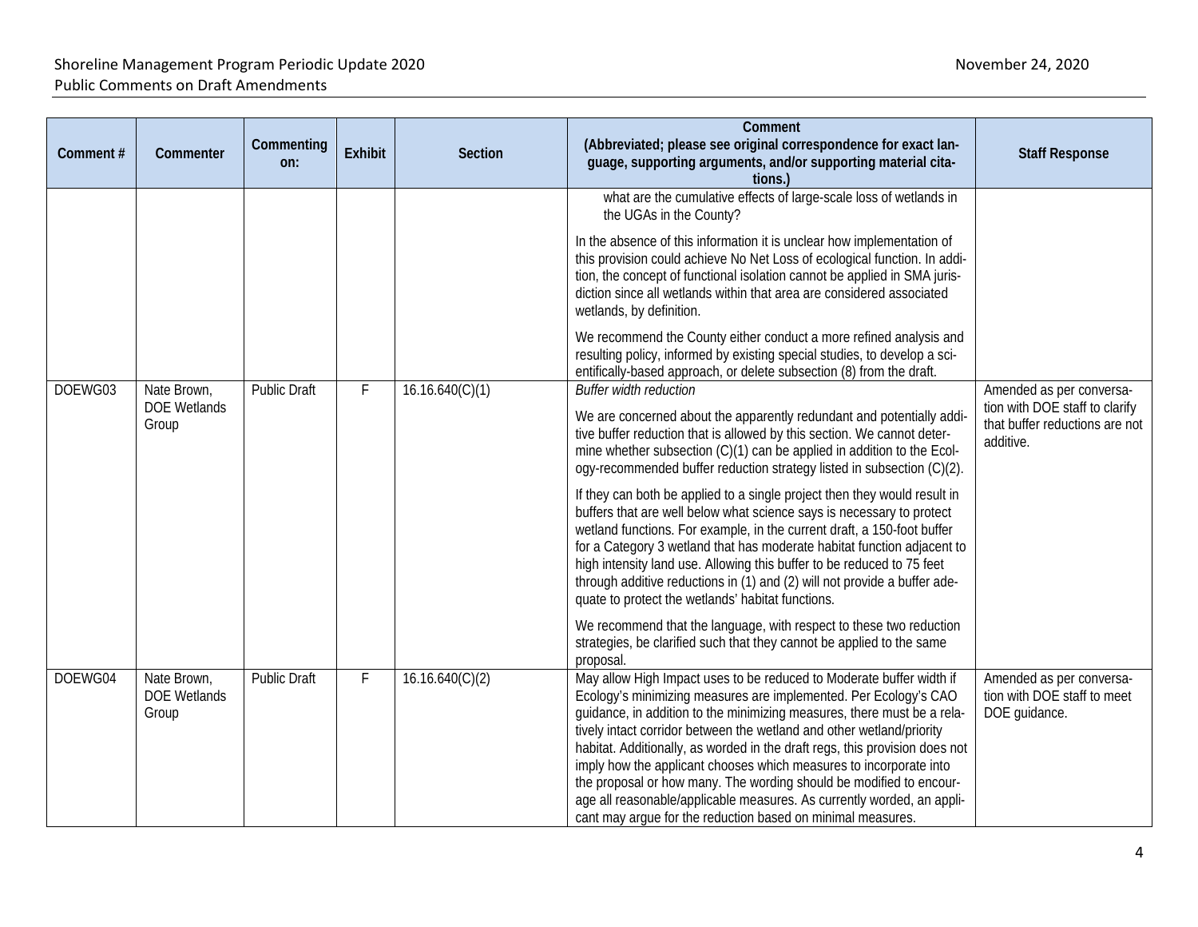| Comment # | Commenter | Commenting on: | Exhibit | Section | Comment (Abbreviated; please see original correspondence for exact language, supporting arguments, and/or supporting material citations.) | Staff Response |
|---|---|---|---|---|---|---|
| | | | | | what are the cumulative effects of large-scale loss of wetlands in the UGAs in the County?<br><br>In the absence of this information it is unclear how implementation of this provision could achieve No Net Loss of ecological function. In addition, the concept of functional isolation cannot be applied in SMA jurisdiction since all wetlands within that area are considered associated wetlands, by definition.<br><br>We recommend the County either conduct a more refined analysis and resulting policy, informed by existing special studies, to develop a scientifically-based approach, or delete subsection (8) from the draft. | |
| DOEWG03 | Nate Brown, DOE Wetlands Group | Public Draft | F | 16.16.640(C)(1) | *Buffer width reduction*<br><br>We are concerned about the apparently redundant and potentially additive buffer reduction that is allowed by this section. We cannot determine whether subsection (C)(1) can be applied in addition to the Ecology-recommended buffer reduction strategy listed in subsection (C)(2).<br><br>If they can both be applied to a single project then they would result in buffers that are well below what science says is necessary to protect wetland functions. For example, in the current draft, a 150-foot buffer for a Category 3 wetland that has moderate habitat function adjacent to high intensity land use. Allowing this buffer to be reduced to 75 feet through additive reductions in (1) and (2) will not provide a buffer adequate to protect the wetlands' habitat functions.<br><br>We recommend that the language, with respect to these two reduction strategies, be clarified such that they cannot be applied to the same proposal. | Amended as per conversation with DOE staff to clarify that buffer reductions are not additive. |
| DOEWG04 | Nate Brown, DOE Wetlands Group | Public Draft | F | 16.16.640(C)(2) | May allow High Impact uses to be reduced to Moderate buffer width if Ecology's minimizing measures are implemented. Per Ecology's CAO guidance, in addition to the minimizing measures, there must be a relatively intact corridor between the wetland and other wetland/priority habitat. Additionally, as worded in the draft regs, this provision does not imply how the applicant chooses which measures to incorporate into the proposal or how many. The wording should be modified to encourage all reasonable/applicable measures. As currently worded, an applicant may argue for the reduction based on minimal measures. | Amended as per conversation with DOE staff to meet DOE guidance. |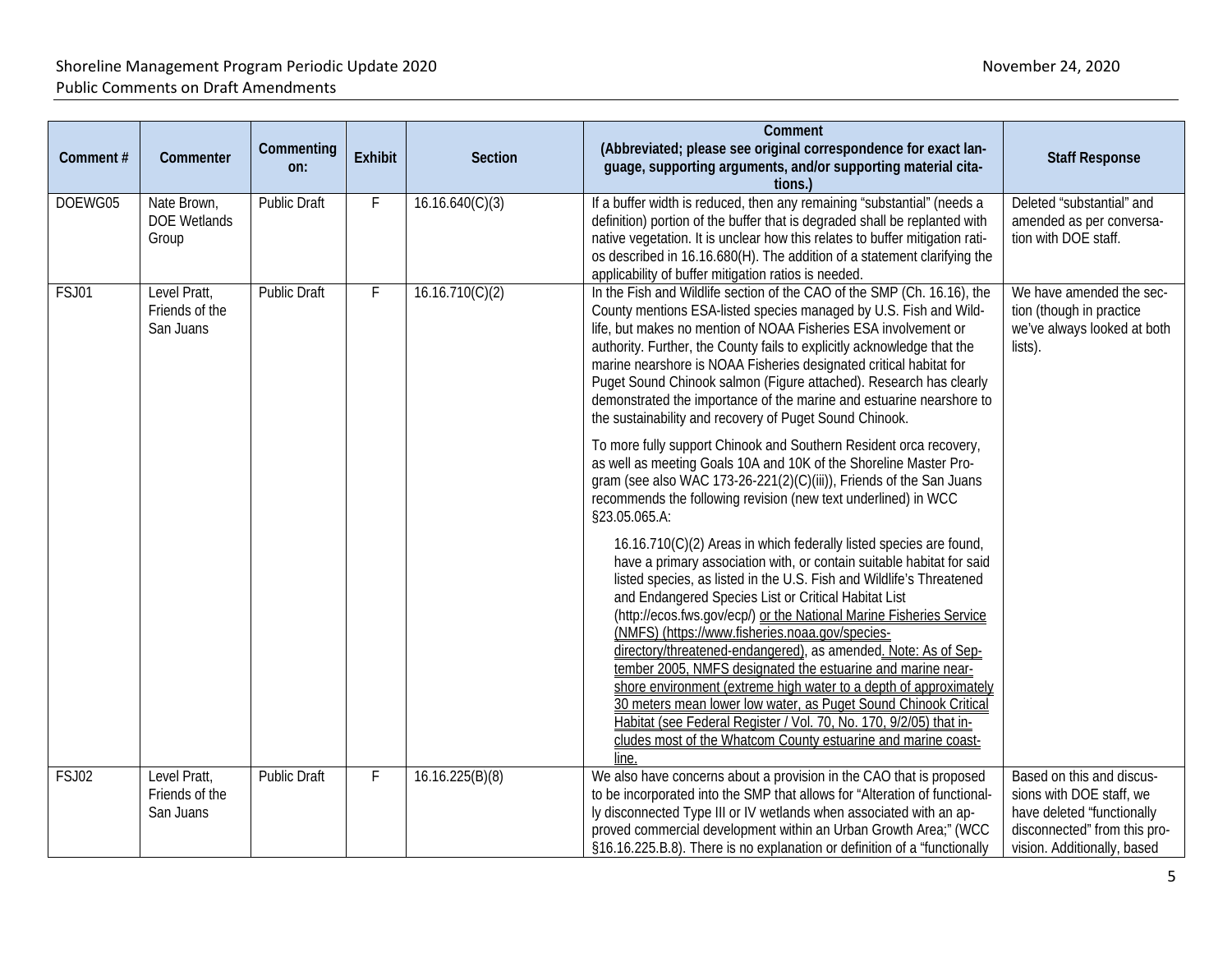| Comment # | Commenter | Commenting on: | Exhibit | Section | Comment (Abbreviated; please see original correspondence for exact language, supporting arguments, and/or supporting material citations.) | Staff Response |
|---|---|---|---|---|---|---|
| DOEWG05 | Nate Brown, DOE Wetlands Group | Public Draft | F | 16.16.640(C)(3) | If a buffer width is reduced, then any remaining "substantial" (needs a definition) portion of the buffer that is degraded shall be replanted with native vegetation. It is unclear how this relates to buffer mitigation ratios described in 16.16.680(H). The addition of a statement clarifying the applicability of buffer mitigation ratios is needed. | Deleted "substantial" and amended as per conversation with DOE staff. |
| FSJ01 | Level Pratt, Friends of the San Juans | Public Draft | F | 16.16.710(C)(2) | In the Fish and Wildlife section of the CAO of the SMP (Ch. 16.16), the County mentions ESA-listed species managed by U.S. Fish and Wildlife, but makes no mention of NOAA Fisheries ESA involvement or authority. Further, the County fails to explicitly acknowledge that the marine nearshore is NOAA Fisheries designated critical habitat for Puget Sound Chinook salmon (Figure attached). Research has clearly demonstrated the importance of the marine and estuarine nearshore to the sustainability and recovery of Puget Sound Chinook.<br><br>To more fully support Chinook and Southern Resident orca recovery, as well as meeting Goals 10A and 10K of the Shoreline Master Program (see also WAC 173-26-221(2)(C)(iii)), Friends of the San Juans recommends the following revision (new text underlined) in WCC §23.05.065.A:<br><br>16.16.710(C)(2) Areas in which federally listed species are found, have a primary association with, or contain suitable habitat for said listed species, as listed in the U.S. Fish and Wildlife's Threatened and Endangered Species List or Critical Habitat List (http://ecos.fws.gov/ecp/) <u>or the National Marine Fisheries Service (NMFS) (https://www.fisheries.noaa.gov/species-directory/threatened-endangered)</u>, as amended<u>. Note: As of September 2005, NMFS designated the estuarine and marine nearshore environment (extreme high water to a depth of approximately 30 meters mean lower low water, as Puget Sound Chinook Critical Habitat (see Federal Register / Vol. 70, No. 170, 9/2/05) that includes most of the Whatcom County estuarine and marine coastline.</u> | We have amended the section (though in practice we've always looked at both lists). |
| FSJ02 | Level Pratt, Friends of the San Juans | Public Draft | F | 16.16.225(B)(8) | We also have concerns about a provision in the CAO that is proposed to be incorporated into the SMP that allows for "Alteration of functionally disconnected Type III or IV wetlands when associated with an approved commercial development within an Urban Growth Area;" (WCC §16.16.225.B.8). There is no explanation or definition of a "functionally | Based on this and discussions with DOE staff, we have deleted "functionally disconnected" from this provision. Additionally, based |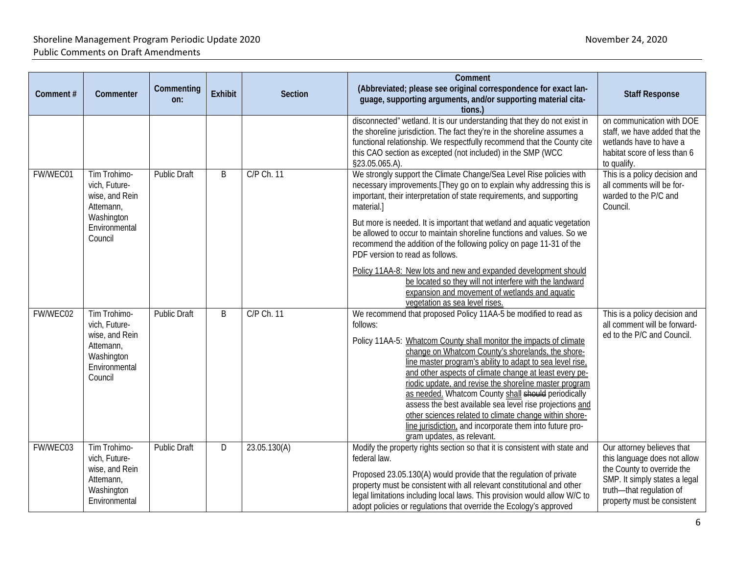| Comment # | Commenter | Commenting on: | Exhibit | Section | Comment (Abbreviated; please see original correspondence for exact language, supporting arguments, and/or supporting material citations.) | Staff Response |
|---|---|---|---|---|---|---|
| | | | | | disconnected" wetland. It is our understanding that they do not exist in the shoreline jurisdiction. The fact they're in the shoreline assumes a functional relationship. We respectfully recommend that the County cite this CAO section as excepted (not included) in the SMP (WCC §23.05.065.A). | on communication with DOE staff, we have added that the wetlands have to have a habitat score of less than 6 to qualify. |
| FW/WEC01 | Tim Trohimovich, Futurewise, and Rein Attemann, Washington Environmental Council | Public Draft | B | C/P Ch. 11 | We strongly support the Climate Change/Sea Level Rise policies with necessary improvements.[They go on to explain why addressing this is important, their interpretation of state requirements, and supporting material.]<br><br>But more is needed. It is important that wetland and aquatic vegetation be allowed to occur to maintain shoreline functions and values. So we recommend the addition of the following policy on page 11-31 of the PDF version to read as follows.<br><br><u>Policy 11AA-8: New lots and new and expanded development should be located so they will not interfere with the landward expansion and movement of wetlands and aquatic vegetation as sea level rises.</u> | This is a policy decision and all comments will be forwarded to the P/C and Council. |
| FW/WEC02 | Tim Trohimovich, Futurewise, and Rein Attemann, Washington Environmental Council | Public Draft | B | C/P Ch. 11 | We recommend that proposed Policy 11AA-5 be modified to read as follows:<br><br>Policy 11AA-5: <u>Whatcom County shall monitor the impacts of climate change on Whatcom County's shorelands, the shoreline master program's ability to adapt to sea level rise, and other aspects of climate change at least every periodic update, and revise the shoreline master program as needed.</u> Whatcom County <u>shall</u> ~~should~~ periodically assess the best available sea level rise projections <u>and other sciences related to climate change within shoreline jurisdiction,</u> and incorporate them into future program updates, as relevant. | This is a policy decision and all comment will be forwarded to the P/C and Council. |
| FW/WEC03 | Tim Trohimovich, Futurewise, and Rein Attemann, Washington Environmental | Public Draft | D | 23.05.130(A) | Modify the property rights section so that it is consistent with state and federal law.<br><br>Proposed 23.05.130(A) would provide that the regulation of private property must be consistent with all relevant constitutional and other legal limitations including local laws. This provision would allow W/C to adopt policies or regulations that override the Ecology's approved | Our attorney believes that this language does not allow the County to override the SMP. It simply states a legal truth—that regulation of property must be consistent |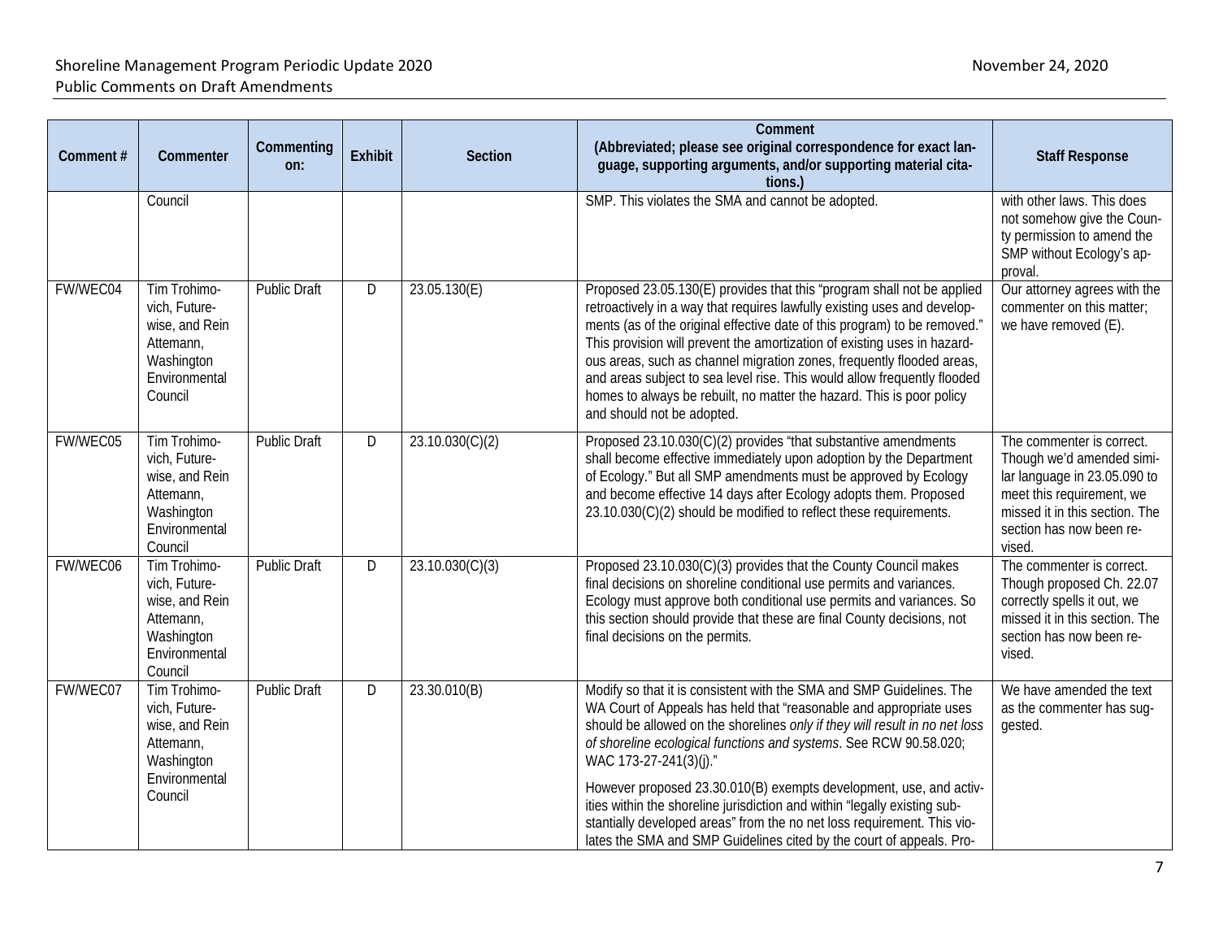| Comment # | Commenter | Commenting on: | Exhibit | Section | Comment (Abbreviated; please see original correspondence for exact language, supporting arguments, and/or supporting material citations.) | Staff Response |
|---|---|---|---|---|---|---|
| | Council | | | | SMP. This violates the SMA and cannot be adopted. | with other laws. This does not somehow give the County permission to amend the SMP without Ecology's approval. |
| FW/WEC04 | Tim Trohimovich, Futurewise, and Rein Attemann, Washington Environmental Council | Public Draft | D | 23.05.130(E) | Proposed 23.05.130(E) provides that this "program shall not be applied retroactively in a way that requires lawfully existing uses and developments (as of the original effective date of this program) to be removed." This provision will prevent the amortization of existing uses in hazardous areas, such as channel migration zones, frequently flooded areas, and areas subject to sea level rise. This would allow frequently flooded homes to always be rebuilt, no matter the hazard. This is poor policy and should not be adopted. | Our attorney agrees with the commenter on this matter; we have removed (E). |
| FW/WEC05 | Tim Trohimovich, Futurewise, and Rein Attemann, Washington Environmental Council | Public Draft | D | 23.10.030(C)(2) | Proposed 23.10.030(C)(2) provides "that substantive amendments shall become effective immediately upon adoption by the Department of Ecology." But all SMP amendments must be approved by Ecology and become effective 14 days after Ecology adopts them. Proposed 23.10.030(C)(2) should be modified to reflect these requirements. | The commenter is correct. Though we'd amended similar language in 23.05.090 to meet this requirement, we missed it in this section. The section has now been revised. |
| FW/WEC06 | Tim Trohimovich, Futurewise, and Rein Attemann, Washington Environmental Council | Public Draft | D | 23.10.030(C)(3) | Proposed 23.10.030(C)(3) provides that the County Council makes final decisions on shoreline conditional use permits and variances. Ecology must approve both conditional use permits and variances. So this section should provide that these are final County decisions, not final decisions on the permits. | The commenter is correct. Though proposed Ch. 22.07 correctly spells it out, we missed it in this section. The section has now been revised. |
| FW/WEC07 | Tim Trohimovich, Futurewise, and Rein Attemann, Washington Environmental Council | Public Draft | D | 23.30.010(B) | Modify so that it is consistent with the SMA and SMP Guidelines. The WA Court of Appeals has held that "reasonable and appropriate uses should be allowed on the shorelines *only if they will result in no net loss of shoreline ecological functions and systems*. See RCW 90.58.020; WAC 173-27-241(3)(j)."<br><br>However proposed 23.30.010(B) exempts development, use, and activities within the shoreline jurisdiction and within "legally existing substantially developed areas" from the no net loss requirement. This violates the SMA and SMP Guidelines cited by the court of appeals. Pro- | We have amended the text as the commenter has suggested. |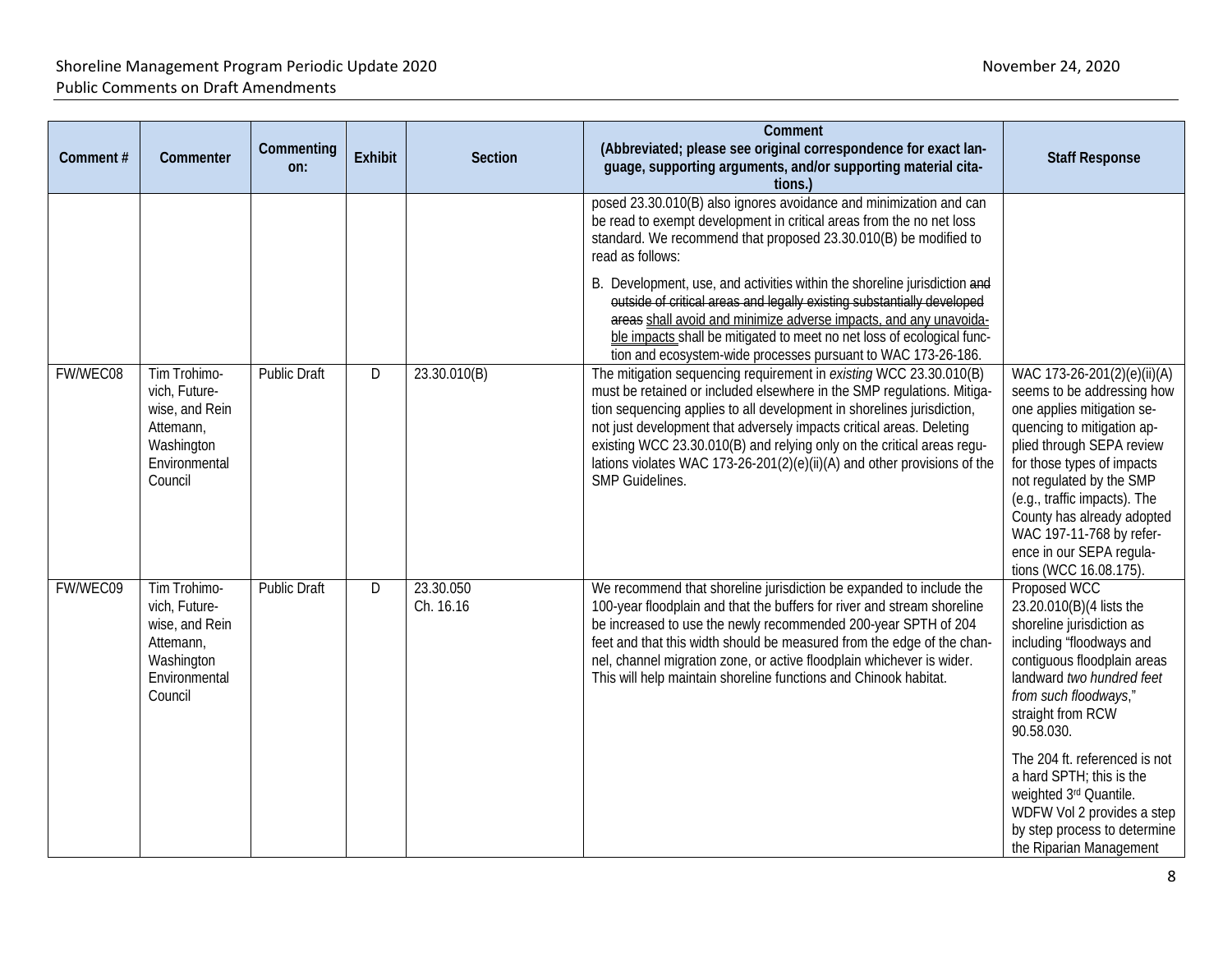| Comment # | Commenter | Commenting on: | Exhibit | Section | Comment (Abbreviated; please see original correspondence for exact language, supporting arguments, and/or supporting material citations.) | Staff Response |
|---|---|---|---|---|---|---|
| | | | | | posed 23.30.010(B) also ignores avoidance and minimization and can be read to exempt development in critical areas from the no net loss standard. We recommend that proposed 23.30.010(B) be modified to read as follows:<br><br>B. Development, use, and activities within the shoreline jurisdiction ~~and outside of critical areas and legally existing substantially developed areas~~ <u>shall avoid and minimize adverse impacts, and any unavoidable impacts</u> shall be mitigated to meet no net loss of ecological function and ecosystem-wide processes pursuant to WAC 173-26-186. | |
| FW/WEC08 | Tim Trohimovich, Futurewise, and Rein Attemann, Washington Environmental Council | Public Draft | D | 23.30.010(B) | The mitigation sequencing requirement in *existing* WCC 23.30.010(B) must be retained or included elsewhere in the SMP regulations. Mitigation sequencing applies to all development in shorelines jurisdiction, not just development that adversely impacts critical areas. Deleting existing WCC 23.30.010(B) and relying only on the critical areas regulations violates WAC 173-26-201(2)(e)(ii)(A) and other provisions of the SMP Guidelines. | WAC 173-26-201(2)(e)(ii)(A) seems to be addressing how one applies mitigation sequencing to mitigation applied through SEPA review for those types of impacts not regulated by the SMP (e.g., traffic impacts). The County has already adopted WAC 197-11-768 by reference in our SEPA regulations (WCC 16.08.175). |
| FW/WEC09 | Tim Trohimovich, Futurewise, and Rein Attemann, Washington Environmental Council | Public Draft | D | 23.30.050<br>Ch. 16.16 | We recommend that shoreline jurisdiction be expanded to include the 100-year floodplain and that the buffers for river and stream shoreline be increased to use the newly recommended 200-year SPTH of 204 feet and that this width should be measured from the edge of the channel, channel migration zone, or active floodplain whichever is wider. This will help maintain shoreline functions and Chinook habitat. | Proposed WCC 23.20.010(B)(4 lists the shoreline jurisdiction as including "floodways and contiguous floodplain areas landward *two hundred feet from such floodways*," straight from RCW 90.58.030.<br><br>The 204 ft. referenced is not a hard SPTH; this is the weighted 3rd Quantile. WDFW Vol 2 provides a step by step process to determine the Riparian Management |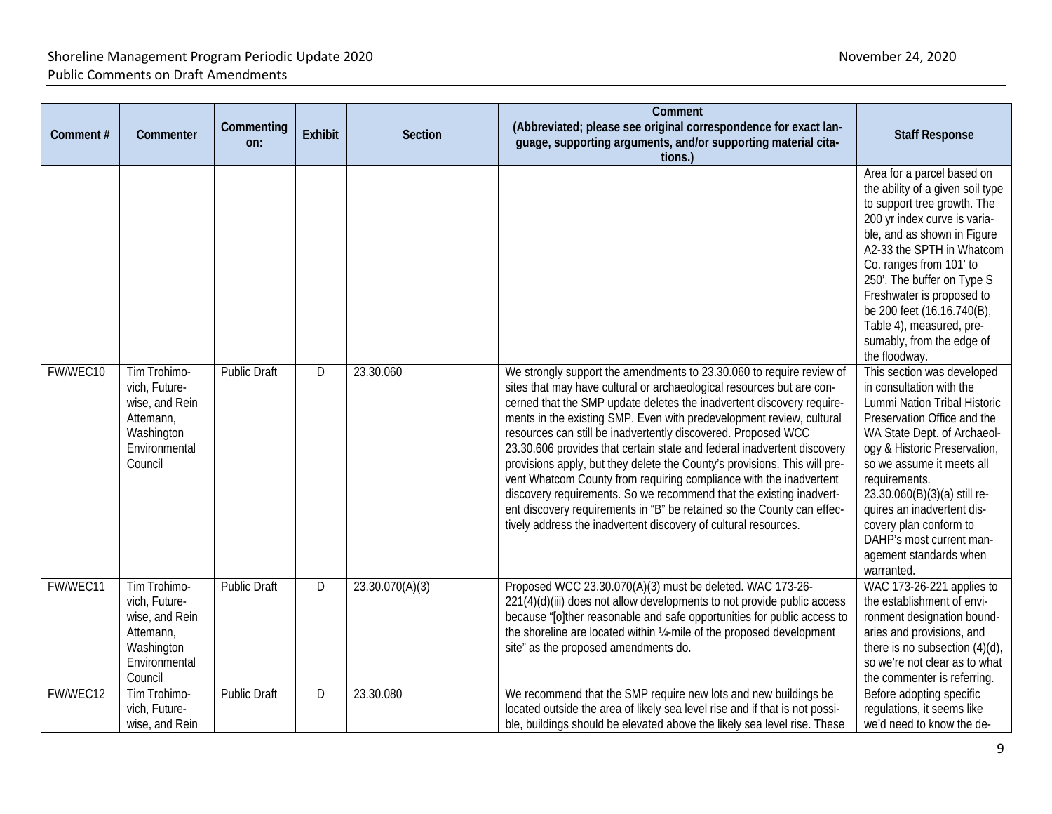| Comment # | Commenter | Commenting on: | Exhibit | Section | Comment (Abbreviated; please see original correspondence for exact language, supporting arguments, and/or supporting material citations.) | Staff Response |
|---|---|---|---|---|---|---|
| | | | | | | Area for a parcel based on the ability of a given soil type to support tree growth. The 200 yr index curve is variable, and as shown in Figure A2-33 the SPTH in Whatcom Co. ranges from 101' to 250'. The buffer on Type S Freshwater is proposed to be 200 feet (16.16.740(B), Table 4), measured, presumably, from the edge of the floodway. |
| FW/WEC10 | Tim Trohimovich, Futurewise, and Rein Attemann, Washington Environmental Council | Public Draft | D | 23.30.060 | We strongly support the amendments to 23.30.060 to require review of sites that may have cultural or archaeological resources but are concerned that the SMP update deletes the inadvertent discovery requirements in the existing SMP. Even with predevelopment review, cultural resources can still be inadvertently discovered. Proposed WCC 23.30.606 provides that certain state and federal inadvertent discovery provisions apply, but they delete the County's provisions. This will prevent Whatcom County from requiring compliance with the inadvertent discovery requirements. So we recommend that the existing inadvertent discovery requirements in "B" be retained so the County can effectively address the inadvertent discovery of cultural resources. | This section was developed in consultation with the Lummi Nation Tribal Historic Preservation Office and the WA State Dept. of Archaeology & Historic Preservation, so we assume it meets all requirements. 23.30.060(B)(3)(a) still requires an inadvertent discovery plan conform to DAHP's most current management standards when warranted. |
| FW/WEC11 | Tim Trohimovich, Futurewise, and Rein Attemann, Washington Environmental Council | Public Draft | D | 23.30.070(A)(3) | Proposed WCC 23.30.070(A)(3) must be deleted. WAC 173-26-221(4)(d)(iii) does not allow developments to not provide public access because "[o]ther reasonable and safe opportunities for public access to the shoreline are located within ¼-mile of the proposed development site" as the proposed amendments do. | WAC 173-26-221 applies to the establishment of environment designation boundaries and provisions, and there is no subsection (4)(d), so we're not clear as to what the commenter is referring. |
| FW/WEC12 | Tim Trohimovich, Futurewise, and Rein | Public Draft | D | 23.30.080 | We recommend that the SMP require new lots and new buildings be located outside the area of likely sea level rise and if that is not possible, buildings should be elevated above the likely sea level rise. These | Before adopting specific regulations, it seems like we'd need to know the de- |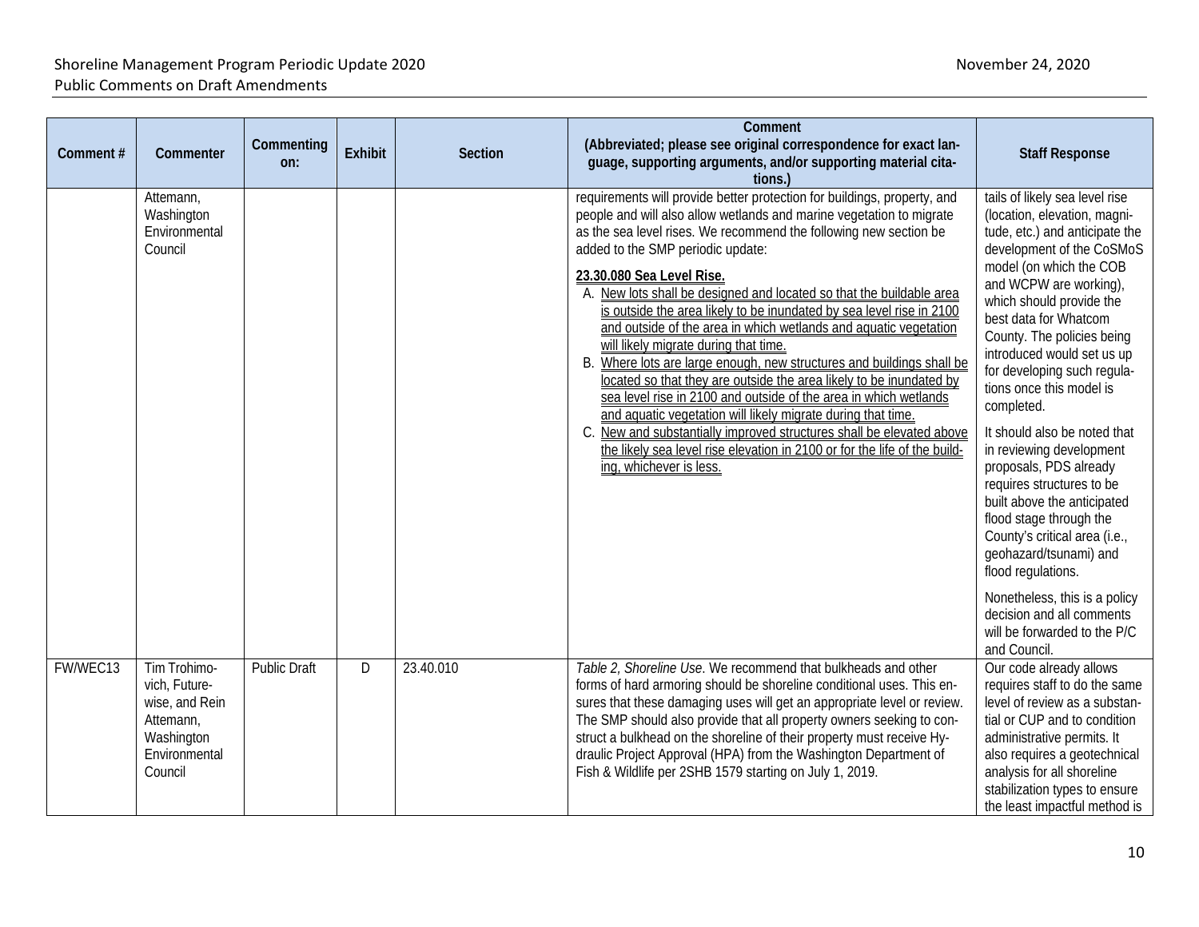| Comment # | Commenter | Commenting on: | Exhibit | Section | Comment (Abbreviated; please see original correspondence for exact language, supporting arguments, and/or supporting material citations.) | Staff Response |
|---|---|---|---|---|---|---|
| | Attemann, Washington Environmental Council | | | | requirements will provide better protection for buildings, property, and people and will also allow wetlands and marine vegetation to migrate as the sea level rises. We recommend the following new section be added to the SMP periodic update:<br><br>**23.30.080 Sea Level Rise.**<br>A. New lots shall be designed and located so that the buildable area is outside the area likely to be inundated by sea level rise in 2100 and outside of the area in which wetlands and aquatic vegetation will likely migrate during that time.<br>B. Where lots are large enough, new structures and buildings shall be located so that they are outside the area likely to be inundated by sea level rise in 2100 and outside of the area in which wetlands and aquatic vegetation will likely migrate during that time.<br>C. New and substantially improved structures shall be elevated above the likely sea level rise elevation in 2100 or for the life of the building, whichever is less. | tails of likely sea level rise (location, elevation, magnitude, etc.) and anticipate the development of the CoSMoS model (on which the COB and WCPW are working), which should provide the best data for Whatcom County. The policies being introduced would set us up for developing such regulations once this model is completed.<br><br>It should also be noted that in reviewing development proposals, PDS already requires structures to be built above the anticipated flood stage through the County's critical area (i.e., geohazard/tsunami) and flood regulations.<br><br>Nonetheless, this is a policy decision and all comments will be forwarded to the P/C and Council. |
| FW/WEC13 | Tim Trohimovich, Futurewise, and Rein Attemann, Washington Environmental Council | Public Draft | D | 23.40.010 | *Table 2, Shoreline Use*. We recommend that bulkheads and other forms of hard armoring should be shoreline conditional uses. This ensures that these damaging uses will get an appropriate level or review. The SMP should also provide that all property owners seeking to construct a bulkhead on the shoreline of their property must receive Hydraulic Project Approval (HPA) from the Washington Department of Fish & Wildlife per 2SHB 1579 starting on July 1, 2019. | Our code already allows requires staff to do the same level of review as a substantial or CUP and to condition administrative permits. It also requires a geotechnical analysis for all shoreline stabilization types to ensure the least impactful method is |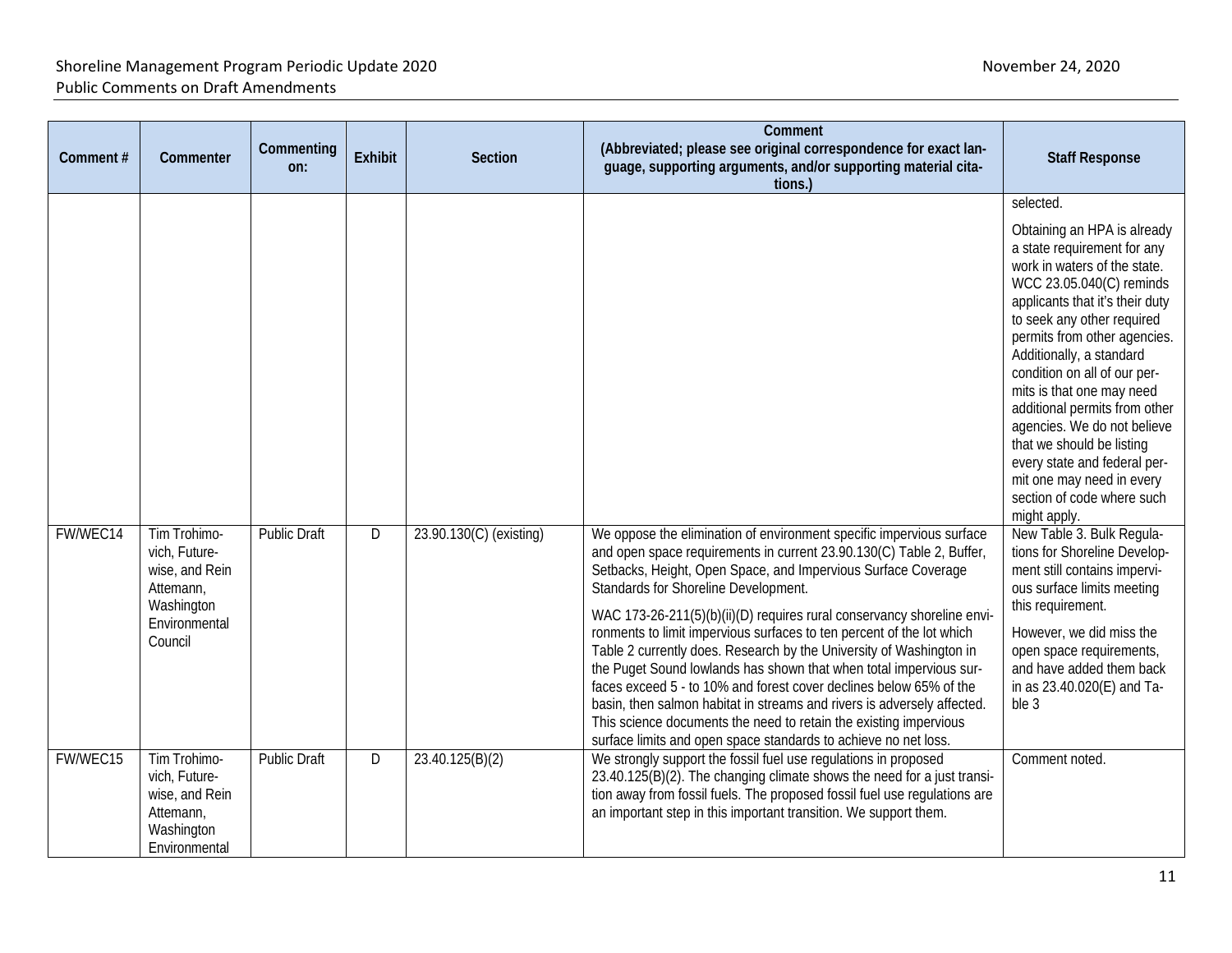| Comment # | Commenter | Commenting on: | Exhibit | Section | Comment (Abbreviated; please see original correspondence for exact language, supporting arguments, and/or supporting material citations.) | Staff Response |
|---|---|---|---|---|---|---|
| | | | | | | selected.<br><br>Obtaining an HPA is already a state requirement for any work in waters of the state. WCC 23.05.040(C) reminds applicants that it's their duty to seek any other required permits from other agencies. Additionally, a standard condition on all of our permits is that one may need additional permits from other agencies. We do not believe that we should be listing every state and federal permit one may need in every section of code where such might apply. |
| FW/WEC14 | Tim Trohimovich, Futurewise, and Rein Attemann, Washington Environmental Council | Public Draft | D | 23.90.130(C) (existing) | We oppose the elimination of environment specific impervious surface and open space requirements in current 23.90.130(C) Table 2, Buffer, Setbacks, Height, Open Space, and Impervious Surface Coverage Standards for Shoreline Development.<br><br>WAC 173-26-211(5)(b)(ii)(D) requires rural conservancy shoreline environments to limit impervious surfaces to ten percent of the lot which Table 2 currently does. Research by the University of Washington in the Puget Sound lowlands has shown that when total impervious surfaces exceed 5 - to 10% and forest cover declines below 65% of the basin, then salmon habitat in streams and rivers is adversely affected. This science documents the need to retain the existing impervious surface limits and open space standards to achieve no net loss. | New Table 3. Bulk Regulations for Shoreline Development still contains impervious surface limits meeting this requirement.<br><br>However, we did miss the open space requirements, and have added them back in as 23.40.020(E) and Table 3 |
| FW/WEC15 | Tim Trohimovich, Futurewise, and Rein Attemann, Washington Environmental | Public Draft | D | 23.40.125(B)(2) | We strongly support the fossil fuel use regulations in proposed 23.40.125(B)(2). The changing climate shows the need for a just transition away from fossil fuels. The proposed fossil fuel use regulations are an important step in this important transition. We support them. | Comment noted. |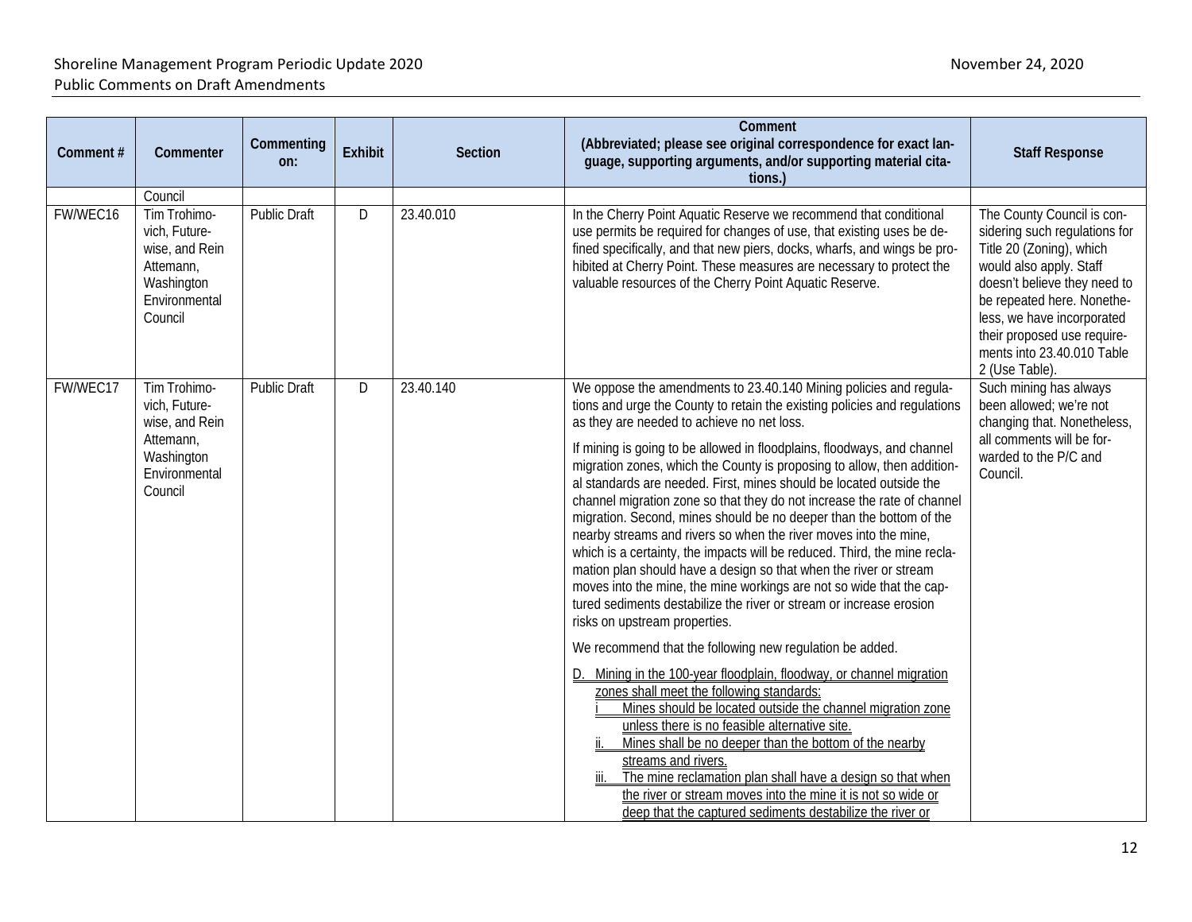| Comment # | Commenter | Commenting on: | Exhibit | Section | Comment (Abbreviated; please see original correspondence for exact language, supporting arguments, and/or supporting material citations.) | Staff Response |
|---|---|---|---|---|---|---|
| | Council | | | | | |
| FW/WEC16 | Tim Trohimovich, Futurewise, and Rein Attemann, Washington Environmental Council | Public Draft | D | 23.40.010 | In the Cherry Point Aquatic Reserve we recommend that conditional use permits be required for changes of use, that existing uses be defined specifically, and that new piers, docks, wharfs, and wings be prohibited at Cherry Point. These measures are necessary to protect the valuable resources of the Cherry Point Aquatic Reserve. | The County Council is considering such regulations for Title 20 (Zoning), which would also apply. Staff doesn't believe they need to be repeated here. Nonetheless, we have incorporated their proposed use requirements into 23.40.010 Table 2 (Use Table). |
| FW/WEC17 | Tim Trohimovich, Futurewise, and Rein Attemann, Washington Environmental Council | Public Draft | D | 23.40.140 | We oppose the amendments to 23.40.140 Mining policies and regulations and urge the County to retain the existing policies and regulations as they are needed to achieve no net loss.<br><br>If mining is going to be allowed in floodplains, floodways, and channel migration zones, which the County is proposing to allow, then additional standards are needed. First, mines should be located outside the channel migration zone so that they do not increase the rate of channel migration. Second, mines should be no deeper than the bottom of the nearby streams and rivers so when the river moves into the mine, which is a certainty, the impacts will be reduced. Third, the mine reclamation plan should have a design so that when the river or stream moves into the mine, the mine workings are not so wide that the captured sediments destabilize the river or stream or increase erosion risks on upstream properties.<br><br>We recommend that the following new regulation be added.<br><br><u>D. Mining in the 100-year floodplain, floodway, or channel migration zones shall meet the following standards:</u><br><u>i Mines should be located outside the channel migration zone unless there is no feasible alternative site.</u><br><u>ii. Mines shall be no deeper than the bottom of the nearby streams and rivers.</u><br><u>iii. The mine reclamation plan shall have a design so that when the river or stream moves into the mine it is not so wide or deep that the captured sediments destabilize the river or</u> | Such mining has always been allowed; we're not changing that. Nonetheless, all comments will be forwarded to the P/C and Council. |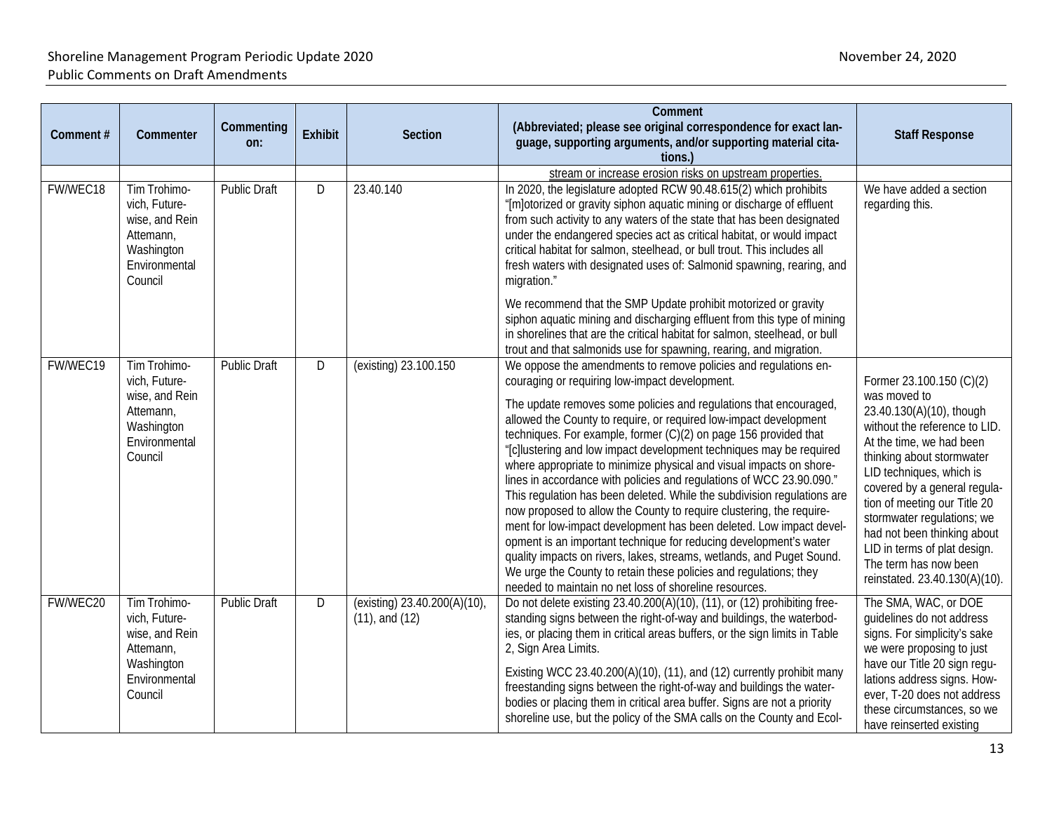| Comment # | Commenter | Commenting on: | Exhibit | Section | Comment (Abbreviated; please see original correspondence for exact language, supporting arguments, and/or supporting material citations.) | Staff Response |
|---|---|---|---|---|---|---|
| | | | | | stream or increase erosion risks on upstream properties. | |
| FW/WEC18 | Tim Trohimovich, Futurewise, and Rein Attemann, Washington Environmental Council | Public Draft | D | 23.40.140 | In 2020, the legislature adopted RCW 90.48.615(2) which prohibits "[m]otorized or gravity siphon aquatic mining or discharge of effluent from such activity to any waters of the state that has been designated under the endangered species act as critical habitat, or would impact critical habitat for salmon, steelhead, or bull trout. This includes all fresh waters with designated uses of: Salmonid spawning, rearing, and migration."<br><br>We recommend that the SMP Update prohibit motorized or gravity siphon aquatic mining and discharging effluent from this type of mining in shorelines that are the critical habitat for salmon, steelhead, or bull trout and that salmonids use for spawning, rearing, and migration. | We have added a section regarding this. |
| FW/WEC19 | Tim Trohimovich, Futurewise, and Rein Attemann, Washington Environmental Council | Public Draft | D | (existing) 23.100.150 | We oppose the amendments to remove policies and regulations encouraging or requiring low-impact development.<br><br>The update removes some policies and regulations that encouraged, allowed the County to require, or required low-impact development techniques. For example, former (C)(2) on page 156 provided that "[c]lustering and low impact development techniques may be required where appropriate to minimize physical and visual impacts on shorelines in accordance with policies and regulations of WCC 23.90.090." This regulation has been deleted. While the subdivision regulations are now proposed to allow the County to require clustering, the requirement for low-impact development has been deleted. Low impact development is an important technique for reducing development's water quality impacts on rivers, lakes, streams, wetlands, and Puget Sound. We urge the County to retain these policies and regulations; they needed to maintain no net loss of shoreline resources. | Former 23.100.150 (C)(2) was moved to 23.40.130(A)(10), though without the reference to LID. At the time, we had been thinking about stormwater LID techniques, which is covered by a general regulation of meeting our Title 20 stormwater regulations; we had not been thinking about LID in terms of plat design. The term has now been reinstated. 23.40.130(A)(10). |
| FW/WEC20 | Tim Trohimovich, Futurewise, and Rein Attemann, Washington Environmental Council | Public Draft | D | (existing) 23.40.200(A)(10), (11), and (12) | Do not delete existing 23.40.200(A)(10), (11), or (12) prohibiting freestanding signs between the right-of-way and buildings, the waterbodies, or placing them in critical areas buffers, or the sign limits in Table 2, Sign Area Limits.<br><br>Existing WCC 23.40.200(A)(10), (11), and (12) currently prohibit many freestanding signs between the right-of-way and buildings the waterbodies or placing them in critical area buffer. Signs are not a priority shoreline use, but the policy of the SMA calls on the County and Ecol- | The SMA, WAC, or DOE guidelines do not address signs. For simplicity's sake we were proposing to just have our Title 20 sign regulations address signs. However, T-20 does not address these circumstances, so we have reinserted existing |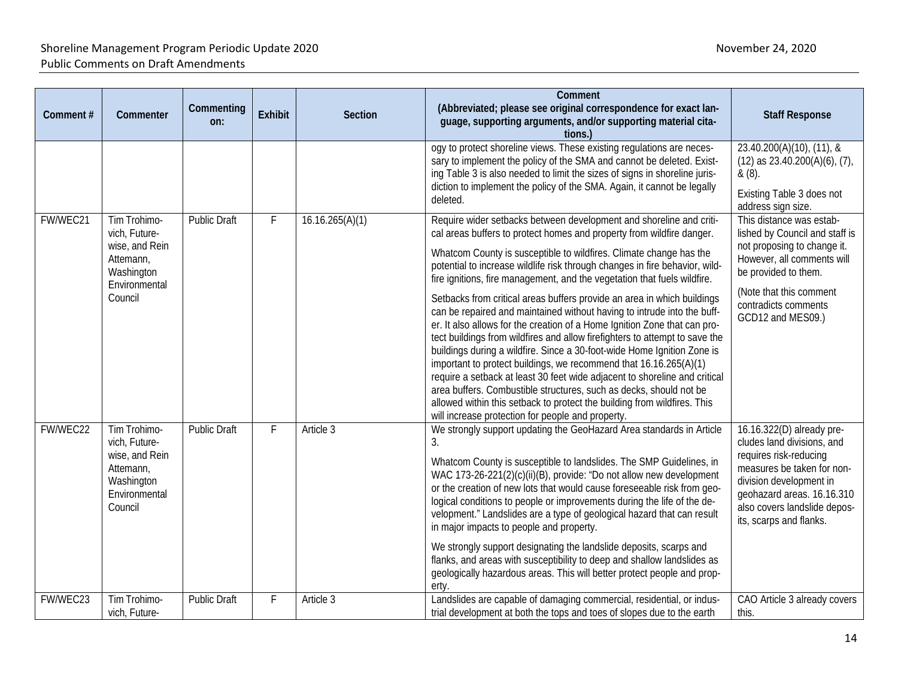| Comment # | Commenter | Commenting on: | Exhibit | Section | Comment (Abbreviated; please see original correspondence for exact language, supporting arguments, and/or supporting material citations.) | Staff Response |
| --- | --- | --- | --- | --- | --- | --- |
| | | | | | ogy to protect shoreline views. These existing regulations are necessary to implement the policy of the SMA and cannot be deleted. Existing Table 3 is also needed to limit the sizes of signs in shoreline jurisdiction to implement the policy of the SMA. Again, it cannot be legally deleted. | 23.40.200(A)(10), (11), & (12) as 23.40.200(A)(6), (7), & (8).<br><br>Existing Table 3 does not address sign size. |
| FW/WEC21 | Tim Trohimovich, Futurewise, and Rein Attemann, Washington Environmental Council | Public Draft | F | 16.16.265(A)(1) | Require wider setbacks between development and shoreline and critical areas buffers to protect homes and property from wildfire danger.<br><br>Whatcom County is susceptible to wildfires. Climate change has the potential to increase wildlife risk through changes in fire behavior, wildfire ignitions, fire management, and the vegetation that fuels wildfire.<br><br>Setbacks from critical areas buffers provide an area in which buildings can be repaired and maintained without having to intrude into the buffer. It also allows for the creation of a Home Ignition Zone that can protect buildings from wildfires and allow firefighters to attempt to save the buildings during a wildfire. Since a 30-foot-wide Home Ignition Zone is important to protect buildings, we recommend that 16.16.265(A)(1) require a setback at least 30 feet wide adjacent to shoreline and critical area buffers. Combustible structures, such as decks, should not be allowed within this setback to protect the building from wildfires. This will increase protection for people and property. | This distance was established by Council and staff is not proposing to change it. However, all comments will be provided to them.<br><br>(Note that this comment contradicts comments GCD12 and MES09.) |
| FW/WEC22 | Tim Trohimovich, Futurewise, and Rein Attemann, Washington Environmental Council | Public Draft | F | Article 3 | We strongly support updating the GeoHazard Area standards in Article 3.<br><br>Whatcom County is susceptible to landslides. The SMP Guidelines, in WAC 173-26-221(2)(c)(ii)(B), provide: "Do not allow new development or the creation of new lots that would cause foreseeable risk from geological conditions to people or improvements during the life of the development." Landslides are a type of geological hazard that can result in major impacts to people and property.<br><br>We strongly support designating the landslide deposits, scarps and flanks, and areas with susceptibility to deep and shallow landslides as geologically hazardous areas. This will better protect people and property. | 16.16.322(D) already precludes land divisions, and requires risk-reducing measures be taken for non-division development in geohazard areas. 16.16.310 also covers landslide deposits, scarps and flanks. |
| FW/WEC23 | Tim Trohimovich, Future- | Public Draft | F | Article 3 | Landslides are capable of damaging commercial, residential, or industrial development at both the tops and toes of slopes due to the earth | CAO Article 3 already covers this. |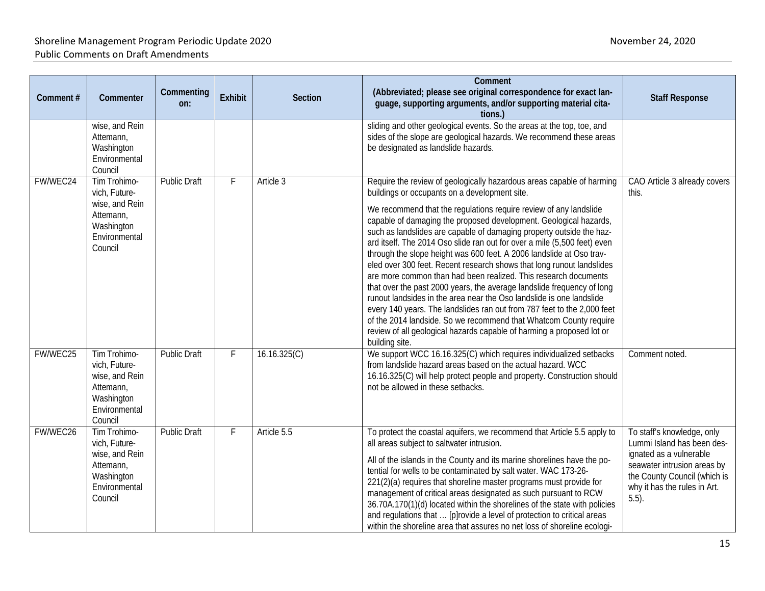| Comment # | Commenter | Commenting on: | Exhibit | Section | Comment (Abbreviated; please see original correspondence for exact language, supporting arguments, and/or supporting material citations.) | Staff Response |
|---|---|---|---|---|---|---|
| | wise, and Rein Attemann, Washington Environmental Council | | | | sliding and other geological events. So the areas at the top, toe, and sides of the slope are geological hazards. We recommend these areas be designated as landslide hazards. | |
| FW/WEC24 | Tim Trohimovich, Futurewise, and Rein Attemann, Washington Environmental Council | Public Draft | F | Article 3 | Require the review of geologically hazardous areas capable of harming buildings or occupants on a development site.<br><br>We recommend that the regulations require review of any landslide capable of damaging the proposed development. Geological hazards, such as landslides are capable of damaging property outside the hazard itself. The 2014 Oso slide ran out for over a mile (5,500 feet) even through the slope height was 600 feet. A 2006 landslide at Oso traveled over 300 feet. Recent research shows that long runout landslides are more common than had been realized. This research documents that over the past 2000 years, the average landslide frequency of long runout landsides in the area near the Oso landslide is one landslide every 140 years. The landslides ran out from 787 feet to the 2,000 feet of the 2014 landslide. So we recommend that Whatcom County require review of all geological hazards capable of harming a proposed lot or building site. | CAO Article 3 already covers this. |
| FW/WEC25 | Tim Trohimovich, Futurewise, and Rein Attemann, Washington Environmental Council | Public Draft | F | 16.16.325(C) | We support WCC 16.16.325(C) which requires individualized setbacks from landslide hazard areas based on the actual hazard. WCC 16.16.325(C) will help protect people and property. Construction should not be allowed in these setbacks. | Comment noted. |
| FW/WEC26 | Tim Trohimovich, Futurewise, and Rein Attemann, Washington Environmental Council | Public Draft | F | Article 5.5 | To protect the coastal aquifers, we recommend that Article 5.5 apply to all areas subject to saltwater intrusion.<br><br>All of the islands in the County and its marine shorelines have the potential for wells to be contaminated by salt water. WAC 173-26-221(2)(a) requires that shoreline master programs must provide for management of critical areas designated as such pursuant to RCW 36.70A.170(1)(d) located within the shorelines of the state with policies and regulations that … [p]rovide a level of protection to critical areas within the shoreline area that assures no net loss of shoreline ecologi- | To staff's knowledge, only Lummi Island has been designated as a vulnerable seawater intrusion areas by the County Council (which is why it has the rules in Art. 5.5). |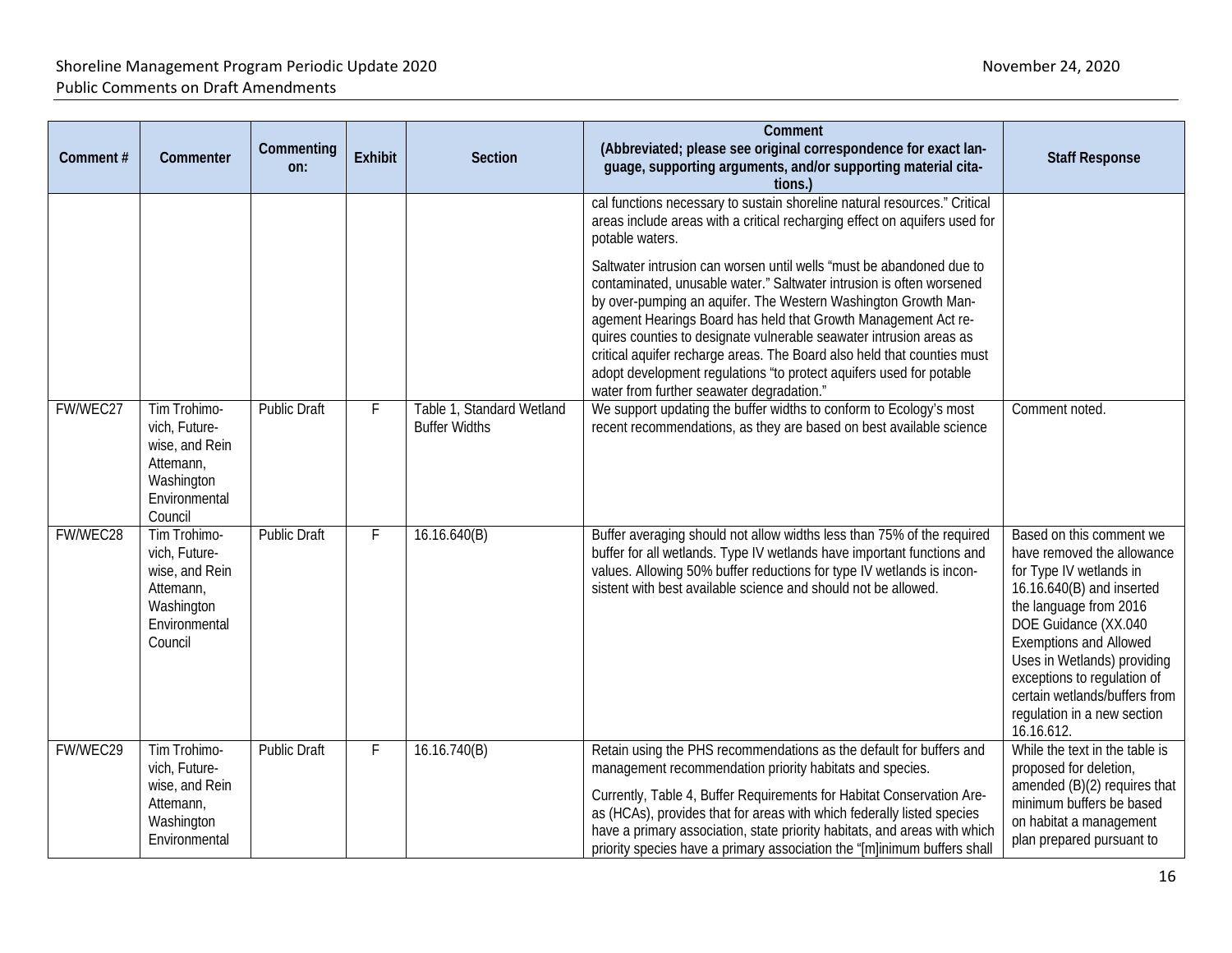| Comment # | Commenter | Commenting on: | Exhibit | Section | Comment (Abbreviated; please see original correspondence for exact language, supporting arguments, and/or supporting material citations.) | Staff Response |
|---|---|---|---|---|---|---|
| | | | | | cal functions necessary to sustain shoreline natural resources." Critical areas include areas with a critical recharging effect on aquifers used for potable waters.<br><br>Saltwater intrusion can worsen until wells "must be abandoned due to contaminated, unusable water." Saltwater intrusion is often worsened by over-pumping an aquifer. The Western Washington Growth Management Hearings Board has held that Growth Management Act requires counties to designate vulnerable seawater intrusion areas as critical aquifer recharge areas. The Board also held that counties must adopt development regulations "to protect aquifers used for potable water from further seawater degradation." | |
| FW/WEC27 | Tim Trohimovich, Futurewise, and Rein Attemann, Washington Environmental Council | Public Draft | F | Table 1, Standard Wetland Buffer Widths | We support updating the buffer widths to conform to Ecology's most recent recommendations, as they are based on best available science | Comment noted. |
| FW/WEC28 | Tim Trohimovich, Futurewise, and Rein Attemann, Washington Environmental Council | Public Draft | F | 16.16.640(B) | Buffer averaging should not allow widths less than 75% of the required buffer for all wetlands. Type IV wetlands have important functions and values. Allowing 50% buffer reductions for type IV wetlands is inconsistent with best available science and should not be allowed. | Based on this comment we have removed the allowance for Type IV wetlands in 16.16.640(B) and inserted the language from 2016 DOE Guidance (XX.040 Exemptions and Allowed Uses in Wetlands) providing exceptions to regulation of certain wetlands/buffers from regulation in a new section 16.16.612. |
| FW/WEC29 | Tim Trohimovich, Futurewise, and Rein Attemann, Washington Environmental | Public Draft | F | 16.16.740(B) | Retain using the PHS recommendations as the default for buffers and management recommendation priority habitats and species.<br><br>Currently, Table 4, Buffer Requirements for Habitat Conservation Areas (HCAs), provides that for areas with which federally listed species have a primary association, state priority habitats, and areas with which priority species have a primary association the "[m]inimum buffers shall | While the text in the table is proposed for deletion, amended (B)(2) requires that minimum buffers be based on habitat a management plan prepared pursuant to |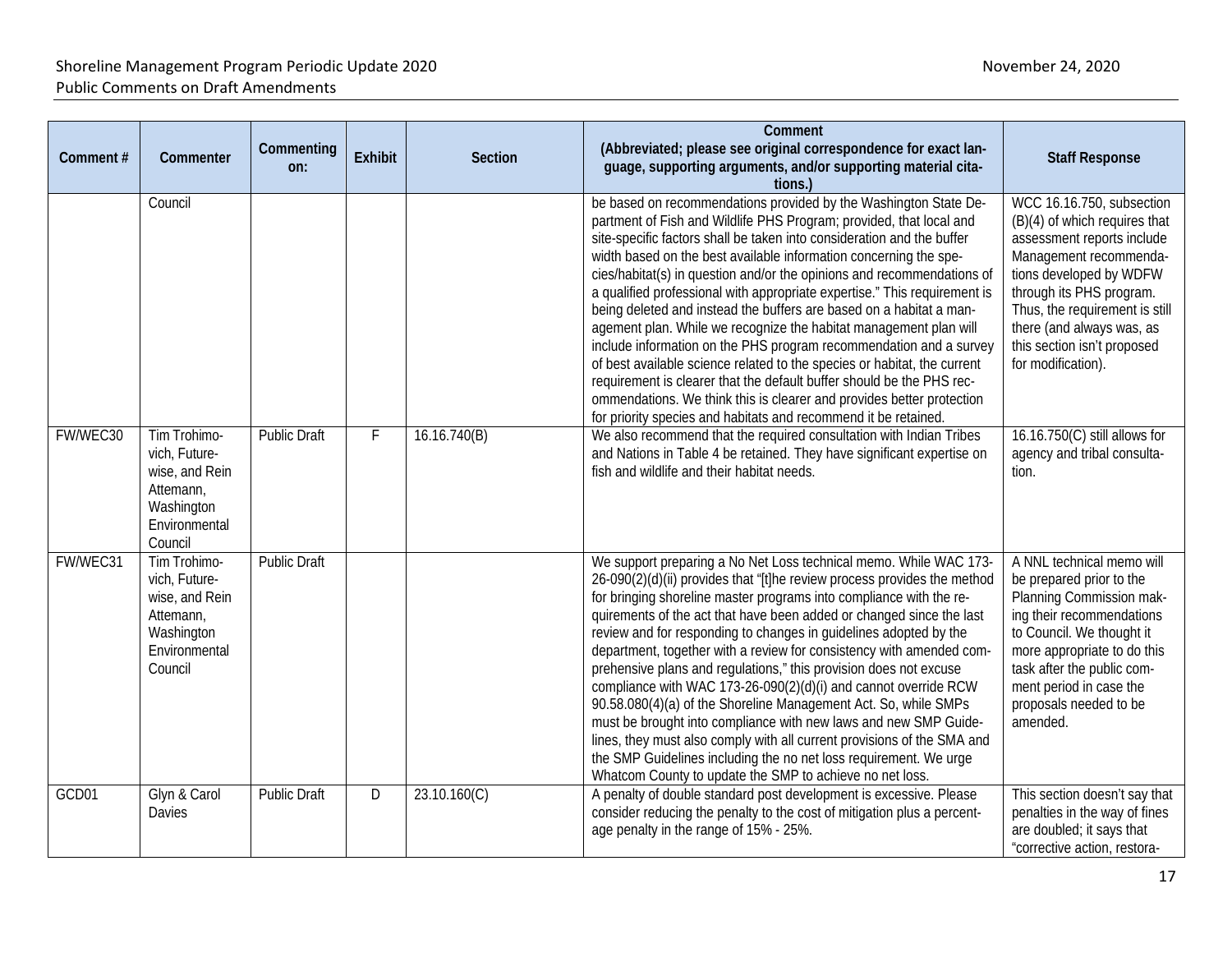| Comment # | Commenter | Commenting on: | Exhibit | Section | Comment (Abbreviated; please see original correspondence for exact language, supporting arguments, and/or supporting material citations.) | Staff Response |
|---|---|---|---|---|---|---|
| | Council | | | | be based on recommendations provided by the Washington State Department of Fish and Wildlife PHS Program; provided, that local and site-specific factors shall be taken into consideration and the buffer width based on the best available information concerning the species/habitat(s) in question and/or the opinions and recommendations of a qualified professional with appropriate expertise." This requirement is being deleted and instead the buffers are based on a habitat a management plan. While we recognize the habitat management plan will include information on the PHS program recommendation and a survey of best available science related to the species or habitat, the current requirement is clearer that the default buffer should be the PHS recommendations. We think this is clearer and provides better protection for priority species and habitats and recommend it be retained. | WCC 16.16.750, subsection (B)(4) of which requires that assessment reports include Management recommendations developed by WDFW through its PHS program. Thus, the requirement is still there (and always was, as this section isn't proposed for modification). |
| FW/WEC30 | Tim Trohimovich, Futurewise, and Rein Attemann, Washington Environmental Council | Public Draft | F | 16.16.740(B) | We also recommend that the required consultation with Indian Tribes and Nations in Table 4 be retained. They have significant expertise on fish and wildlife and their habitat needs. | 16.16.750(C) still allows for agency and tribal consultation. |
| FW/WEC31 | Tim Trohimovich, Futurewise, and Rein Attemann, Washington Environmental Council | Public Draft | | | We support preparing a No Net Loss technical memo. While WAC 173-26-090(2)(d)(ii) provides that "[t]he review process provides the method for bringing shoreline master programs into compliance with the requirements of the act that have been added or changed since the last review and for responding to changes in guidelines adopted by the department, together with a review for consistency with amended comprehensive plans and regulations," this provision does not excuse compliance with WAC 173-26-090(2)(d)(i) and cannot override RCW 90.58.080(4)(a) of the Shoreline Management Act. So, while SMPs must be brought into compliance with new laws and new SMP Guidelines, they must also comply with all current provisions of the SMA and the SMP Guidelines including the no net loss requirement. We urge Whatcom County to update the SMP to achieve no net loss. | A NNL technical memo will be prepared prior to the Planning Commission making their recommendations to Council. We thought it more appropriate to do this task after the public comment period in case the proposals needed to be amended. |
| GCD01 | Glyn & Carol Davies | Public Draft | D | 23.10.160(C) | A penalty of double standard post development is excessive. Please consider reducing the penalty to the cost of mitigation plus a percentage penalty in the range of 15% - 25%. | This section doesn't say that penalties in the way of fines are doubled; it says that "corrective action, restora- |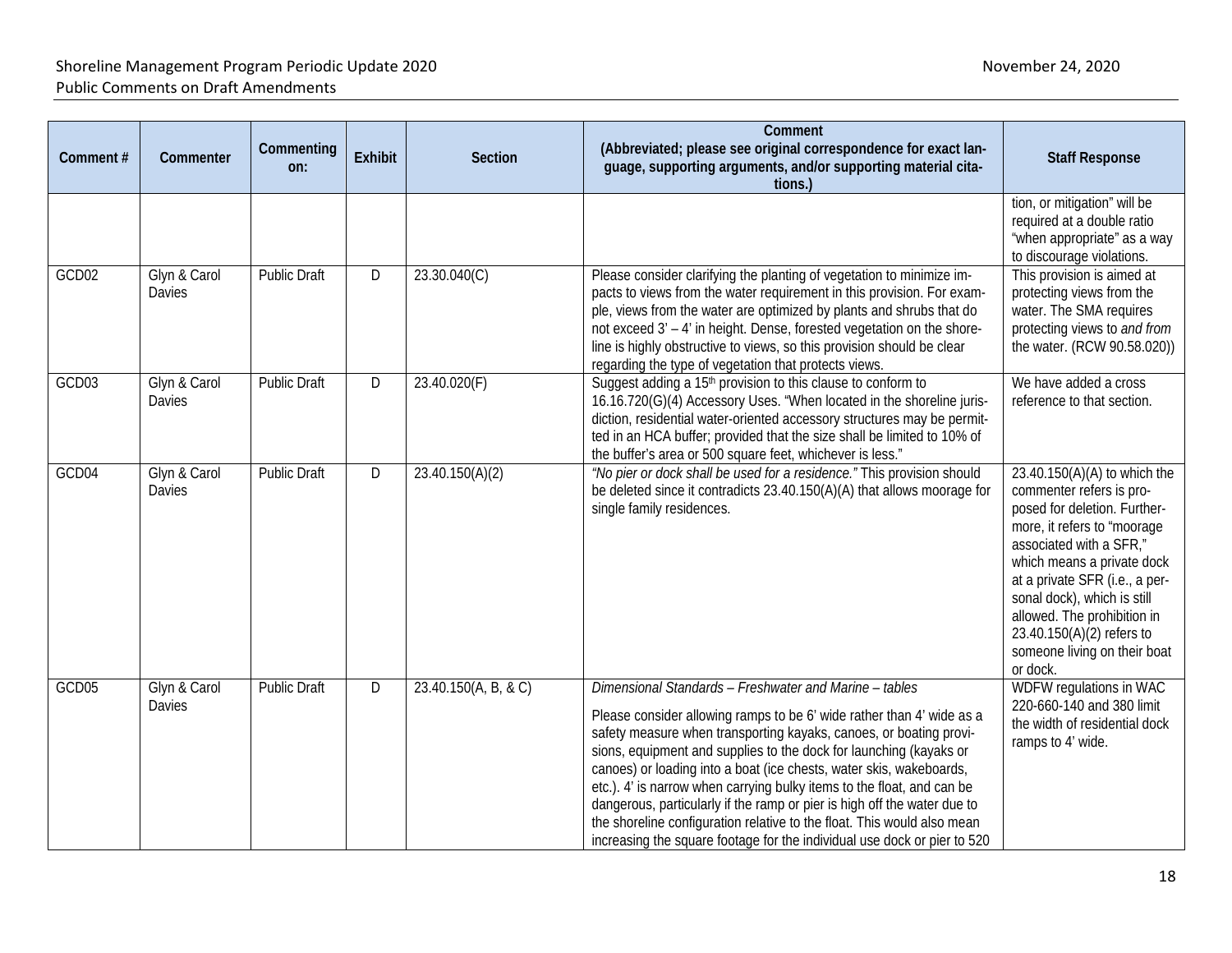| Comment # | Commenter | Commenting on: | Exhibit | Section | Comment (Abbreviated; please see original correspondence for exact language, supporting arguments, and/or supporting material citations.) | Staff Response |
|---|---|---|---|---|---|---|
| | | | | | | tion, or mitigation" will be required at a double ratio "when appropriate" as a way to discourage violations. |
| GCD02 | Glyn & Carol Davies | Public Draft | D | 23.30.040(C) | Please consider clarifying the planting of vegetation to minimize impacts to views from the water requirement in this provision. For example, views from the water are optimized by plants and shrubs that do not exceed 3' – 4' in height. Dense, forested vegetation on the shoreline is highly obstructive to views, so this provision should be clear regarding the type of vegetation that protects views. | This provision is aimed at protecting views from the water. The SMA requires protecting views to *and from* the water. (RCW 90.58.020)) |
| GCD03 | Glyn & Carol Davies | Public Draft | D | 23.40.020(F) | Suggest adding a 15th provision to this clause to conform to 16.16.720(G)(4) Accessory Uses. "When located in the shoreline jurisdiction, residential water-oriented accessory structures may be permitted in an HCA buffer; provided that the size shall be limited to 10% of the buffer's area or 500 square feet, whichever is less." | We have added a cross reference to that section. |
| GCD04 | Glyn & Carol Davies | Public Draft | D | 23.40.150(A)(2) | *"No pier or dock shall be used for a residence."* This provision should be deleted since it contradicts 23.40.150(A)(A) that allows moorage for single family residences. | 23.40.150(A)(A) to which the commenter refers is proposed for deletion. Furthermore, it refers to "moorage associated with a SFR," which means a private dock at a private SFR (i.e., a personal dock), which is still allowed. The prohibition in 23.40.150(A)(2) refers to someone living on their boat or dock. |
| GCD05 | Glyn & Carol Davies | Public Draft | D | 23.40.150(A, B, & C) | *Dimensional Standards – Freshwater and Marine – tables*<br><br>Please consider allowing ramps to be 6' wide rather than 4' wide as a safety measure when transporting kayaks, canoes, or boating provisions, equipment and supplies to the dock for launching (kayaks or canoes) or loading into a boat (ice chests, water skis, wakeboards, etc.). 4' is narrow when carrying bulky items to the float, and can be dangerous, particularly if the ramp or pier is high off the water due to the shoreline configuration relative to the float. This would also mean increasing the square footage for the individual use dock or pier to 520 | WDFW regulations in WAC 220-660-140 and 380 limit the width of residential dock ramps to 4' wide. |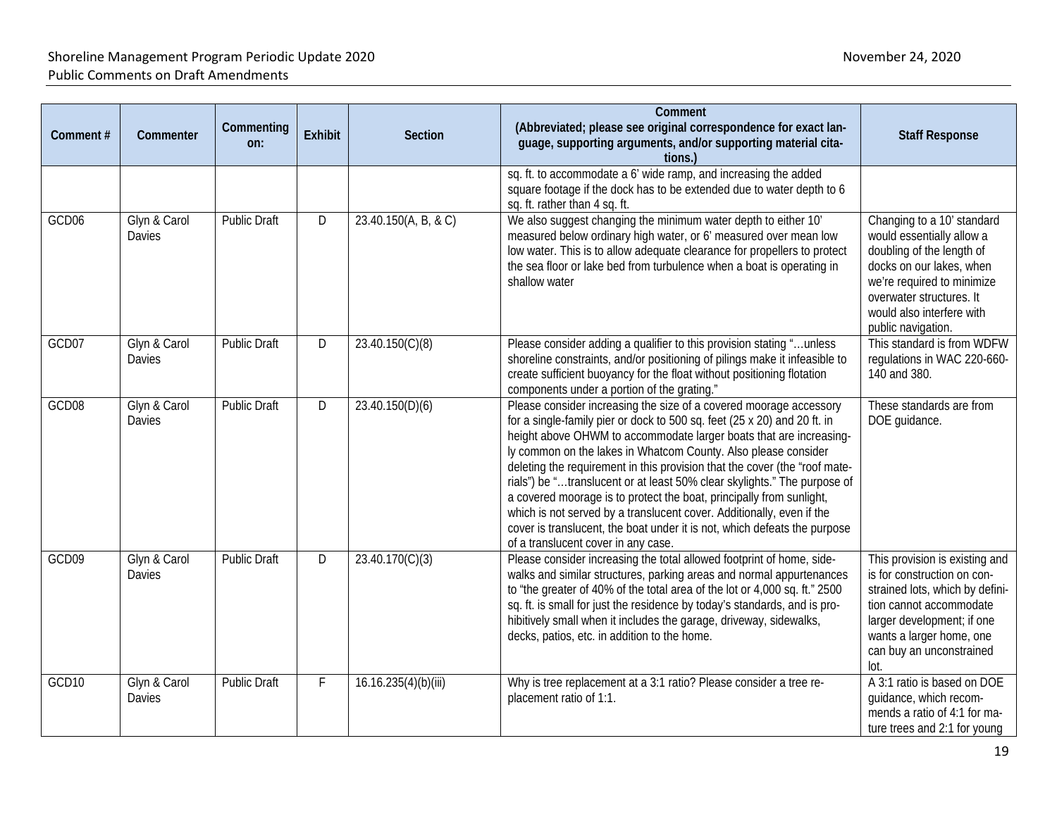| Comment # | Commenter | Commenting on: | Exhibit | Section | Comment (Abbreviated; please see original correspondence for exact language, supporting arguments, and/or supporting material citations.) | Staff Response |
|---|---|---|---|---|---|---|
| | | | | | sq. ft. to accommodate a 6' wide ramp, and increasing the added square footage if the dock has to be extended due to water depth to 6 sq. ft. rather than 4 sq. ft. | |
| GCD06 | Glyn & Carol Davies | Public Draft | D | 23.40.150(A, B, & C) | We also suggest changing the minimum water depth to either 10' measured below ordinary high water, or 6' measured over mean low low water. This is to allow adequate clearance for propellers to protect the sea floor or lake bed from turbulence when a boat is operating in shallow water | Changing to a 10' standard would essentially allow a doubling of the length of docks on our lakes, when we're required to minimize overwater structures. It would also interfere with public navigation. |
| GCD07 | Glyn & Carol Davies | Public Draft | D | 23.40.150(C)(8) | Please consider adding a qualifier to this provision stating "…unless shoreline constraints, and/or positioning of pilings make it infeasible to create sufficient buoyancy for the float without positioning flotation components under a portion of the grating." | This standard is from WDFW regulations in WAC 220-660-140 and 380. |
| GCD08 | Glyn & Carol Davies | Public Draft | D | 23.40.150(D)(6) | Please consider increasing the size of a covered moorage accessory for a single-family pier or dock to 500 sq. feet (25 x 20) and 20 ft. in height above OHWM to accommodate larger boats that are increasingly common on the lakes in Whatcom County. Also please consider deleting the requirement in this provision that the cover (the "roof materials") be "…translucent or at least 50% clear skylights." The purpose of a covered moorage is to protect the boat, principally from sunlight, which is not served by a translucent cover. Additionally, even if the cover is translucent, the boat under it is not, which defeats the purpose of a translucent cover in any case. | These standards are from DOE guidance. |
| GCD09 | Glyn & Carol Davies | Public Draft | D | 23.40.170(C)(3) | Please consider increasing the total allowed footprint of home, sidewalks and similar structures, parking areas and normal appurtenances to "the greater of 40% of the total area of the lot or 4,000 sq. ft." 2500 sq. ft. is small for just the residence by today's standards, and is prohibitively small when it includes the garage, driveway, sidewalks, decks, patios, etc. in addition to the home. | This provision is existing and is for construction on constrained lots, which by definition cannot accommodate larger development; if one wants a larger home, one can buy an unconstrained lot. |
| GCD10 | Glyn & Carol Davies | Public Draft | F | 16.16.235(4)(b)(iii) | Why is tree replacement at a 3:1 ratio? Please consider a tree replacement ratio of 1:1. | A 3:1 ratio is based on DOE guidance, which recommends a ratio of 4:1 for mature trees and 2:1 for young |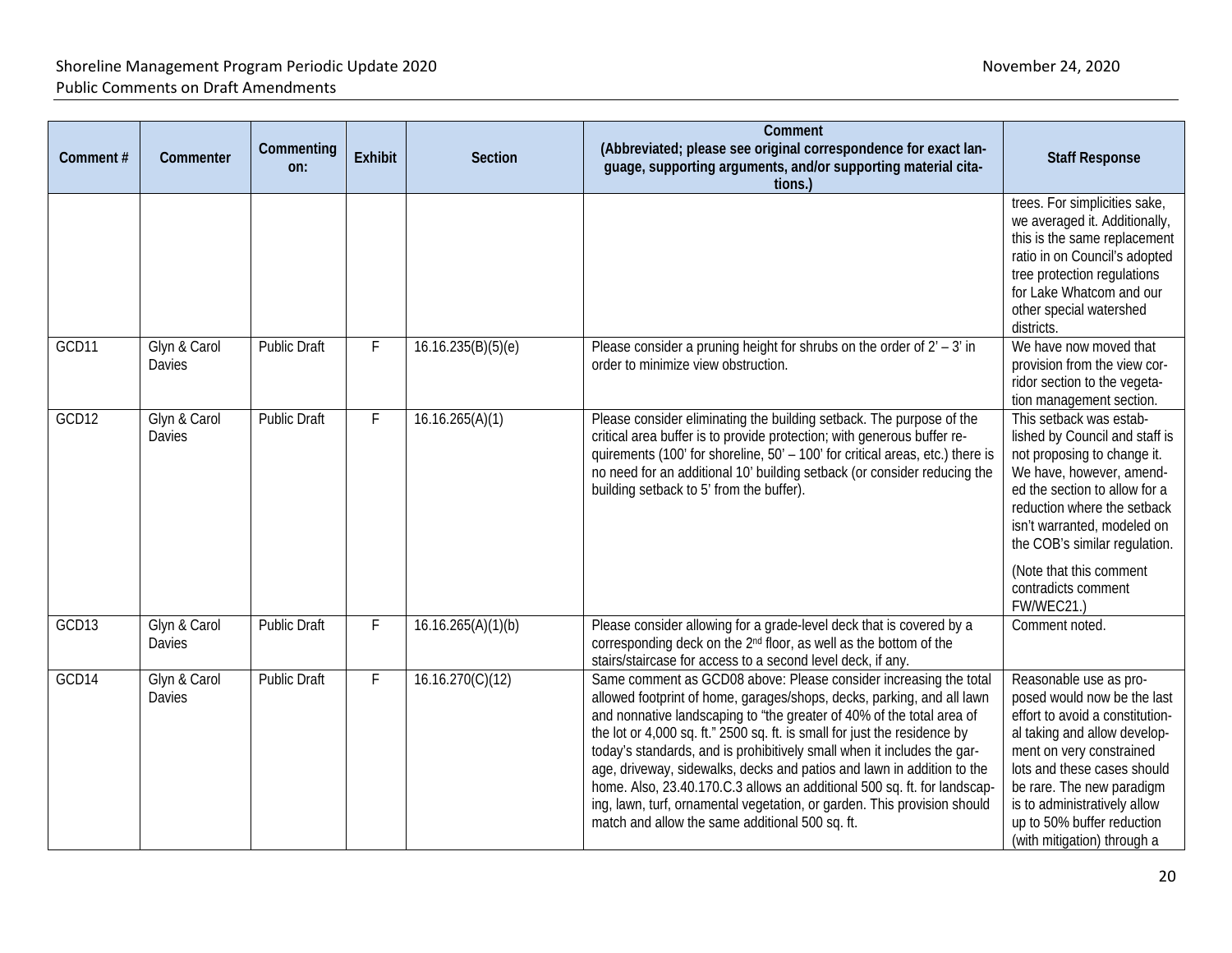| Comment # | Commenter | Commenting on: | Exhibit | Section | Comment (Abbreviated; please see original correspondence for exact language, supporting arguments, and/or supporting material citations.) | Staff Response |
|---|---|---|---|---|---|---|
| | | | | | | trees. For simplicities sake, we averaged it. Additionally, this is the same replacement ratio in on Council's adopted tree protection regulations for Lake Whatcom and our other special watershed districts. |
| GCD11 | Glyn & Carol Davies | Public Draft | F | 16.16.235(B)(5)(e) | Please consider a pruning height for shrubs on the order of 2' – 3' in order to minimize view obstruction. | We have now moved that provision from the view corridor section to the vegetation management section. |
| GCD12 | Glyn & Carol Davies | Public Draft | F | 16.16.265(A)(1) | Please consider eliminating the building setback. The purpose of the critical area buffer is to provide protection; with generous buffer requirements (100' for shoreline, 50' – 100' for critical areas, etc.) there is no need for an additional 10' building setback (or consider reducing the building setback to 5' from the buffer). | This setback was established by Council and staff is not proposing to change it. We have, however, amended the section to allow for a reduction where the setback isn't warranted, modeled on the COB's similar regulation.<br><br>(Note that this comment contradicts comment FW/WEC21.) |
| GCD13 | Glyn & Carol Davies | Public Draft | F | 16.16.265(A)(1)(b) | Please consider allowing for a grade-level deck that is covered by a corresponding deck on the 2nd floor, as well as the bottom of the stairs/staircase for access to a second level deck, if any. | Comment noted. |
| GCD14 | Glyn & Carol Davies | Public Draft | F | 16.16.270(C)(12) | Same comment as GCD08 above: Please consider increasing the total allowed footprint of home, garages/shops, decks, parking, and all lawn and nonnative landscaping to "the greater of 40% of the total area of the lot or 4,000 sq. ft." 2500 sq. ft. is small for just the residence by today's standards, and is prohibitively small when it includes the garage, driveway, sidewalks, decks and patios and lawn in addition to the home. Also, 23.40.170.C.3 allows an additional 500 sq. ft. for landscaping, lawn, turf, ornamental vegetation, or garden. This provision should match and allow the same additional 500 sq. ft. | Reasonable use as proposed would now be the last effort to avoid a constitutional taking and allow development on very constrained lots and these cases should be rare. The new paradigm is to administratively allow up to 50% buffer reduction (with mitigation) through a |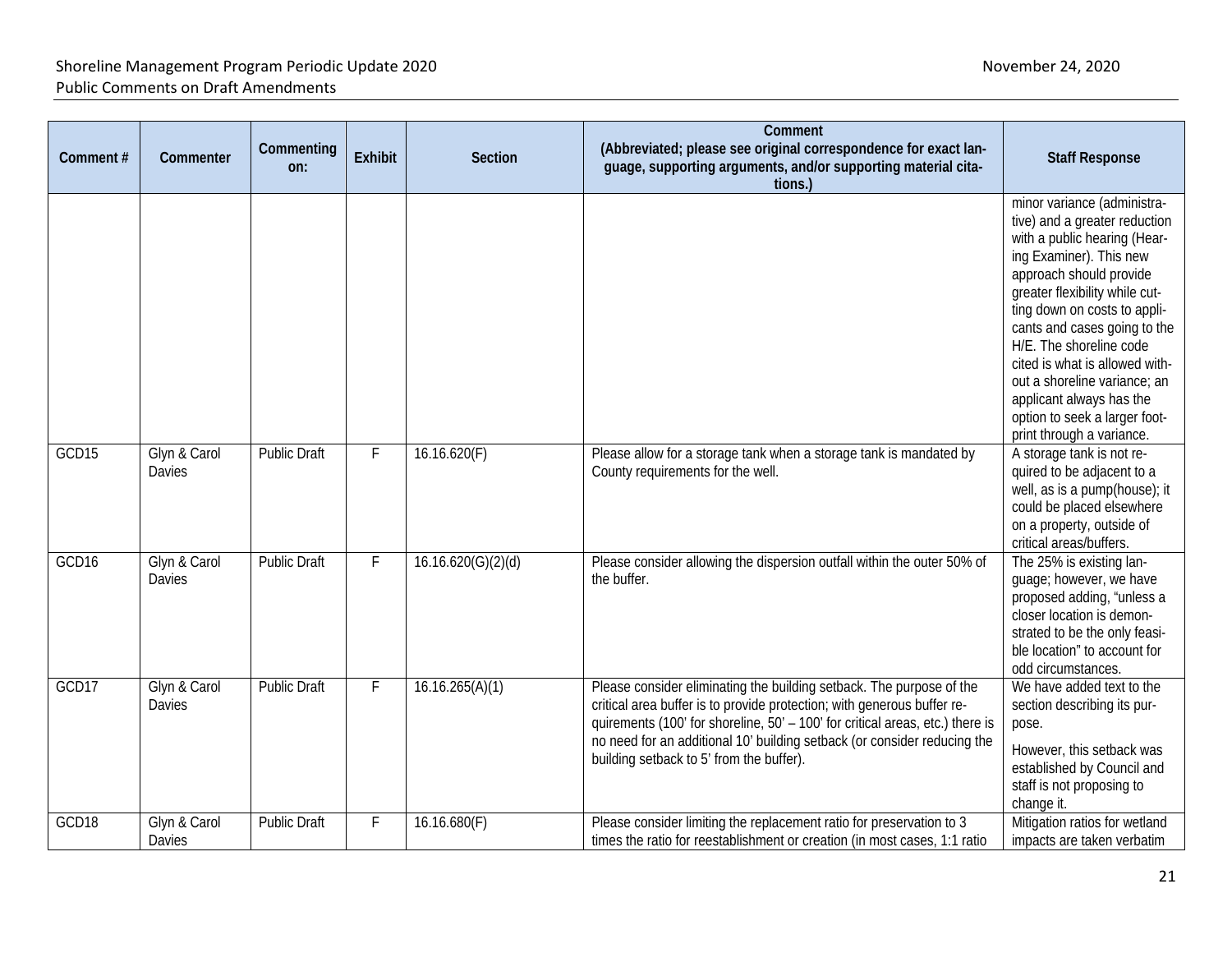| Comment # | Commenter | Commenting on: | Exhibit | Section | Comment (Abbreviated; please see original correspondence for exact language, supporting arguments, and/or supporting material citations.) | Staff Response |
|---|---|---|---|---|---|---|
| | | | | | | minor variance (administrative) and a greater reduction with a public hearing (Hearing Examiner). This new approach should provide greater flexibility while cutting down on costs to applicants and cases going to the H/E. The shoreline code cited is what is allowed without a shoreline variance; an applicant always has the option to seek a larger footprint through a variance. |
| GCD15 | Glyn & Carol Davies | Public Draft | F | 16.16.620(F) | Please allow for a storage tank when a storage tank is mandated by County requirements for the well. | A storage tank is not required to be adjacent to a well, as is a pump(house); it could be placed elsewhere on a property, outside of critical areas/buffers. |
| GCD16 | Glyn & Carol Davies | Public Draft | F | 16.16.620(G)(2)(d) | Please consider allowing the dispersion outfall within the outer 50% of the buffer. | The 25% is existing language; however, we have proposed adding, "unless a closer location is demonstrated to be the only feasible location" to account for odd circumstances. |
| GCD17 | Glyn & Carol Davies | Public Draft | F | 16.16.265(A)(1) | Please consider eliminating the building setback. The purpose of the critical area buffer is to provide protection; with generous buffer requirements (100' for shoreline, 50' – 100' for critical areas, etc.) there is no need for an additional 10' building setback (or consider reducing the building setback to 5' from the buffer). | We have added text to the section describing its purpose.<br><br>However, this setback was established by Council and staff is not proposing to change it. |
| GCD18 | Glyn & Carol Davies | Public Draft | F | 16.16.680(F) | Please consider limiting the replacement ratio for preservation to 3 times the ratio for reestablishment or creation (in most cases, 1:1 ratio | Mitigation ratios for wetland impacts are taken verbatim |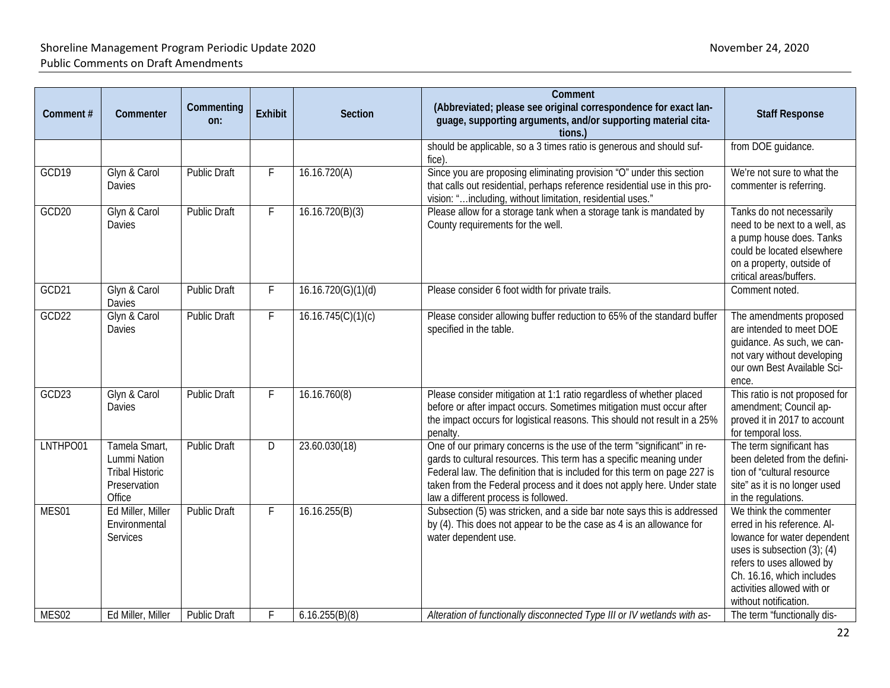| Comment # | Commenter | Commenting on: | Exhibit | Section | Comment (Abbreviated; please see original correspondence for exact language, supporting arguments, and/or supporting material citations.) | Staff Response |
|---|---|---|---|---|---|---|
| | | | | | should be applicable, so a 3 times ratio is generous and should suffice). | from DOE guidance. |
| GCD19 | Glyn & Carol Davies | Public Draft | F | 16.16.720(A) | Since you are proposing eliminating provision "O" under this section that calls out residential, perhaps reference residential use in this provision: "…including, without limitation, residential uses." | We're not sure to what the commenter is referring. |
| GCD20 | Glyn & Carol Davies | Public Draft | F | 16.16.720(B)(3) | Please allow for a storage tank when a storage tank is mandated by County requirements for the well. | Tanks do not necessarily need to be next to a well, as a pump house does. Tanks could be located elsewhere on a property, outside of critical areas/buffers. |
| GCD21 | Glyn & Carol Davies | Public Draft | F | 16.16.720(G)(1)(d) | Please consider 6 foot width for private trails. | Comment noted. |
| GCD22 | Glyn & Carol Davies | Public Draft | F | 16.16.745(C)(1)(c) | Please consider allowing buffer reduction to 65% of the standard buffer specified in the table. | The amendments proposed are intended to meet DOE guidance. As such, we cannot vary without developing our own Best Available Science. |
| GCD23 | Glyn & Carol Davies | Public Draft | F | 16.16.760(8) | Please consider mitigation at 1:1 ratio regardless of whether placed before or after impact occurs. Sometimes mitigation must occur after the impact occurs for logistical reasons. This should not result in a 25% penalty. | This ratio is not proposed for amendment; Council approved it in 2017 to account for temporal loss. |
| LNTHPO01 | Tamela Smart, Lummi Nation Tribal Historic Preservation Office | Public Draft | D | 23.60.030(18) | One of our primary concerns is the use of the term "significant" in regards to cultural resources. This term has a specific meaning under Federal law. The definition that is included for this term on page 227 is taken from the Federal process and it does not apply here. Under state law a different process is followed. | The term significant has been deleted from the definition of "cultural resource site" as it is no longer used in the regulations. |
| MES01 | Ed Miller, Miller Environmental Services | Public Draft | F | 16.16.255(B) | Subsection (5) was stricken, and a side bar note says this is addressed by (4). This does not appear to be the case as 4 is an allowance for water dependent use. | We think the commenter erred in his reference. Allowance for water dependent uses is subsection (3); (4) refers to uses allowed by Ch. 16.16, which includes activities allowed with or without notification. |
| MES02 | Ed Miller, Miller | Public Draft | F | 6.16.255(B)(8) | *Alteration of functionally disconnected Type III or IV wetlands with as-* | The term "functionally dis- |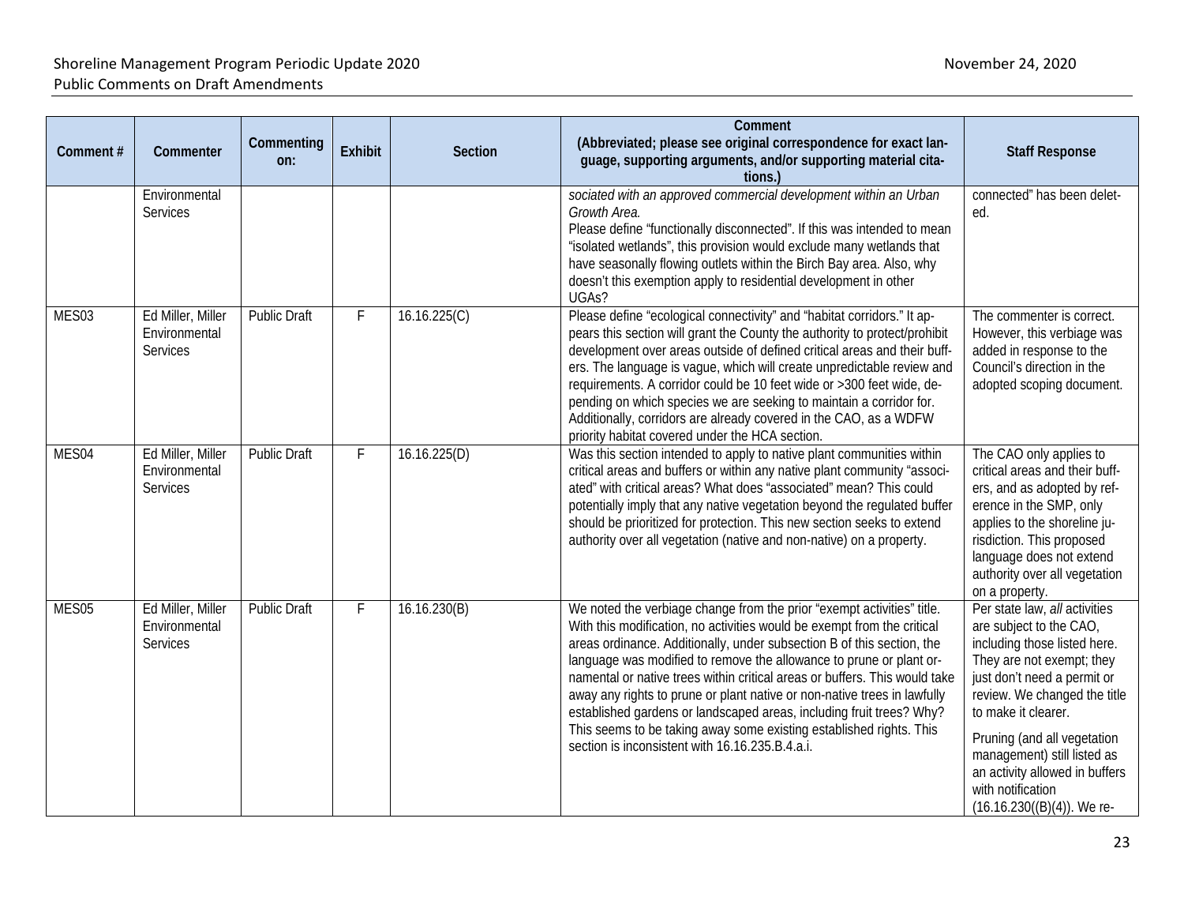| Comment # | Commenter | Commenting on: | Exhibit | Section | Comment (Abbreviated; please see original correspondence for exact language, supporting arguments, and/or supporting material citations.) | Staff Response |
|---|---|---|---|---|---|---|
| | Environmental Services | | | | *sociated with an approved commercial development within an Urban Growth Area.* Please define "functionally disconnected". If this was intended to mean "isolated wetlands", this provision would exclude many wetlands that have seasonally flowing outlets within the Birch Bay area. Also, why doesn't this exemption apply to residential development in other UGAs? | connected" has been deleted. |
| MES03 | Ed Miller, Miller Environmental Services | Public Draft | F | 16.16.225(C) | Please define "ecological connectivity" and "habitat corridors." It appears this section will grant the County the authority to protect/prohibit development over areas outside of defined critical areas and their buffers. The language is vague, which will create unpredictable review and requirements. A corridor could be 10 feet wide or >300 feet wide, depending on which species we are seeking to maintain a corridor for. Additionally, corridors are already covered in the CAO, as a WDFW priority habitat covered under the HCA section. | The commenter is correct. However, this verbiage was added in response to the Council's direction in the adopted scoping document. |
| MES04 | Ed Miller, Miller Environmental Services | Public Draft | F | 16.16.225(D) | Was this section intended to apply to native plant communities within critical areas and buffers or within any native plant community "associated" with critical areas? What does "associated" mean? This could potentially imply that any native vegetation beyond the regulated buffer should be prioritized for protection. This new section seeks to extend authority over all vegetation (native and non-native) on a property. | The CAO only applies to critical areas and their buffers, and as adopted by reference in the SMP, only applies to the shoreline jurisdiction. This proposed language does not extend authority over all vegetation on a property. |
| MES05 | Ed Miller, Miller Environmental Services | Public Draft | F | 16.16.230(B) | We noted the verbiage change from the prior "exempt activities" title. With this modification, no activities would be exempt from the critical areas ordinance. Additionally, under subsection B of this section, the language was modified to remove the allowance to prune or plant ornamental or native trees within critical areas or buffers. This would take away any rights to prune or plant native or non-native trees in lawfully established gardens or landscaped areas, including fruit trees? Why? This seems to be taking away some existing established rights. This section is inconsistent with 16.16.235.B.4.a.i. | Per state law, *all* activities are subject to the CAO, including those listed here. They are not exempt; they just don't need a permit or review. We changed the title to make it clearer.<br><br>Pruning (and all vegetation management) still listed as an activity allowed in buffers with notification (16.16.230((B)(4)). We re- |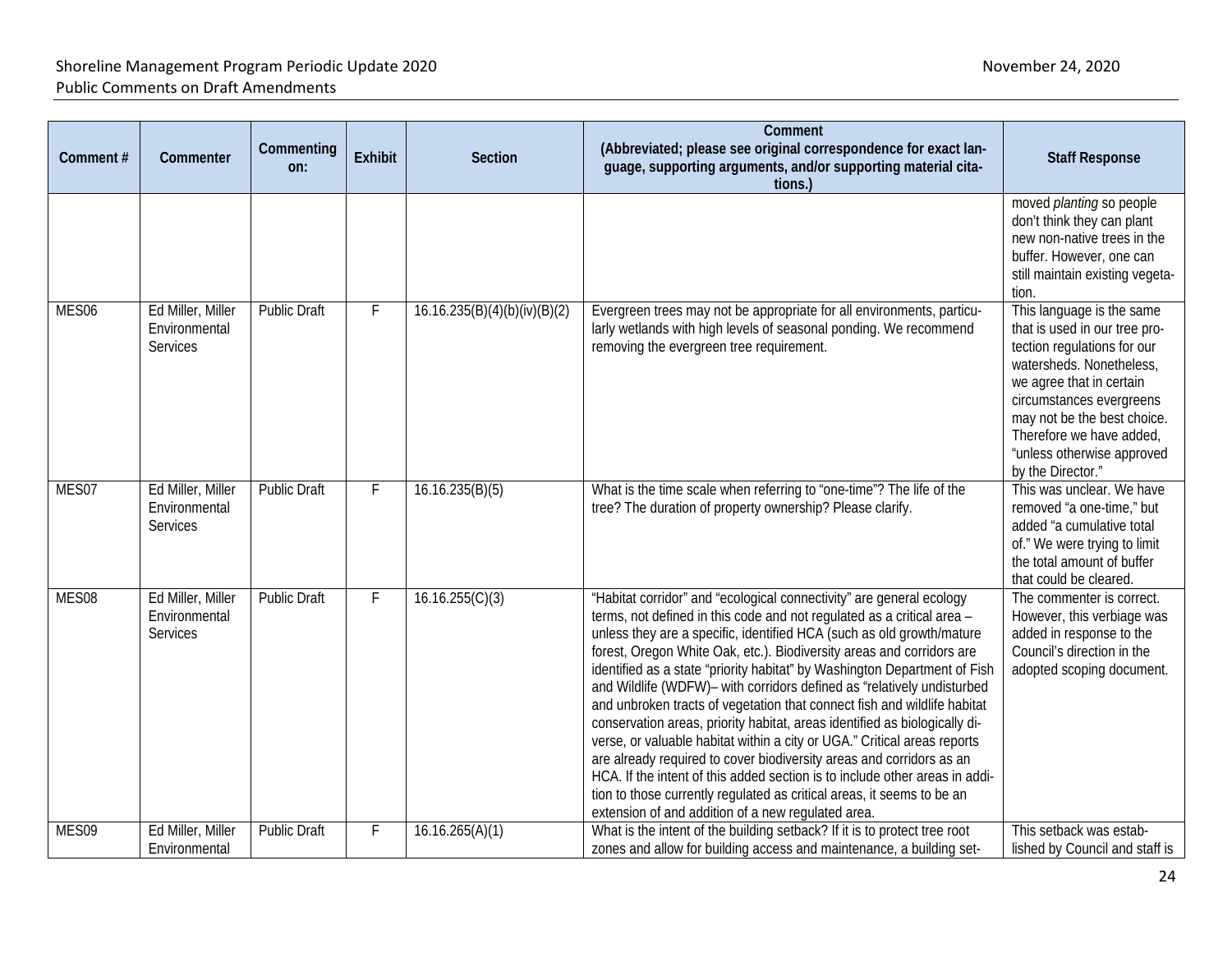| Comment # | Commenter | Commenting on: | Exhibit | Section | Comment (Abbreviated; please see original correspondence for exact language, supporting arguments, and/or supporting material citations.) | Staff Response |
|---|---|---|---|---|---|---|
| | | | | | | moved *planting* so people don't think they can plant new non-native trees in the buffer. However, one can still maintain existing vegetation. |
| MES06 | Ed Miller, Miller Environmental Services | Public Draft | F | 16.16.235(B)(4)(b)(iv)(B)(2) | Evergreen trees may not be appropriate for all environments, particularly wetlands with high levels of seasonal ponding. We recommend removing the evergreen tree requirement. | This language is the same that is used in our tree protection regulations for our watersheds. Nonetheless, we agree that in certain circumstances evergreens may not be the best choice. Therefore we have added, "unless otherwise approved by the Director." |
| MES07 | Ed Miller, Miller Environmental Services | Public Draft | F | 16.16.235(B)(5) | What is the time scale when referring to "one-time"? The life of the tree? The duration of property ownership? Please clarify. | This was unclear. We have removed "a one-time," but added "a cumulative total of." We were trying to limit the total amount of buffer that could be cleared. |
| MES08 | Ed Miller, Miller Environmental Services | Public Draft | F | 16.16.255(C)(3) | "Habitat corridor" and "ecological connectivity" are general ecology terms, not defined in this code and not regulated as a critical area – unless they are a specific, identified HCA (such as old growth/mature forest, Oregon White Oak, etc.). Biodiversity areas and corridors are identified as a state "priority habitat" by Washington Department of Fish and Wildlife (WDFW)– with corridors defined as "relatively undisturbed and unbroken tracts of vegetation that connect fish and wildlife habitat conservation areas, priority habitat, areas identified as biologically diverse, or valuable habitat within a city or UGA." Critical areas reports are already required to cover biodiversity areas and corridors as an HCA. If the intent of this added section is to include other areas in addition to those currently regulated as critical areas, it seems to be an extension of and addition of a new regulated area. | The commenter is correct. However, this verbiage was added in response to the Council's direction in the adopted scoping document. |
| MES09 | Ed Miller, Miller Environmental | Public Draft | F | 16.16.265(A)(1) | What is the intent of the building setback? If it is to protect tree root zones and allow for building access and maintenance, a building set- | This setback was established by Council and staff is |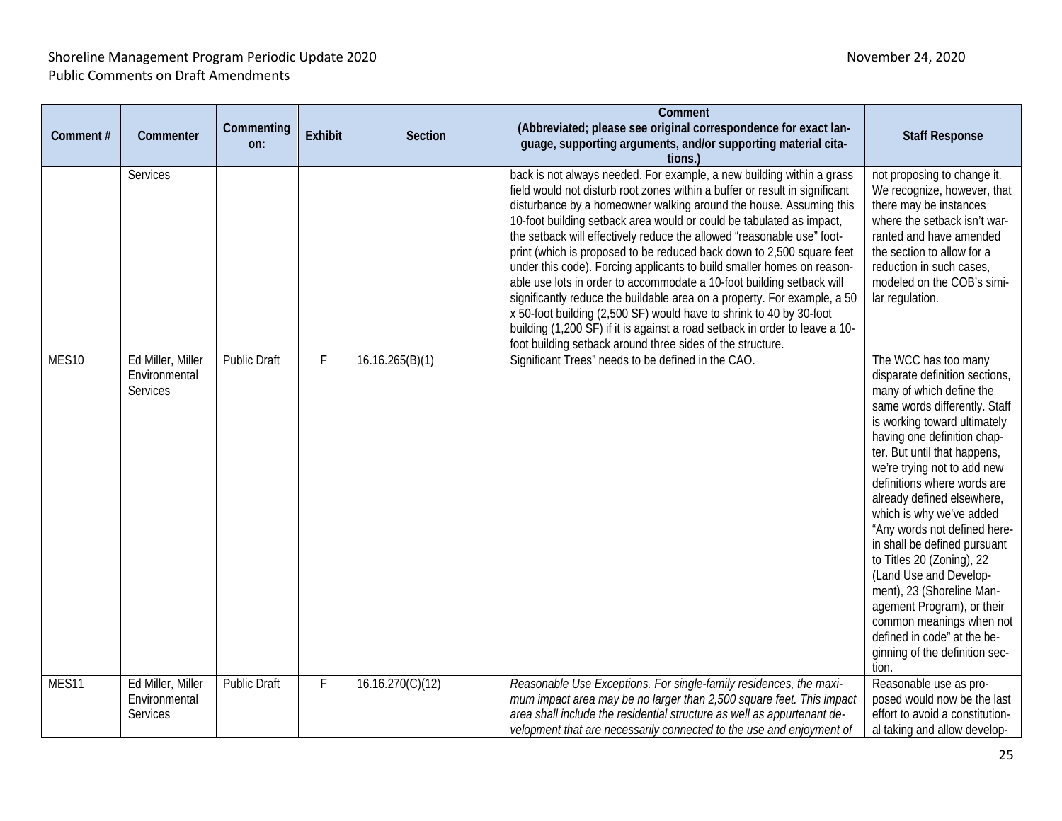| Comment # | Commenter | Commenting on: | Exhibit | Section | Comment (Abbreviated; please see original correspondence for exact language, supporting arguments, and/or supporting material citations.) | Staff Response |
|---|---|---|---|---|---|---|
| | Services | | | | back is not always needed. For example, a new building within a grass field would not disturb root zones within a buffer or result in significant disturbance by a homeowner walking around the house. Assuming this 10-foot building setback area would or could be tabulated as impact, the setback will effectively reduce the allowed "reasonable use" footprint (which is proposed to be reduced back down to 2,500 square feet under this code). Forcing applicants to build smaller homes on reasonable use lots in order to accommodate a 10-foot building setback will significantly reduce the buildable area on a property. For example, a 50 x 50-foot building (2,500 SF) would have to shrink to 40 by 30-foot building (1,200 SF) if it is against a road setback in order to leave a 10-foot building setback around three sides of the structure. | not proposing to change it. We recognize, however, that there may be instances where the setback isn't warranted and have amended the section to allow for a reduction in such cases, modeled on the COB's similar regulation. |
| MES10 | Ed Miller, Miller Environmental Services | Public Draft | F | 16.16.265(B)(1) | Significant Trees" needs to be defined in the CAO. | The WCC has too many disparate definition sections, many of which define the same words differently. Staff is working toward ultimately having one definition chapter. But until that happens, we're trying not to add new definitions where words are already defined elsewhere, which is why we've added "Any words not defined herein shall be defined pursuant to Titles 20 (Zoning), 22 (Land Use and Development), 23 (Shoreline Management Program), or their common meanings when not defined in code" at the beginning of the definition section. |
| MES11 | Ed Miller, Miller Environmental Services | Public Draft | F | 16.16.270(C)(12) | *Reasonable Use Exceptions. For single-family residences, the maximum impact area may be no larger than 2,500 square feet. This impact area shall include the residential structure as well as appurtenant development that are necessarily connected to the use and enjoyment of* | Reasonable use as proposed would now be the last effort to avoid a constitutional taking and allow develop- |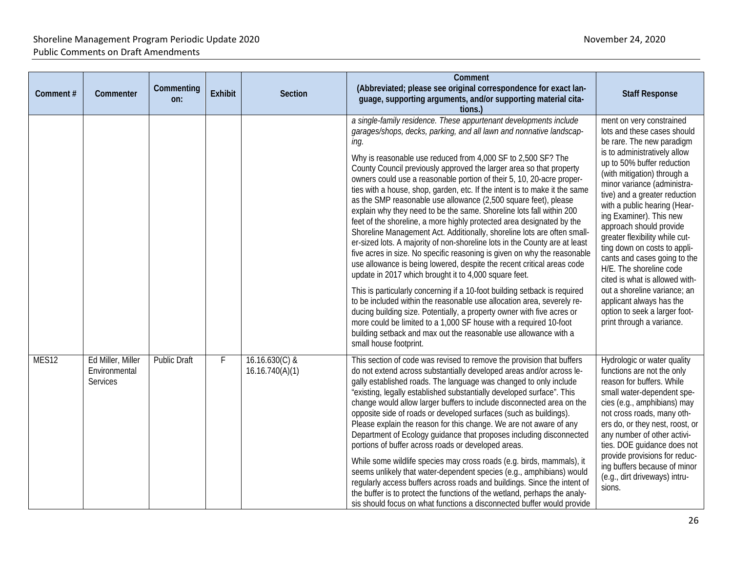| Comment # | Commenter | Commenting on: | Exhibit | Section | Comment (Abbreviated; please see original correspondence for exact language, supporting arguments, and/or supporting material citations.) | Staff Response |
|---|---|---|---|---|---|---|
| | | | | | *a single-family residence. These appurtenant developments include garages/shops, decks, parking, and all lawn and nonnative landscaping.*<br><br>Why is reasonable use reduced from 4,000 SF to 2,500 SF? The County Council previously approved the larger area so that property owners could use a reasonable portion of their 5, 10, 20-acre properties with a house, shop, garden, etc. If the intent is to make it the same as the SMP reasonable use allowance (2,500 square feet), please explain why they need to be the same. Shoreline lots fall within 200 feet of the shoreline, a more highly protected area designated by the Shoreline Management Act. Additionally, shoreline lots are often smaller-sized lots. A majority of non-shoreline lots in the County are at least five acres in size. No specific reasoning is given on why the reasonable use allowance is being lowered, despite the recent critical areas code update in 2017 which brought it to 4,000 square feet.<br><br>This is particularly concerning if a 10-foot building setback is required to be included within the reasonable use allocation area, severely reducing building size. Potentially, a property owner with five acres or more could be limited to a 1,000 SF house with a required 10-foot building setback and max out the reasonable use allowance with a small house footprint. | ment on very constrained lots and these cases should be rare. The new paradigm is to administratively allow up to 50% buffer reduction (with mitigation) through a minor variance (administrative) and a greater reduction with a public hearing (Hearing Examiner). This new approach should provide greater flexibility while cutting down on costs to applicants and cases going to the H/E. The shoreline code cited is what is allowed without a shoreline variance; an applicant always has the option to seek a larger footprint through a variance. |
| MES12 | Ed Miller, Miller Environmental Services | Public Draft | F | 16.16.630(C) & 16.16.740(A)(1) | This section of code was revised to remove the provision that buffers do not extend across substantially developed areas and/or across legally established roads. The language was changed to only include "existing, legally established substantially developed surface". This change would allow larger buffers to include disconnected area on the opposite side of roads or developed surfaces (such as buildings). Please explain the reason for this change. We are not aware of any Department of Ecology guidance that proposes including disconnected portions of buffer across roads or developed areas.<br><br>While some wildlife species may cross roads (e.g. birds, mammals), it seems unlikely that water-dependent species (e.g., amphibians) would regularly access buffers across roads and buildings. Since the intent of the buffer is to protect the functions of the wetland, perhaps the analysis should focus on what functions a disconnected buffer would provide | Hydrologic or water quality functions are not the only reason for buffers. While small water-dependent species (e.g., amphibians) may not cross roads, many others do, or they nest, roost, or any number of other activities. DOE guidance does not provide provisions for reducing buffers because of minor (e.g., dirt driveways) intrusions. |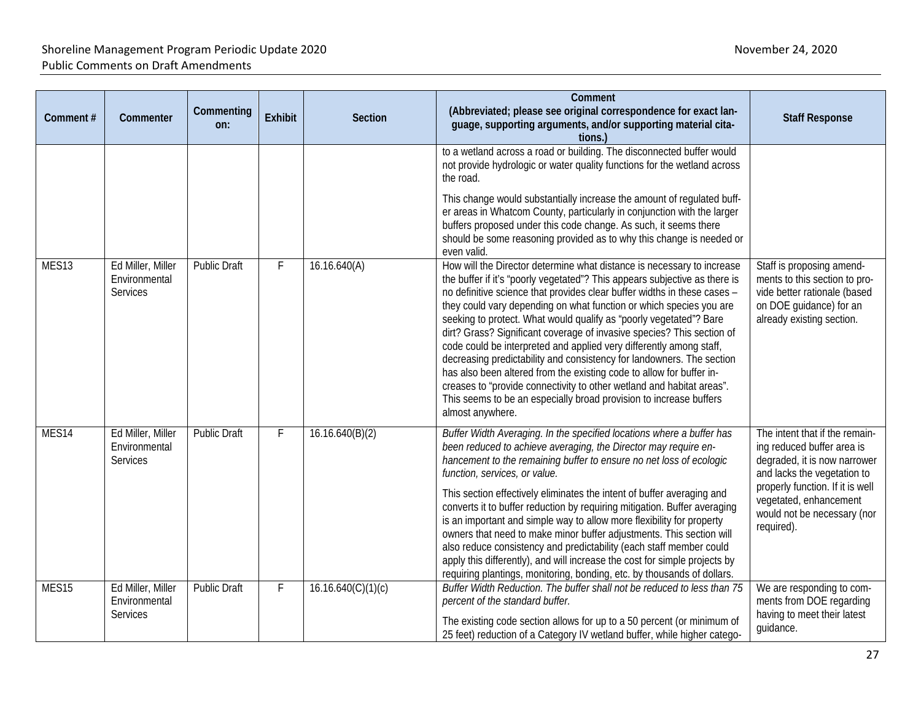| Comment # | Commenter | Commenting on: | Exhibit | Section | Comment (Abbreviated; please see original correspondence for exact language, supporting arguments, and/or supporting material citations.) | Staff Response |
|---|---|---|---|---|---|---|
| | | | | | to a wetland across a road or building. The disconnected buffer would not provide hydrologic or water quality functions for the wetland across the road.<br><br>This change would substantially increase the amount of regulated buffer areas in Whatcom County, particularly in conjunction with the larger buffers proposed under this code change. As such, it seems there should be some reasoning provided as to why this change is needed or even valid. | |
| MES13 | Ed Miller, Miller Environmental Services | Public Draft | F | 16.16.640(A) | How will the Director determine what distance is necessary to increase the buffer if it's "poorly vegetated"? This appears subjective as there is no definitive science that provides clear buffer widths in these cases – they could vary depending on what function or which species you are seeking to protect. What would qualify as "poorly vegetated"? Bare dirt? Grass? Significant coverage of invasive species? This section of code could be interpreted and applied very differently among staff, decreasing predictability and consistency for landowners. The section has also been altered from the existing code to allow for buffer increases to "provide connectivity to other wetland and habitat areas". This seems to be an especially broad provision to increase buffers almost anywhere. | Staff is proposing amendments to this section to provide better rationale (based on DOE guidance) for an already existing section. |
| MES14 | Ed Miller, Miller Environmental Services | Public Draft | F | 16.16.640(B)(2) | *Buffer Width Averaging. In the specified locations where a buffer has been reduced to achieve averaging, the Director may require enhancement to the remaining buffer to ensure no net loss of ecologic function, services, or value.*<br><br>This section effectively eliminates the intent of buffer averaging and converts it to buffer reduction by requiring mitigation. Buffer averaging is an important and simple way to allow more flexibility for property owners that need to make minor buffer adjustments. This section will also reduce consistency and predictability (each staff member could apply this differently), and will increase the cost for simple projects by requiring plantings, monitoring, bonding, etc. by thousands of dollars. | The intent that if the remaining reduced buffer area is degraded, it is now narrower and lacks the vegetation to properly function. If it is well vegetated, enhancement would not be necessary (nor required). |
| MES15 | Ed Miller, Miller Environmental Services | Public Draft | F | 16.16.640(C)(1)(c) | *Buffer Width Reduction. The buffer shall not be reduced to less than 75 percent of the standard buffer.*<br><br>The existing code section allows for up to a 50 percent (or minimum of 25 feet) reduction of a Category IV wetland buffer, while higher catego- | We are responding to comments from DOE regarding having to meet their latest guidance. |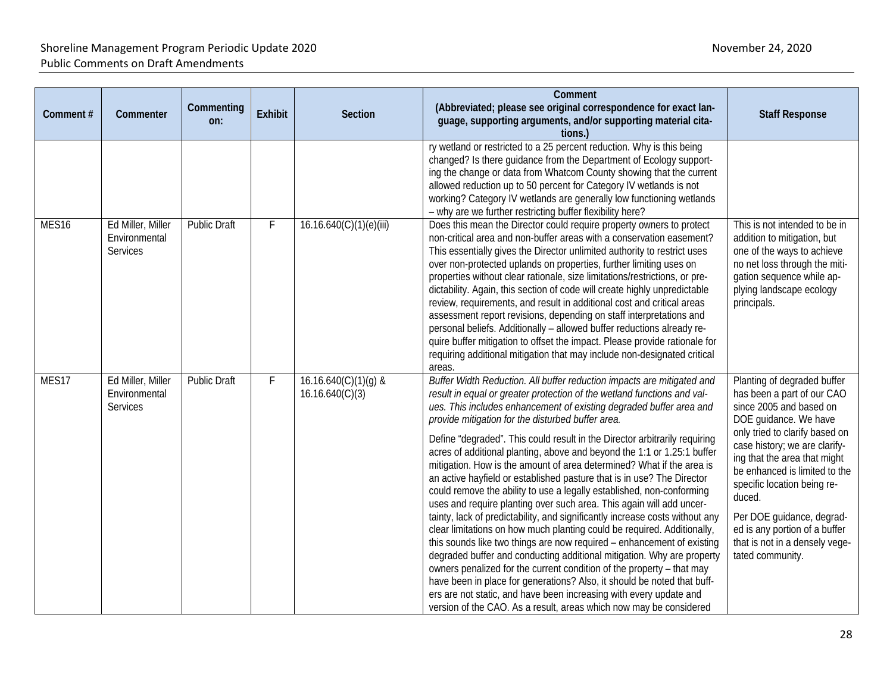| Comment # | Commenter | Commenting on: | Exhibit | Section | Comment (Abbreviated; please see original correspondence for exact language, supporting arguments, and/or supporting material citations.) | Staff Response |
|---|---|---|---|---|---|---|
| | | | | | ry wetland or restricted to a 25 percent reduction. Why is this being changed? Is there guidance from the Department of Ecology supporting the change or data from Whatcom County showing that the current allowed reduction up to 50 percent for Category IV wetlands is not working? Category IV wetlands are generally low functioning wetlands – why are we further restricting buffer flexibility here? | |
| MES16 | Ed Miller, Miller Environmental Services | Public Draft | F | 16.16.640(C)(1)(e)(iii) | Does this mean the Director could require property owners to protect non-critical area and non-buffer areas with a conservation easement? This essentially gives the Director unlimited authority to restrict uses over non-protected uplands on properties, further limiting uses on properties without clear rationale, size limitations/restrictions, or predictability. Again, this section of code will create highly unpredictable review, requirements, and result in additional cost and critical areas assessment report revisions, depending on staff interpretations and personal beliefs. Additionally – allowed buffer reductions already require buffer mitigation to offset the impact. Please provide rationale for requiring additional mitigation that may include non-designated critical areas. | This is not intended to be in addition to mitigation, but one of the ways to achieve no net loss through the mitigation sequence while applying landscape ecology principals. |
| MES17 | Ed Miller, Miller Environmental Services | Public Draft | F | 16.16.640(C)(1)(g) & 16.16.640(C)(3) | *Buffer Width Reduction. All buffer reduction impacts are mitigated and result in equal or greater protection of the wetland functions and values. This includes enhancement of existing degraded buffer area and provide mitigation for the disturbed buffer area.*<br><br>Define "degraded". This could result in the Director arbitrarily requiring acres of additional planting, above and beyond the 1:1 or 1.25:1 buffer mitigation. How is the amount of area determined? What if the area is an active hayfield or established pasture that is in use? The Director could remove the ability to use a legally established, non-conforming uses and require planting over such area. This again will add uncertainty, lack of predictability, and significantly increase costs without any clear limitations on how much planting could be required. Additionally, this sounds like two things are now required – enhancement of existing degraded buffer and conducting additional mitigation. Why are property owners penalized for the current condition of the property – that may have been in place for generations? Also, it should be noted that buffers are not static, and have been increasing with every update and version of the CAO. As a result, areas which now may be considered | Planting of degraded buffer has been a part of our CAO since 2005 and based on DOE guidance. We have only tried to clarify based on case history; we are clarifying that the area that might be enhanced is limited to the specific location being reduced.<br><br>Per DOE guidance, degraded is any portion of a buffer that is not in a densely vegetated community. |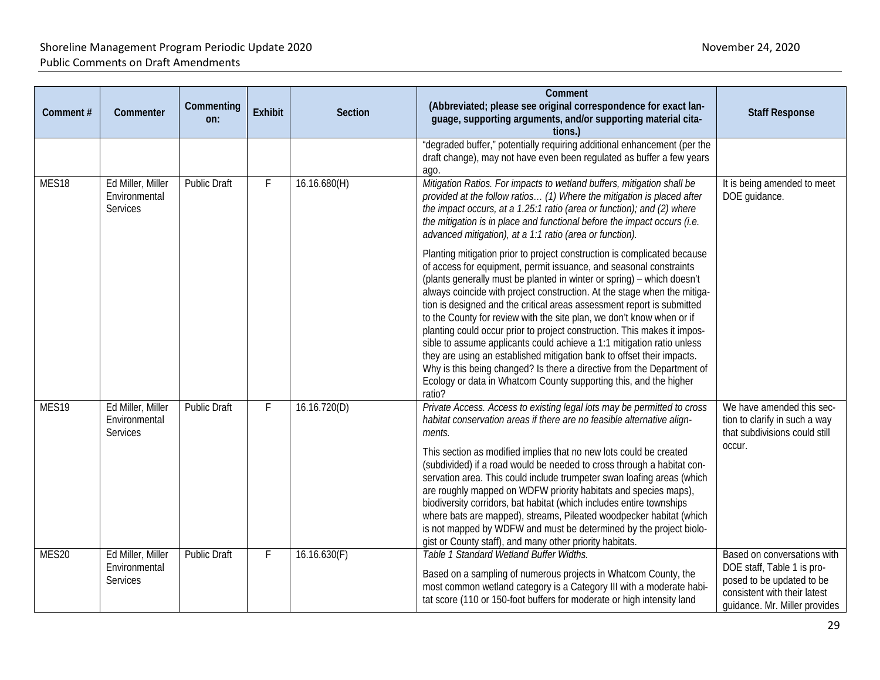| Comment # | Commenter | Commenting on: | Exhibit | Section | Comment (Abbreviated; please see original correspondence for exact language, supporting arguments, and/or supporting material citations.) | Staff Response |
|---|---|---|---|---|---|---|
| | | | | | "degraded buffer," potentially requiring additional enhancement (per the draft change), may not have even been regulated as buffer a few years ago. | |
| MES18 | Ed Miller, Miller Environmental Services | Public Draft | F | 16.16.680(H) | *Mitigation Ratios. For impacts to wetland buffers, mitigation shall be provided at the follow ratios… (1) Where the mitigation is placed after the impact occurs, at a 1.25:1 ratio (area or function); and (2) where the mitigation is in place and functional before the impact occurs (i.e. advanced mitigation), at a 1:1 ratio (area or function).*<br><br>Planting mitigation prior to project construction is complicated because of access for equipment, permit issuance, and seasonal constraints (plants generally must be planted in winter or spring) – which doesn't always coincide with project construction. At the stage when the mitigation is designed and the critical areas assessment report is submitted to the County for review with the site plan, we don't know when or if planting could occur prior to project construction. This makes it impossible to assume applicants could achieve a 1:1 mitigation ratio unless they are using an established mitigation bank to offset their impacts. Why is this being changed? Is there a directive from the Department of Ecology or data in Whatcom County supporting this, and the higher ratio? | It is being amended to meet DOE guidance. |
| MES19 | Ed Miller, Miller Environmental Services | Public Draft | F | 16.16.720(D) | *Private Access. Access to existing legal lots may be permitted to cross habitat conservation areas if there are no feasible alternative alignments.*<br><br>This section as modified implies that no new lots could be created (subdivided) if a road would be needed to cross through a habitat conservation area. This could include trumpeter swan loafing areas (which are roughly mapped on WDFW priority habitats and species maps), biodiversity corridors, bat habitat (which includes entire townships where bats are mapped), streams, Pileated woodpecker habitat (which is not mapped by WDFW and must be determined by the project biologist or County staff), and many other priority habitats. | We have amended this section to clarify in such a way that subdivisions could still occur. |
| MES20 | Ed Miller, Miller Environmental Services | Public Draft | F | 16.16.630(F) | *Table 1 Standard Wetland Buffer Widths.*<br><br>Based on a sampling of numerous projects in Whatcom County, the most common wetland category is a Category III with a moderate habitat score (110 or 150-foot buffers for moderate or high intensity land | Based on conversations with DOE staff, Table 1 is proposed to be updated to be consistent with their latest guidance. Mr. Miller provides |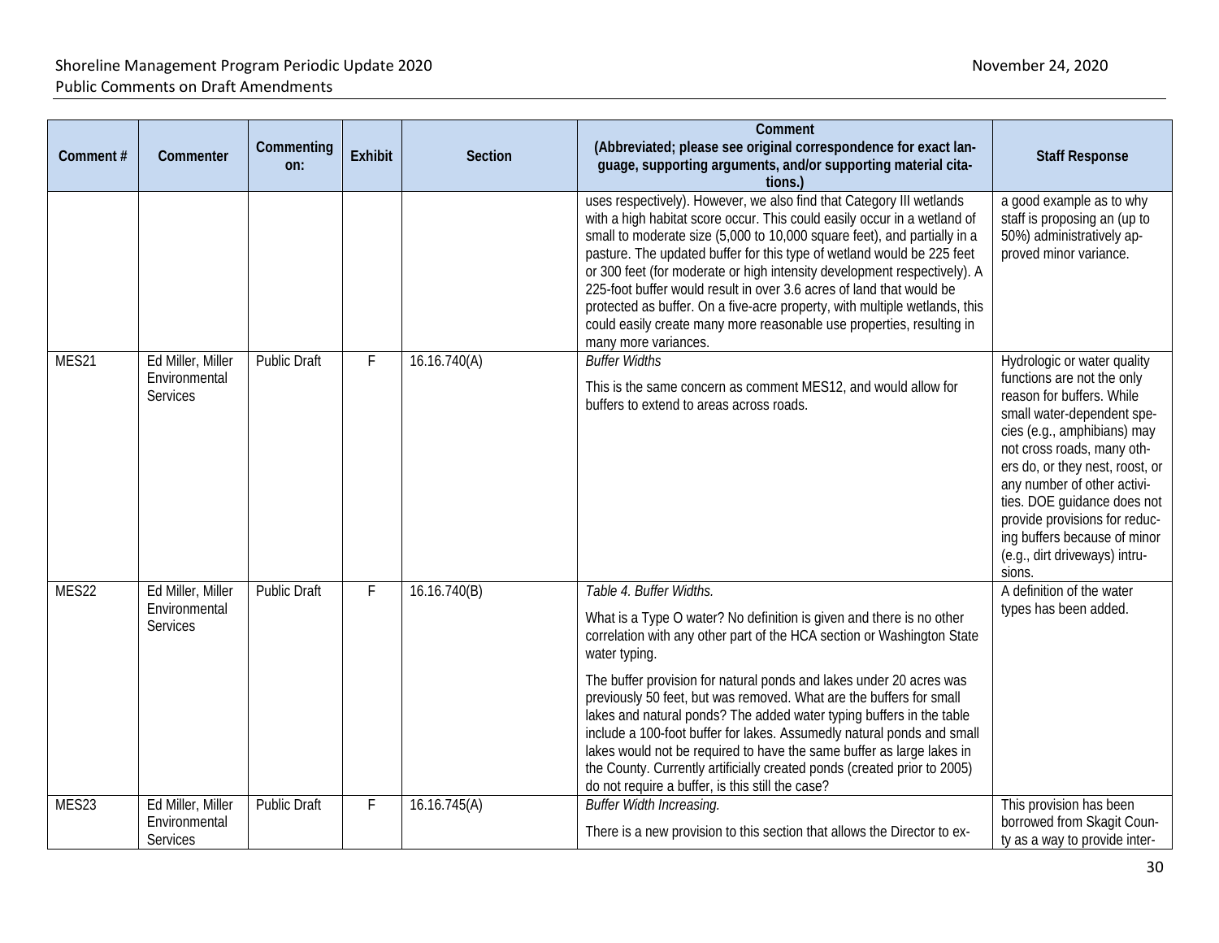| Comment # | Commenter | Commenting on: | Exhibit | Section | Comment (Abbreviated; please see original correspondence for exact language, supporting arguments, and/or supporting material citations.) | Staff Response |
|---|---|---|---|---|---|---|
| | | | | | uses respectively). However, we also find that Category III wetlands with a high habitat score occur. This could easily occur in a wetland of small to moderate size (5,000 to 10,000 square feet), and partially in a pasture. The updated buffer for this type of wetland would be 225 feet or 300 feet (for moderate or high intensity development respectively). A 225-foot buffer would result in over 3.6 acres of land that would be protected as buffer. On a five-acre property, with multiple wetlands, this could easily create many more reasonable use properties, resulting in many more variances. | a good example as to why staff is proposing an (up to 50%) administratively approved minor variance. |
| MES21 | Ed Miller, Miller Environmental Services | Public Draft | F | 16.16.740(A) | *Buffer Widths*<br><br>This is the same concern as comment MES12, and would allow for buffers to extend to areas across roads. | Hydrologic or water quality functions are not the only reason for buffers. While small water-dependent species (e.g., amphibians) may not cross roads, many others do, or they nest, roost, or any number of other activities. DOE guidance does not provide provisions for reducing buffers because of minor (e.g., dirt driveways) intrusions. |
| MES22 | Ed Miller, Miller Environmental Services | Public Draft | F | 16.16.740(B) | *Table 4. Buffer Widths.*<br><br>What is a Type O water? No definition is given and there is no other correlation with any other part of the HCA section or Washington State water typing.<br><br>The buffer provision for natural ponds and lakes under 20 acres was previously 50 feet, but was removed. What are the buffers for small lakes and natural ponds? The added water typing buffers in the table include a 100-foot buffer for lakes. Assumedly natural ponds and small lakes would not be required to have the same buffer as large lakes in the County. Currently artificially created ponds (created prior to 2005) do not require a buffer, is this still the case? | A definition of the water types has been added. |
| MES23 | Ed Miller, Miller Environmental Services | Public Draft | F | 16.16.745(A) | *Buffer Width Increasing.*<br><br>There is a new provision to this section that allows the Director to ex- | This provision has been borrowed from Skagit County as a way to provide inter- |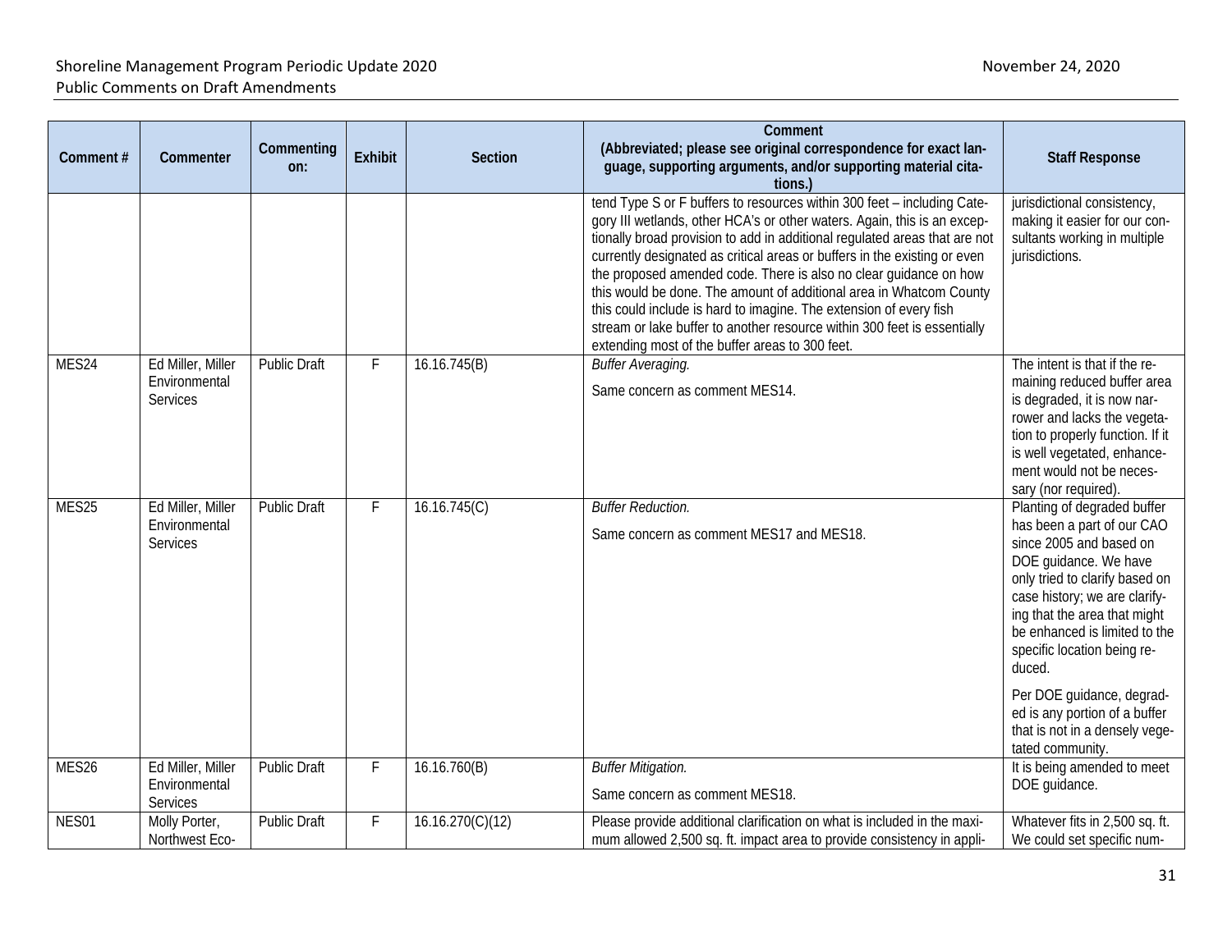| Comment # | Commenter | Commenting on: | Exhibit | Section | Comment (Abbreviated; please see original correspondence for exact language, supporting arguments, and/or supporting material citations.) | Staff Response |
|---|---|---|---|---|---|---|
| | | | | | tend Type S or F buffers to resources within 300 feet – including Category III wetlands, other HCA's or other waters. Again, this is an exceptionally broad provision to add in additional regulated areas that are not currently designated as critical areas or buffers in the existing or even the proposed amended code. There is also no clear guidance on how this would be done. The amount of additional area in Whatcom County this could include is hard to imagine. The extension of every fish stream or lake buffer to another resource within 300 feet is essentially extending most of the buffer areas to 300 feet. | jurisdictional consistency, making it easier for our consultants working in multiple jurisdictions. |
| MES24 | Ed Miller, Miller Environmental Services | Public Draft | F | 16.16.745(B) | *Buffer Averaging.* Same concern as comment MES14. | The intent is that if the remaining reduced buffer area is degraded, it is now narrower and lacks the vegetation to properly function. If it is well vegetated, enhancement would not be necessary (nor required). |
| MES25 | Ed Miller, Miller Environmental Services | Public Draft | F | 16.16.745(C) | *Buffer Reduction.* Same concern as comment MES17 and MES18. | Planting of degraded buffer has been a part of our CAO since 2005 and based on DOE guidance. We have only tried to clarify based on case history; we are clarifying that the area that might be enhanced is limited to the specific location being reduced. Per DOE guidance, degraded is any portion of a buffer that is not in a densely vegetated community. |
| MES26 | Ed Miller, Miller Environmental Services | Public Draft | F | 16.16.760(B) | *Buffer Mitigation.* Same concern as comment MES18. | It is being amended to meet DOE guidance. |
| NES01 | Molly Porter, Northwest Eco- | Public Draft | F | 16.16.270(C)(12) | Please provide additional clarification on what is included in the maximum allowed 2,500 sq. ft. impact area to provide consistency in appli- | Whatever fits in 2,500 sq. ft. We could set specific num- |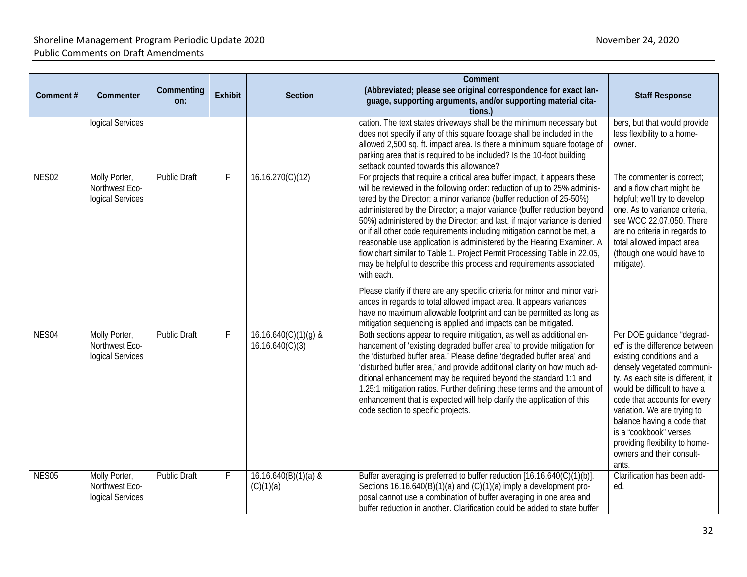| Comment # | Commenter | Commenting on: | Exhibit | Section | Comment (Abbreviated; please see original correspondence for exact language, supporting arguments, and/or supporting material citations.) | Staff Response |
|---|---|---|---|---|---|---|
| | logical Services | | | | cation. The text states driveways shall be the minimum necessary but does not specify if any of this square footage shall be included in the allowed 2,500 sq. ft. impact area. Is there a minimum square footage of parking area that is required to be included? Is the 10-foot building setback counted towards this allowance? | bers, but that would provide less flexibility to a homeowner. |
| NES02 | Molly Porter, Northwest Ecological Services | Public Draft | F | 16.16.270(C)(12) | For projects that require a critical area buffer impact, it appears these will be reviewed in the following order: reduction of up to 25% administered by the Director; a minor variance (buffer reduction of 25-50%) administered by the Director; a major variance (buffer reduction beyond 50%) administered by the Director; and last, if major variance is denied or if all other code requirements including mitigation cannot be met, a reasonable use application is administered by the Hearing Examiner. A flow chart similar to Table 1. Project Permit Processing Table in 22.05, may be helpful to describe this process and requirements associated with each.<br><br>Please clarify if there are any specific criteria for minor and minor variances in regards to total allowed impact area. It appears variances have no maximum allowable footprint and can be permitted as long as mitigation sequencing is applied and impacts can be mitigated. | The commenter is correct; and a flow chart might be helpful; we'll try to develop one. As to variance criteria, see WCC 22.07.050. There are no criteria in regards to total allowed impact area (though one would have to mitigate). |
| NES04 | Molly Porter, Northwest Ecological Services | Public Draft | F | 16.16.640(C)(1)(g) & 16.16.640(C)(3) | Both sections appear to require mitigation, as well as additional enhancement of 'existing degraded buffer area' to provide mitigation for the 'disturbed buffer area.' Please define 'degraded buffer area' and 'disturbed buffer area,' and provide additional clarity on how much additional enhancement may be required beyond the standard 1:1 and 1.25:1 mitigation ratios. Further defining these terms and the amount of enhancement that is expected will help clarify the application of this code section to specific projects. | Per DOE guidance "degraded" is the difference between existing conditions and a densely vegetated community. As each site is different, it would be difficult to have a code that accounts for every variation. We are trying to balance having a code that is a "cookbook" verses providing flexibility to homeowners and their consultants. |
| NES05 | Molly Porter, Northwest Ecological Services | Public Draft | F | 16.16.640(B)(1)(a) & (C)(1)(a) | Buffer averaging is preferred to buffer reduction [16.16.640(C)(1)(b)]. Sections 16.16.640(B)(1)(a) and (C)(1)(a) imply a development proposal cannot use a combination of buffer averaging in one area and buffer reduction in another. Clarification could be added to state buffer | Clarification has been added. |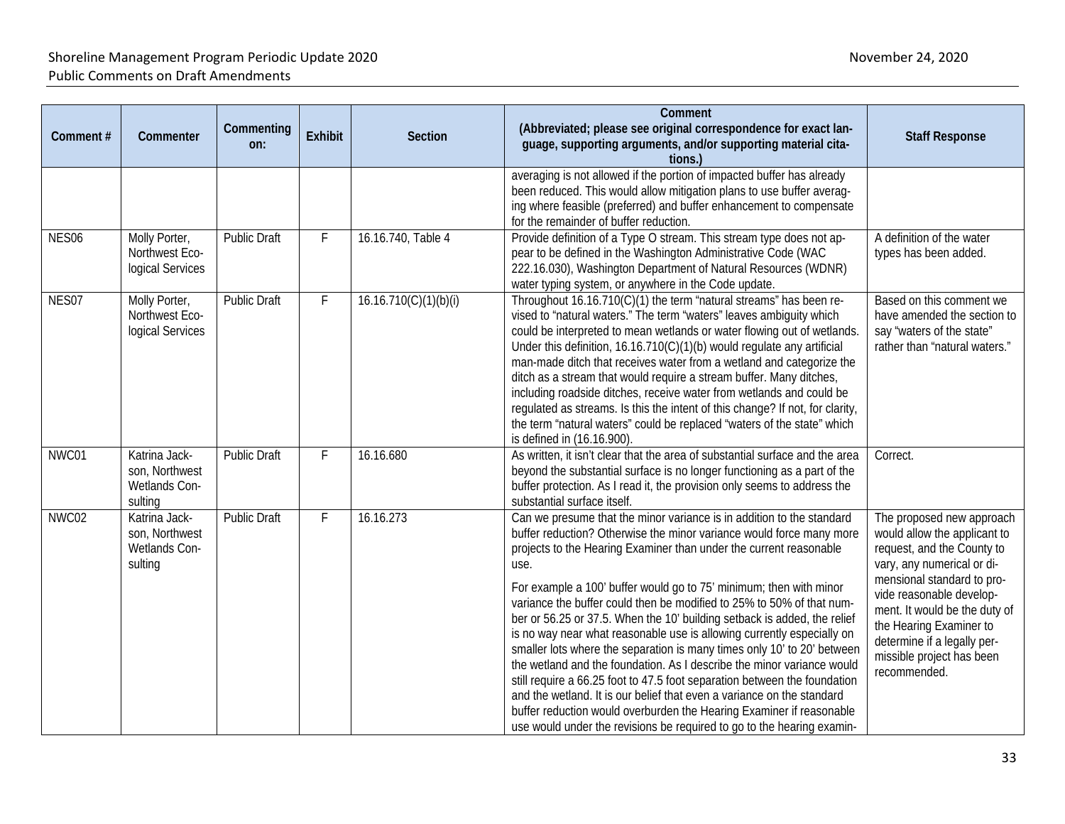| Comment # | Commenter | Commenting on: | Exhibit | Section | Comment (Abbreviated; please see original correspondence for exact language, supporting arguments, and/or supporting material citations.) | Staff Response |
|---|---|---|---|---|---|---|
| | | | | | averaging is not allowed if the portion of impacted buffer has already been reduced. This would allow mitigation plans to use buffer averaging where feasible (preferred) and buffer enhancement to compensate for the remainder of buffer reduction. | |
| NES06 | Molly Porter, Northwest Ecological Services | Public Draft | F | 16.16.740, Table 4 | Provide definition of a Type O stream. This stream type does not appear to be defined in the Washington Administrative Code (WAC 222.16.030), Washington Department of Natural Resources (WDNR) water typing system, or anywhere in the Code update. | A definition of the water types has been added. |
| NES07 | Molly Porter, Northwest Ecological Services | Public Draft | F | 16.16.710(C)(1)(b)(i) | Throughout 16.16.710(C)(1) the term "natural streams" has been revised to "natural waters." The term "waters" leaves ambiguity which could be interpreted to mean wetlands or water flowing out of wetlands. Under this definition, 16.16.710(C)(1)(b) would regulate any artificial man-made ditch that receives water from a wetland and categorize the ditch as a stream that would require a stream buffer. Many ditches, including roadside ditches, receive water from wetlands and could be regulated as streams. Is this the intent of this change? If not, for clarity, the term "natural waters" could be replaced "waters of the state" which is defined in (16.16.900). | Based on this comment we have amended the section to say "waters of the state" rather than "natural waters." |
| NWC01 | Katrina Jackson, Northwest Wetlands Consulting | Public Draft | F | 16.16.680 | As written, it isn't clear that the area of substantial surface and the area beyond the substantial surface is no longer functioning as a part of the buffer protection. As I read it, the provision only seems to address the substantial surface itself. | Correct. |
| NWC02 | Katrina Jackson, Northwest Wetlands Consulting | Public Draft | F | 16.16.273 | Can we presume that the minor variance is in addition to the standard buffer reduction? Otherwise the minor variance would force many more projects to the Hearing Examiner than under the current reasonable use.<br><br>For example a 100' buffer would go to 75' minimum; then with minor variance the buffer could then be modified to 25% to 50% of that number or 56.25 or 37.5. When the 10' building setback is added, the relief is no way near what reasonable use is allowing currently especially on smaller lots where the separation is many times only 10' to 20' between the wetland and the foundation. As I describe the minor variance would still require a 66.25 foot to 47.5 foot separation between the foundation and the wetland. It is our belief that even a variance on the standard buffer reduction would overburden the Hearing Examiner if reasonable use would under the revisions be required to go to the hearing examin- | The proposed new approach would allow the applicant to request, and the County to vary, any numerical or dimensional standard to provide reasonable development. It would be the duty of the Hearing Examiner to determine if a legally permissible project has been recommended. |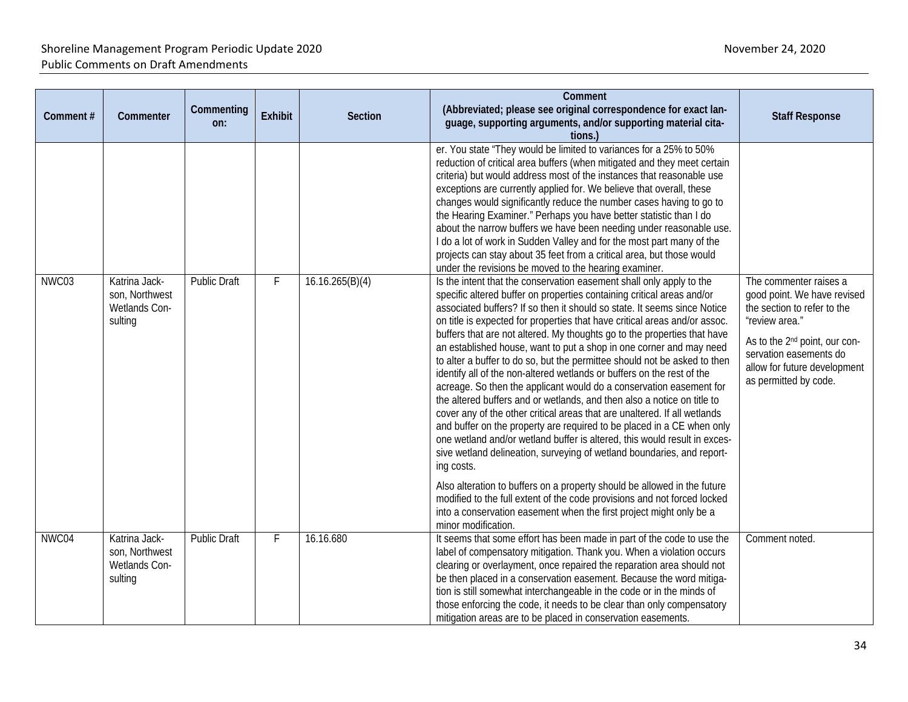| Comment # | Commenter | Commenting on: | Exhibit | Section | Comment (Abbreviated; please see original correspondence for exact language, supporting arguments, and/or supporting material citations.) | Staff Response |
|---|---|---|---|---|---|---|
| | | | | | er. You state "They would be limited to variances for a 25% to 50% reduction of critical area buffers (when mitigated and they meet certain criteria) but would address most of the instances that reasonable use exceptions are currently applied for. We believe that overall, these changes would significantly reduce the number cases having to go to the Hearing Examiner." Perhaps you have better statistic than I do about the narrow buffers we have been needing under reasonable use. I do a lot of work in Sudden Valley and for the most part many of the projects can stay about 35 feet from a critical area, but those would under the revisions be moved to the hearing examiner. | |
| NWC03 | Katrina Jackson, Northwest Wetlands Consulting | Public Draft | F | 16.16.265(B)(4) | Is the intent that the conservation easement shall only apply to the specific altered buffer on properties containing critical areas and/or associated buffers? If so then it should so state. It seems since Notice on title is expected for properties that have critical areas and/or assoc. buffers that are not altered. My thoughts go to the properties that have an established house, want to put a shop in one corner and may need to alter a buffer to do so, but the permittee should not be asked to then identify all of the non-altered wetlands or buffers on the rest of the acreage. So then the applicant would do a conservation easement for the altered buffers and or wetlands, and then also a notice on title to cover any of the other critical areas that are unaltered. If all wetlands and buffer on the property are required to be placed in a CE when only one wetland and/or wetland buffer is altered, this would result in excessive wetland delineation, surveying of wetland boundaries, and reporting costs.<br><br>Also alteration to buffers on a property should be allowed in the future modified to the full extent of the code provisions and not forced locked into a conservation easement when the first project might only be a minor modification. | The commenter raises a good point. We have revised the section to refer to the "review area."<br><br>As to the 2nd point, our conservation easements do allow for future development as permitted by code. |
| NWC04 | Katrina Jackson, Northwest Wetlands Consulting | Public Draft | F | 16.16.680 | It seems that some effort has been made in part of the code to use the label of compensatory mitigation. Thank you. When a violation occurs clearing or overlayment, once repaired the reparation area should not be then placed in a conservation easement. Because the word mitigation is still somewhat interchangeable in the code or in the minds of those enforcing the code, it needs to be clear than only compensatory mitigation areas are to be placed in conservation easements. | Comment noted. |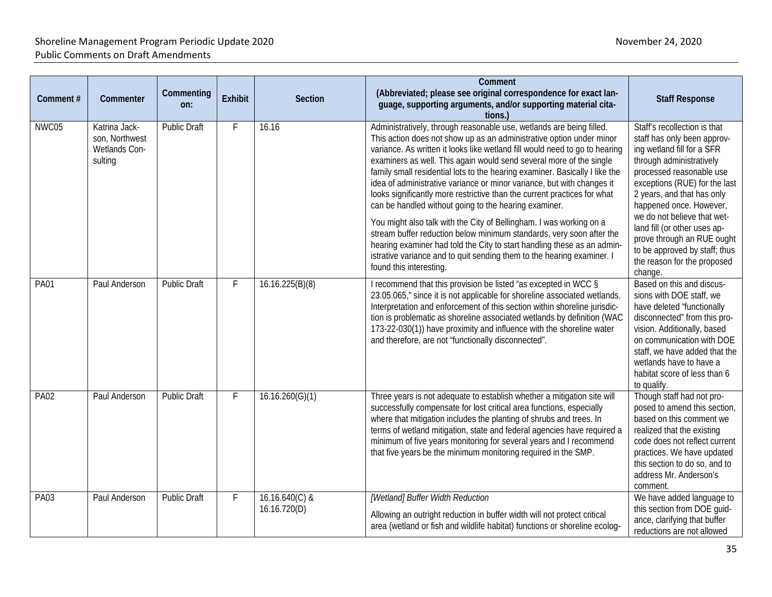| Comment # | Commenter | Commenting on: | Exhibit | Section | Comment (Abbreviated; please see original correspondence for exact language, supporting arguments, and/or supporting material citations.) | Staff Response |
|---|---|---|---|---|---|---|
| NWC05 | Katrina Jackson, Northwest Wetlands Consulting | Public Draft | F | 16.16 | Administratively, through reasonable use, wetlands are being filled. This action does not show up as an administrative option under minor variance. As written it looks like wetland fill would need to go to hearing examiners as well. This again would send several more of the single family small residential lots to the hearing examiner. Basically I like the idea of administrative variance or minor variance, but with changes it looks significantly more restrictive than the current practices for what can be handled without going to the hearing examiner.<br><br>You might also talk with the City of Bellingham. I was working on a stream buffer reduction below minimum standards, very soon after the hearing examiner had told the City to start handling these as an administrative variance and to quit sending them to the hearing examiner. I found this interesting. | Staff's recollection is that staff has only been approving wetland fill for a SFR through administratively processed reasonable use exceptions (RUE) for the last 2 years, and that has only happened once. However, we do not believe that wetland fill (or other uses approve through an RUE ought to be approved by staff; thus the reason for the proposed change. |
| PA01 | Paul Anderson | Public Draft | F | 16.16.225(B)(8) | I recommend that this provision be listed "as excepted in WCC § 23.05.065," since it is not applicable for shoreline associated wetlands. Interpretation and enforcement of this section within shoreline jurisdiction is problematic as shoreline associated wetlands by definition (WAC 173-22-030(1)) have proximity and influence with the shoreline water and therefore, are not "functionally disconnected". | Based on this and discussions with DOE staff, we have deleted "functionally disconnected" from this provision. Additionally, based on communication with DOE staff, we have added that the wetlands have to have a habitat score of less than 6 to qualify. |
| PA02 | Paul Anderson | Public Draft | F | 16.16.260(G)(1) | Three years is not adequate to establish whether a mitigation site will successfully compensate for lost critical area functions, especially where that mitigation includes the planting of shrubs and trees. In terms of wetland mitigation, state and federal agencies have required a minimum of five years monitoring for several years and I recommend that five years be the minimum monitoring required in the SMP. | Though staff had not proposed to amend this section, based on this comment we realized that the existing code does not reflect current practices. We have updated this section to do so, and to address Mr. Anderson's comment. |
| PA03 | Paul Anderson | Public Draft | F | 16.16.640(C) & 16.16.720(D) | *[Wetland] Buffer Width Reduction*<br><br>Allowing an outright reduction in buffer width will not protect critical area (wetland or fish and wildlife habitat) functions or shoreline ecolog- | We have added language to this section from DOE guidance, clarifying that buffer reductions are not allowed |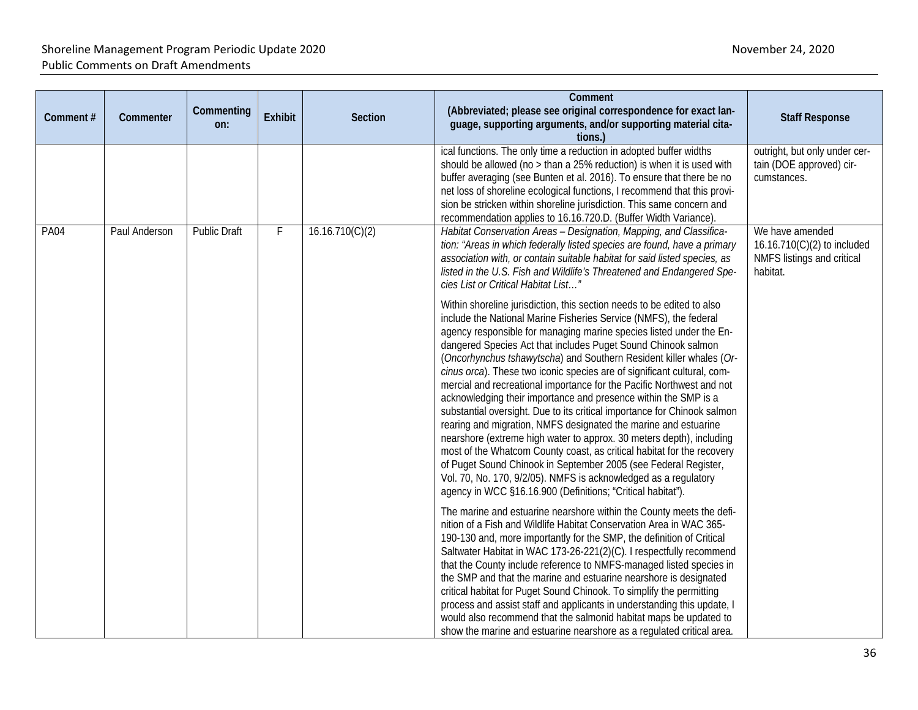| Comment # | Commenter | Commenting on: | Exhibit | Section | Comment (Abbreviated; please see original correspondence for exact language, supporting arguments, and/or supporting material citations.) | Staff Response |
|---|---|---|---|---|---|---|
| | | | | | ical functions. The only time a reduction in adopted buffer widths should be allowed (no > than a 25% reduction) is when it is used with buffer averaging (see Bunten et al. 2016). To ensure that there be no net loss of shoreline ecological functions, I recommend that this provision be stricken within shoreline jurisdiction. This same concern and recommendation applies to 16.16.720.D. (Buffer Width Variance). | outright, but only under certain (DOE approved) circumstances. |
| PA04 | Paul Anderson | Public Draft | F | 16.16.710(C)(2) | *Habitat Conservation Areas – Designation, Mapping, and Classification: "Areas in which federally listed species are found, have a primary association with, or contain suitable habitat for said listed species, as listed in the U.S. Fish and Wildlife's Threatened and Endangered Species List or Critical Habitat List…"*<br><br>Within shoreline jurisdiction, this section needs to be edited to also include the National Marine Fisheries Service (NMFS), the federal agency responsible for managing marine species listed under the Endangered Species Act that includes Puget Sound Chinook salmon (*Oncorhynchus tshawytscha*) and Southern Resident killer whales (*Orcinus orca*). These two iconic species are of significant cultural, commercial and recreational importance for the Pacific Northwest and not acknowledging their importance and presence within the SMP is a substantial oversight. Due to its critical importance for Chinook salmon rearing and migration, NMFS designated the marine and estuarine nearshore (extreme high water to approx. 30 meters depth), including most of the Whatcom County coast, as critical habitat for the recovery of Puget Sound Chinook in September 2005 (see Federal Register, Vol. 70, No. 170, 9/2/05). NMFS is acknowledged as a regulatory agency in WCC §16.16.900 (Definitions; "Critical habitat").<br><br>The marine and estuarine nearshore within the County meets the definition of a Fish and Wildlife Habitat Conservation Area in WAC 365-190-130 and, more importantly for the SMP, the definition of Critical Saltwater Habitat in WAC 173-26-221(2)(C). I respectfully recommend that the County include reference to NMFS-managed listed species in the SMP and that the marine and estuarine nearshore is designated critical habitat for Puget Sound Chinook. To simplify the permitting process and assist staff and applicants in understanding this update, I would also recommend that the salmonid habitat maps be updated to show the marine and estuarine nearshore as a regulated critical area. | We have amended 16.16.710(C)(2) to included NMFS listings and critical habitat. |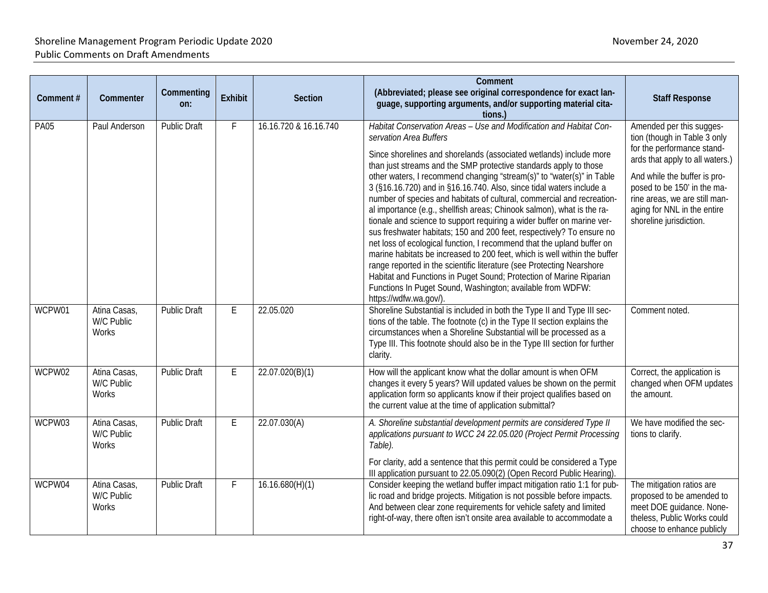| Comment # | Commenter | Commenting on: | Exhibit | Section | Comment (Abbreviated; please see original correspondence for exact language, supporting arguments, and/or supporting material citations.) | Staff Response |
|---|---|---|---|---|---|---|
| PA05 | Paul Anderson | Public Draft | F | 16.16.720 & 16.16.740 | *Habitat Conservation Areas – Use and Modification and Habitat Conservation Area Buffers*<br><br>Since shorelines and shorelands (associated wetlands) include more than just streams and the SMP protective standards apply to those other waters, I recommend changing "stream(s)" to "water(s)" in Table 3 (§16.16.720) and in §16.16.740. Also, since tidal waters include a number of species and habitats of cultural, commercial and recreational importance (e.g., shellfish areas; Chinook salmon), what is the rationale and science to support requiring a wider buffer on marine versus freshwater habitats; 150 and 200 feet, respectively? To ensure no net loss of ecological function, I recommend that the upland buffer on marine habitats be increased to 200 feet, which is well within the buffer range reported in the scientific literature (see Protecting Nearshore Habitat and Functions in Puget Sound; Protection of Marine Riparian Functions In Puget Sound, Washington; available from WDFW: https://wdfw.wa.gov/). | Amended per this suggestion (though in Table 3 only for the performance standards that apply to all waters.)<br><br>And while the buffer is proposed to be 150' in the marine areas, we are still managing for NNL in the entire shoreline jurisdiction. |
| WCPW01 | Atina Casas, W/C Public Works | Public Draft | E | 22.05.020 | Shoreline Substantial is included in both the Type II and Type III sections of the table. The footnote (c) in the Type II section explains the circumstances when a Shoreline Substantial will be processed as a Type III. This footnote should also be in the Type III section for further clarity. | Comment noted. |
| WCPW02 | Atina Casas, W/C Public Works | Public Draft | E | 22.07.020(B)(1) | How will the applicant know what the dollar amount is when OFM changes it every 5 years? Will updated values be shown on the permit application form so applicants know if their project qualifies based on the current value at the time of application submittal? | Correct, the application is changed when OFM updates the amount. |
| WCPW03 | Atina Casas, W/C Public Works | Public Draft | E | 22.07.030(A) | *A. Shoreline substantial development permits are considered Type II applications pursuant to WCC 24 22.05.020 (Project Permit Processing Table).*<br><br>For clarity, add a sentence that this permit could be considered a Type III application pursuant to 22.05.090(2) (Open Record Public Hearing). | We have modified the sections to clarify. |
| WCPW04 | Atina Casas, W/C Public Works | Public Draft | F | 16.16.680(H)(1) | Consider keeping the wetland buffer impact mitigation ratio 1:1 for public road and bridge projects. Mitigation is not possible before impacts. And between clear zone requirements for vehicle safety and limited right-of-way, there often isn't onsite area available to accommodate a | The mitigation ratios are proposed to be amended to meet DOE guidance. Nonetheless, Public Works could choose to enhance publicly |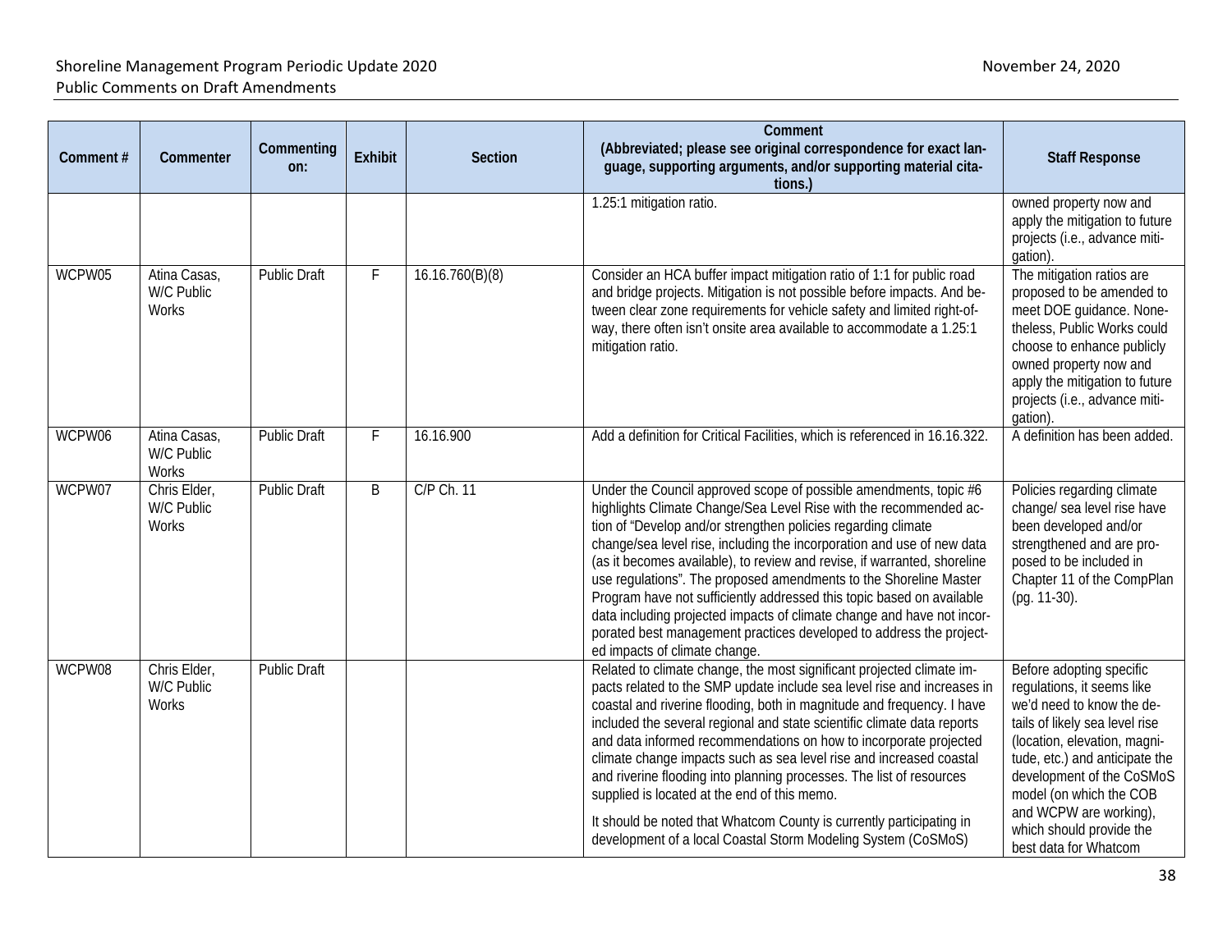| Comment # | Commenter | Commenting on: | Exhibit | Section | Comment (Abbreviated; please see original correspondence for exact language, supporting arguments, and/or supporting material citations.) | Staff Response |
|---|---|---|---|---|---|---|
| | | | | | 1.25:1 mitigation ratio. | owned property now and apply the mitigation to future projects (i.e., advance mitigation). |
| WCPW05 | Atina Casas, W/C Public Works | Public Draft | F | 16.16.760(B)(8) | Consider an HCA buffer impact mitigation ratio of 1:1 for public road and bridge projects. Mitigation is not possible before impacts. And between clear zone requirements for vehicle safety and limited right-of-way, there often isn't onsite area available to accommodate a 1.25:1 mitigation ratio. | The mitigation ratios are proposed to be amended to meet DOE guidance. Nonetheless, Public Works could choose to enhance publicly owned property now and apply the mitigation to future projects (i.e., advance mitigation). |
| WCPW06 | Atina Casas, W/C Public Works | Public Draft | F | 16.16.900 | Add a definition for Critical Facilities, which is referenced in 16.16.322. | A definition has been added. |
| WCPW07 | Chris Elder, W/C Public Works | Public Draft | B | C/P Ch. 11 | Under the Council approved scope of possible amendments, topic #6 highlights Climate Change/Sea Level Rise with the recommended action of "Develop and/or strengthen policies regarding climate change/sea level rise, including the incorporation and use of new data (as it becomes available), to review and revise, if warranted, shoreline use regulations". The proposed amendments to the Shoreline Master Program have not sufficiently addressed this topic based on available data including projected impacts of climate change and have not incorporated best management practices developed to address the projected impacts of climate change. | Policies regarding climate change/ sea level rise have been developed and/or strengthened and are proposed to be included in Chapter 11 of the CompPlan (pg. 11-30). |
| WCPW08 | Chris Elder, W/C Public Works | Public Draft | | | Related to climate change, the most significant projected climate impacts related to the SMP update include sea level rise and increases in coastal and riverine flooding, both in magnitude and frequency. I have included the several regional and state scientific climate data reports and data informed recommendations on how to incorporate projected climate change impacts such as sea level rise and increased coastal and riverine flooding into planning processes. The list of resources supplied is located at the end of this memo.<br><br>It should be noted that Whatcom County is currently participating in development of a local Coastal Storm Modeling System (CoSMoS) | Before adopting specific regulations, it seems like we'd need to know the details of likely sea level rise (location, elevation, magnitude, etc.) and anticipate the development of the CoSMoS model (on which the COB and WCPW are working), which should provide the best data for Whatcom |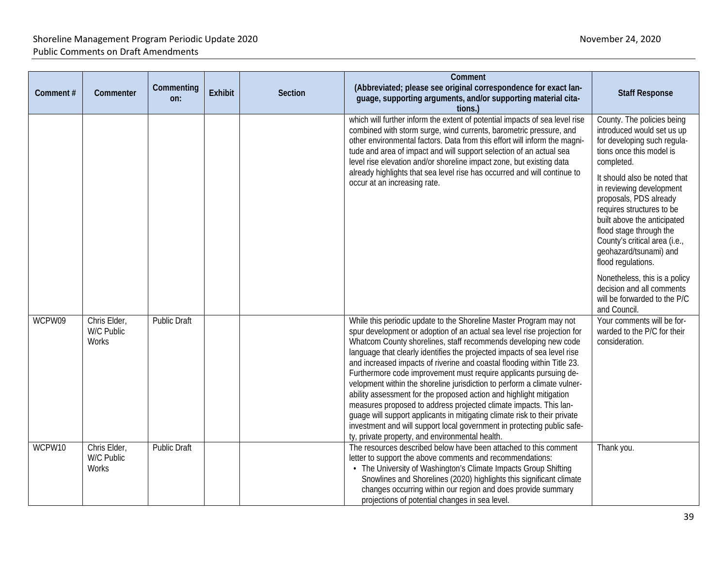| Comment # | Commenter | Commenting on: | Exhibit | Section | Comment (Abbreviated; please see original correspondence for exact language, supporting arguments, and/or supporting material citations.) | Staff Response |
|---|---|---|---|---|---|---|
| | | | | | which will further inform the extent of potential impacts of sea level rise combined with storm surge, wind currents, barometric pressure, and other environmental factors. Data from this effort will inform the magnitude and area of impact and will support selection of an actual sea level rise elevation and/or shoreline impact zone, but existing data already highlights that sea level rise has occurred and will continue to occur at an increasing rate. | County. The policies being introduced would set us up for developing such regulations once this model is completed.<br><br>It should also be noted that in reviewing development proposals, PDS already requires structures to be built above the anticipated flood stage through the County's critical area (i.e., geohazard/tsunami) and flood regulations.<br><br>Nonetheless, this is a policy decision and all comments will be forwarded to the P/C and Council. |
| WCPW09 | Chris Elder, W/C Public Works | Public Draft | | | While this periodic update to the Shoreline Master Program may not spur development or adoption of an actual sea level rise projection for Whatcom County shorelines, staff recommends developing new code language that clearly identifies the projected impacts of sea level rise and increased impacts of riverine and coastal flooding within Title 23. Furthermore code improvement must require applicants pursuing development within the shoreline jurisdiction to perform a climate vulnerability assessment for the proposed action and highlight mitigation measures proposed to address projected climate impacts. This language will support applicants in mitigating climate risk to their private investment and will support local government in protecting public safety, private property, and environmental health. | Your comments will be forwarded to the P/C for their consideration. |
| WCPW10 | Chris Elder, W/C Public Works | Public Draft | | | The resources described below have been attached to this comment letter to support the above comments and recommendations:<br>• The University of Washington's Climate Impacts Group Shifting Snowlines and Shorelines (2020) highlights this significant climate changes occurring within our region and does provide summary projections of potential changes in sea level. | Thank you. |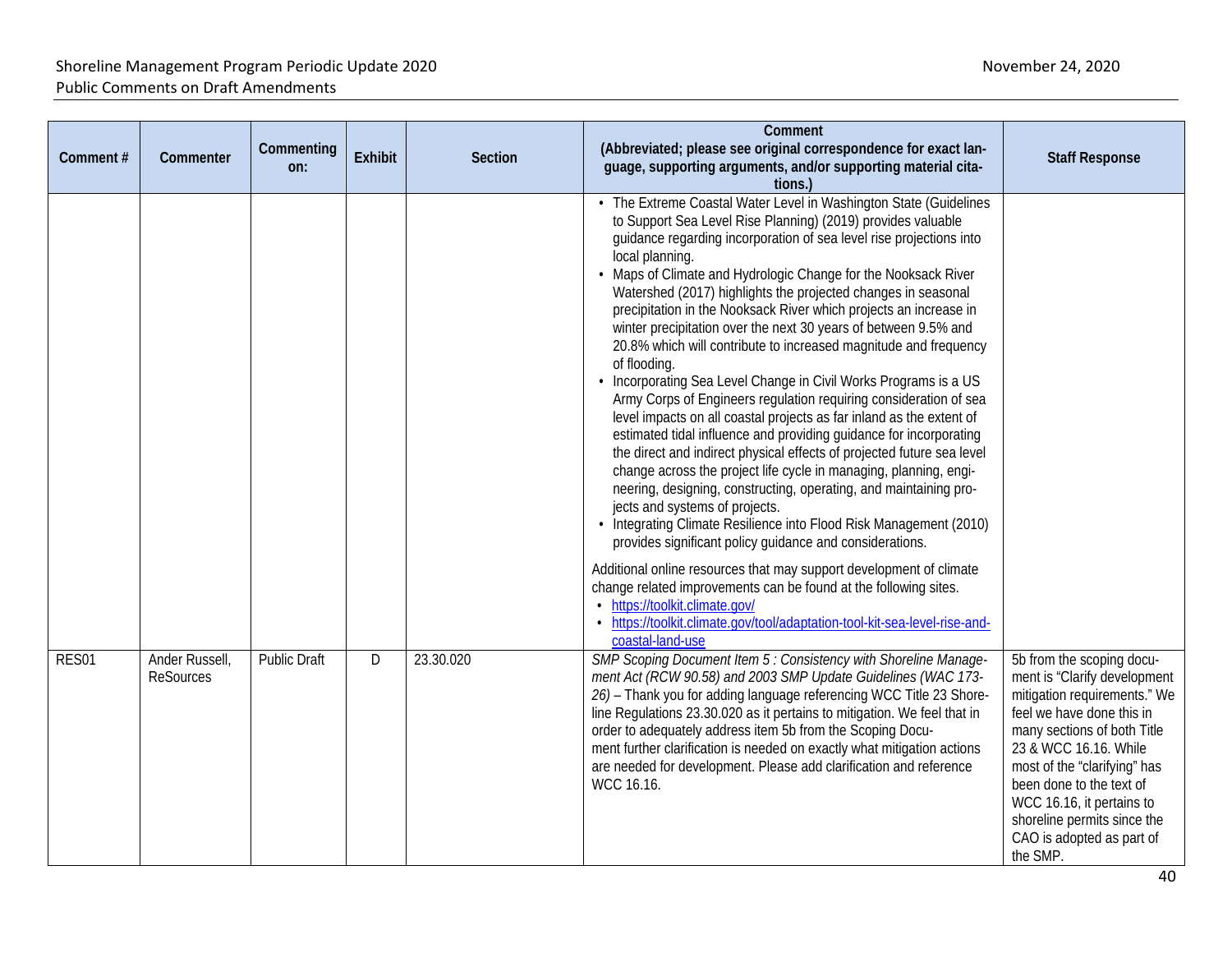| Comment # | Commenter | Commenting on: | Exhibit | Section | Comment (Abbreviated; please see original correspondence for exact language, supporting arguments, and/or supporting material citations.) | Staff Response |
|---|---|---|---|---|---|---|
| | | | | | • The Extreme Coastal Water Level in Washington State (Guidelines to Support Sea Level Rise Planning) (2019) provides valuable guidance regarding incorporation of sea level rise projections into local planning.<br>• Maps of Climate and Hydrologic Change for the Nooksack River Watershed (2017) highlights the projected changes in seasonal precipitation in the Nooksack River which projects an increase in winter precipitation over the next 30 years of between 9.5% and 20.8% which will contribute to increased magnitude and frequency of flooding.<br>• Incorporating Sea Level Change in Civil Works Programs is a US Army Corps of Engineers regulation requiring consideration of sea level impacts on all coastal projects as far inland as the extent of estimated tidal influence and providing guidance for incorporating the direct and indirect physical effects of projected future sea level change across the project life cycle in managing, planning, engineering, designing, constructing, operating, and maintaining projects and systems of projects.<br>• Integrating Climate Resilience into Flood Risk Management (2010) provides significant policy guidance and considerations.<br><br>Additional online resources that may support development of climate change related improvements can be found at the following sites.<br>• https://toolkit.climate.gov/<br>• https://toolkit.climate.gov/tool/adaptation-tool-kit-sea-level-rise-and-coastal-land-use | |
| RES01 | Ander Russell, ReSources | Public Draft | D | 23.30.020 | *SMP Scoping Document Item 5 : Consistency with Shoreline Management Act (RCW 90.58) and 2003 SMP Update Guidelines (WAC 173-26)* – Thank you for adding language referencing WCC Title 23 Shoreline Regulations 23.30.020 as it pertains to mitigation. We feel that in order to adequately address item 5b from the Scoping Document further clarification is needed on exactly what mitigation actions are needed for development. Please add clarification and reference WCC 16.16. | 5b from the scoping document is "Clarify development mitigation requirements." We feel we have done this in many sections of both Title 23 & WCC 16.16. While most of the "clarifying" has been done to the text of WCC 16.16, it pertains to shoreline permits since the CAO is adopted as part of the SMP. |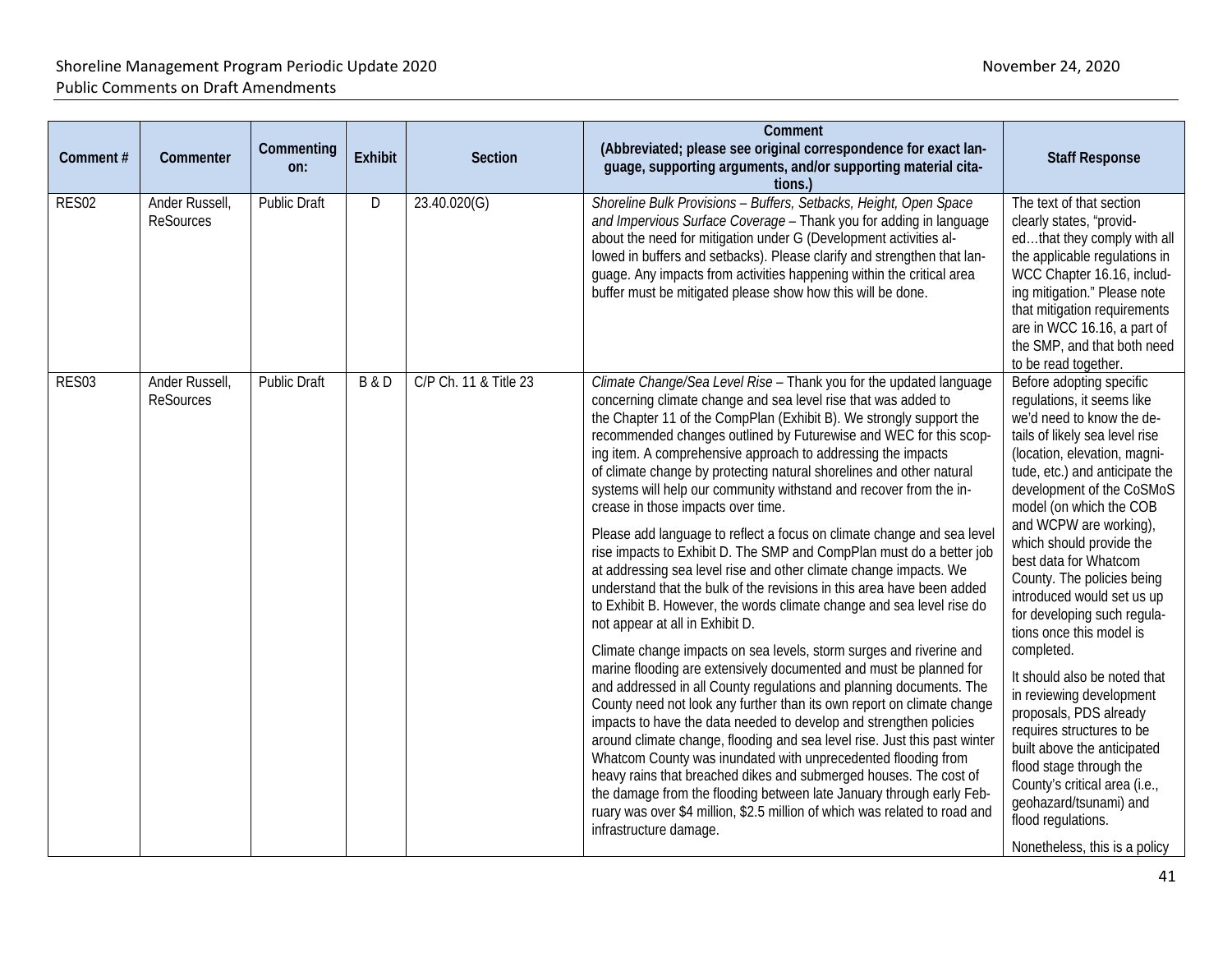| Comment # | Commenter | Commenting on: | Exhibit | Section | Comment (Abbreviated; please see original correspondence for exact language, supporting arguments, and/or supporting material citations.) | Staff Response |
|---|---|---|---|---|---|---|
| RES02 | Ander Russell, ReSources | Public Draft | D | 23.40.020(G) | *Shoreline Bulk Provisions – Buffers, Setbacks, Height, Open Space and Impervious Surface Coverage* – Thank you for adding in language about the need for mitigation under G (Development activities allowed in buffers and setbacks). Please clarify and strengthen that language. Any impacts from activities happening within the critical area buffer must be mitigated please show how this will be done. | The text of that section clearly states, "provided…that they comply with all the applicable regulations in WCC Chapter 16.16, including mitigation." Please note that mitigation requirements are in WCC 16.16, a part of the SMP, and that both need to be read together. |
| RES03 | Ander Russell, ReSources | Public Draft | B & D | C/P Ch. 11 & Title 23 | *Climate Change/Sea Level Rise* – Thank you for the updated language concerning climate change and sea level rise that was added to the Chapter 11 of the CompPlan (Exhibit B). We strongly support the recommended changes outlined by Futurewise and WEC for this scoping item. A comprehensive approach to addressing the impacts of climate change by protecting natural shorelines and other natural systems will help our community withstand and recover from the increase in those impacts over time.<br><br>Please add language to reflect a focus on climate change and sea level rise impacts to Exhibit D. The SMP and CompPlan must do a better job at addressing sea level rise and other climate change impacts. We understand that the bulk of the revisions in this area have been added to Exhibit B. However, the words climate change and sea level rise do not appear at all in Exhibit D.<br><br>Climate change impacts on sea levels, storm surges and riverine and marine flooding are extensively documented and must be planned for and addressed in all County regulations and planning documents. The County need not look any further than its own report on climate change impacts to have the data needed to develop and strengthen policies around climate change, flooding and sea level rise. Just this past winter Whatcom County was inundated with unprecedented flooding from heavy rains that breached dikes and submerged houses. The cost of the damage from the flooding between late January through early February was over $4 million, $2.5 million of which was related to road and infrastructure damage. | Before adopting specific regulations, it seems like we'd need to know the details of likely sea level rise (location, elevation, magnitude, etc.) and anticipate the development of the CoSMoS model (on which the COB and WCPW are working), which should provide the best data for Whatcom County. The policies being introduced would set us up for developing such regulations once this model is completed.<br><br>It should also be noted that in reviewing development proposals, PDS already requires structures to be built above the anticipated flood stage through the County's critical area (i.e., geohazard/tsunami) and flood regulations.<br><br>Nonetheless, this is a policy |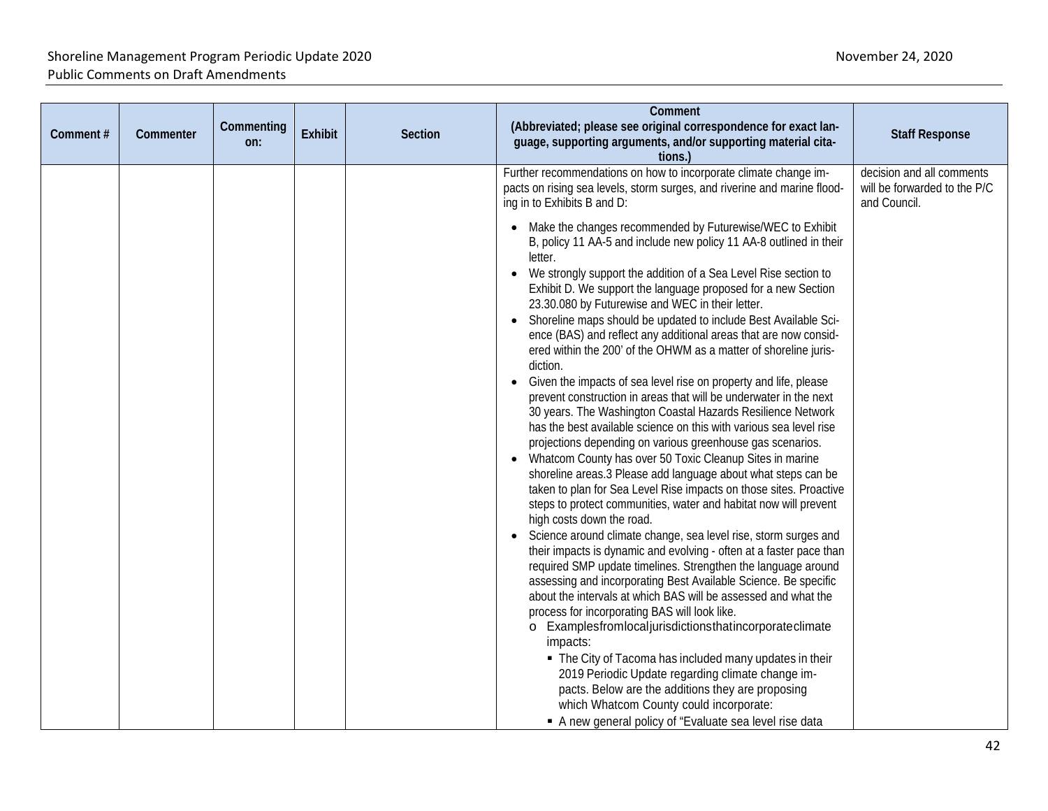| Comment # | Commenter | Commenting on: | Exhibit | Section | Comment (Abbreviated; please see original correspondence for exact language, supporting arguments, and/or supporting material citations.) | Staff Response |
|---|---|---|---|---|---|---|
| | | | | | Further recommendations on how to incorporate climate change impacts on rising sea levels, storm surges, and riverine and marine flooding in to Exhibits B and D:<br><br>• Make the changes recommended by Futurewise/WEC to Exhibit B, policy 11 AA-5 and include new policy 11 AA-8 outlined in their letter.<br>• We strongly support the addition of a Sea Level Rise section to Exhibit D. We support the language proposed for a new Section 23.30.080 by Futurewise and WEC in their letter.<br>• Shoreline maps should be updated to include Best Available Science (BAS) and reflect any additional areas that are now considered within the 200' of the OHWM as a matter of shoreline jurisdiction.<br>• Given the impacts of sea level rise on property and life, please prevent construction in areas that will be underwater in the next 30 years. The Washington Coastal Hazards Resilience Network has the best available science on this with various sea level rise projections depending on various greenhouse gas scenarios.<br>• Whatcom County has over 50 Toxic Cleanup Sites in marine shoreline areas.3 Please add language about what steps can be taken to plan for Sea Level Rise impacts on those sites. Proactive steps to protect communities, water and habitat now will prevent high costs down the road.<br>• Science around climate change, sea level rise, storm surges and their impacts is dynamic and evolving - often at a faster pace than required SMP update timelines. Strengthen the language around assessing and incorporating Best Available Science. Be specific about the intervals at which BAS will be assessed and what the process for incorporating BAS will look like.<br>&nbsp;&nbsp;o Examples from local jurisdictions that incorporate climate impacts:<br>&nbsp;&nbsp;&nbsp;&nbsp;▪ The City of Tacoma has included many updates in their 2019 Periodic Update regarding climate change impacts. Below are the additions they are proposing which Whatcom County could incorporate:<br>&nbsp;&nbsp;&nbsp;&nbsp;▪ A new general policy of "Evaluate sea level rise data | decision and all comments will be forwarded to the P/C and Council. |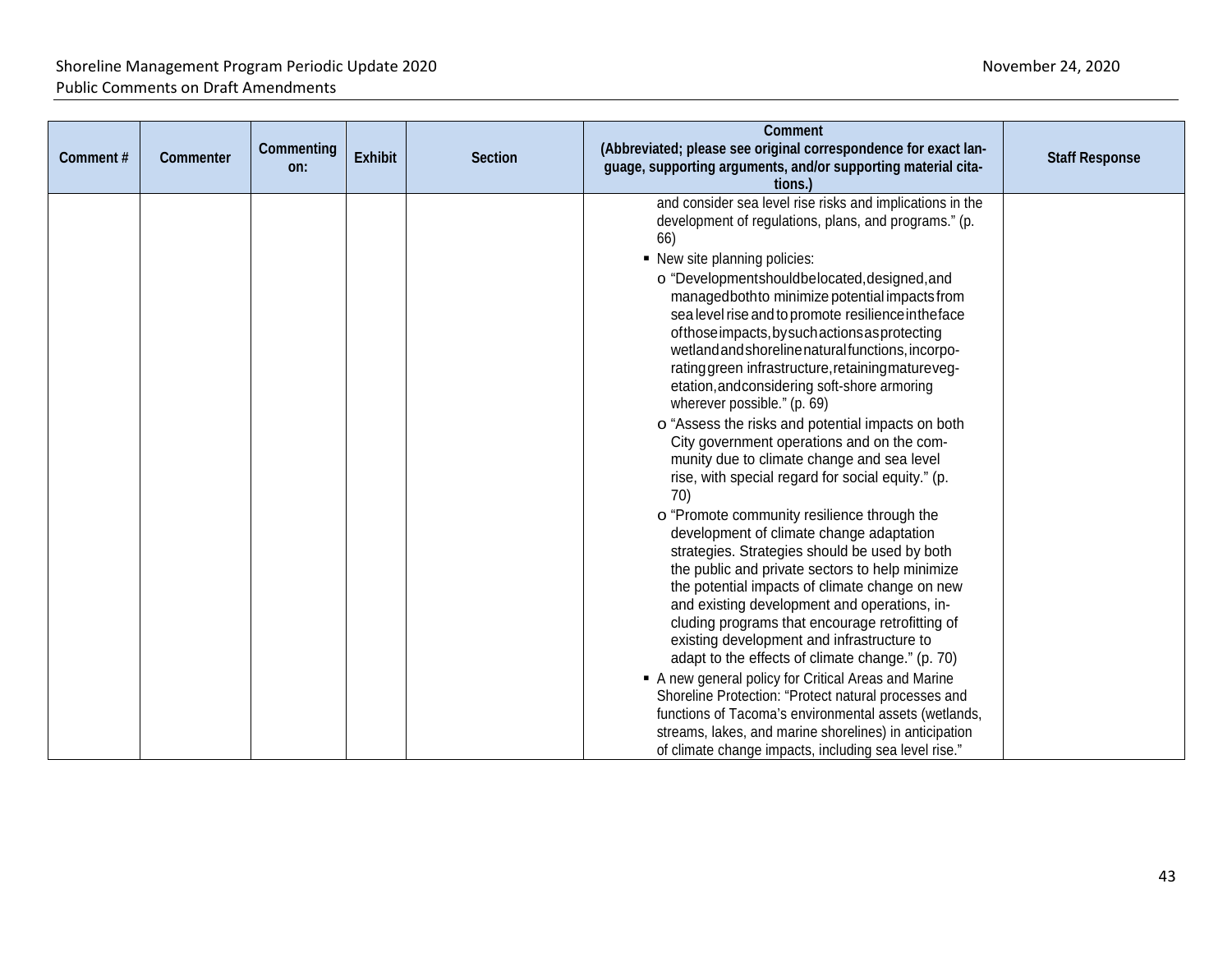| Comment # | Commenter | Commenting on: | Exhibit | Section | Comment (Abbreviated; please see original correspondence for exact language, supporting arguments, and/or supporting material citations.) | Staff Response |
|---|---|---|---|---|---|---|
| | | | | | and consider sea level rise risks and implications in the development of regulations, plans, and programs." (p. 66)<br>▪ New site planning policies:<br>o "Development should be located, designed, and managed both to minimize potential impacts from sea level rise and to promote resilience in the face of those impacts, by such actions as protecting wetland and shoreline natural functions, incorporating green infrastructure, retaining mature vegetation, and considering soft-shore armoring wherever possible." (p. 69)<br>o "Assess the risks and potential impacts on both City government operations and on the community due to climate change and sea level rise, with special regard for social equity." (p. 70)<br>o "Promote community resilience through the development of climate change adaptation strategies. Strategies should be used by both the public and private sectors to help minimize the potential impacts of climate change on new and existing development and operations, including programs that encourage retrofitting of existing development and infrastructure to adapt to the effects of climate change." (p. 70)<br>▪ A new general policy for Critical Areas and Marine Shoreline Protection: "Protect natural processes and functions of Tacoma's environmental assets (wetlands, streams, lakes, and marine shorelines) in anticipation of climate change impacts, including sea level rise." | |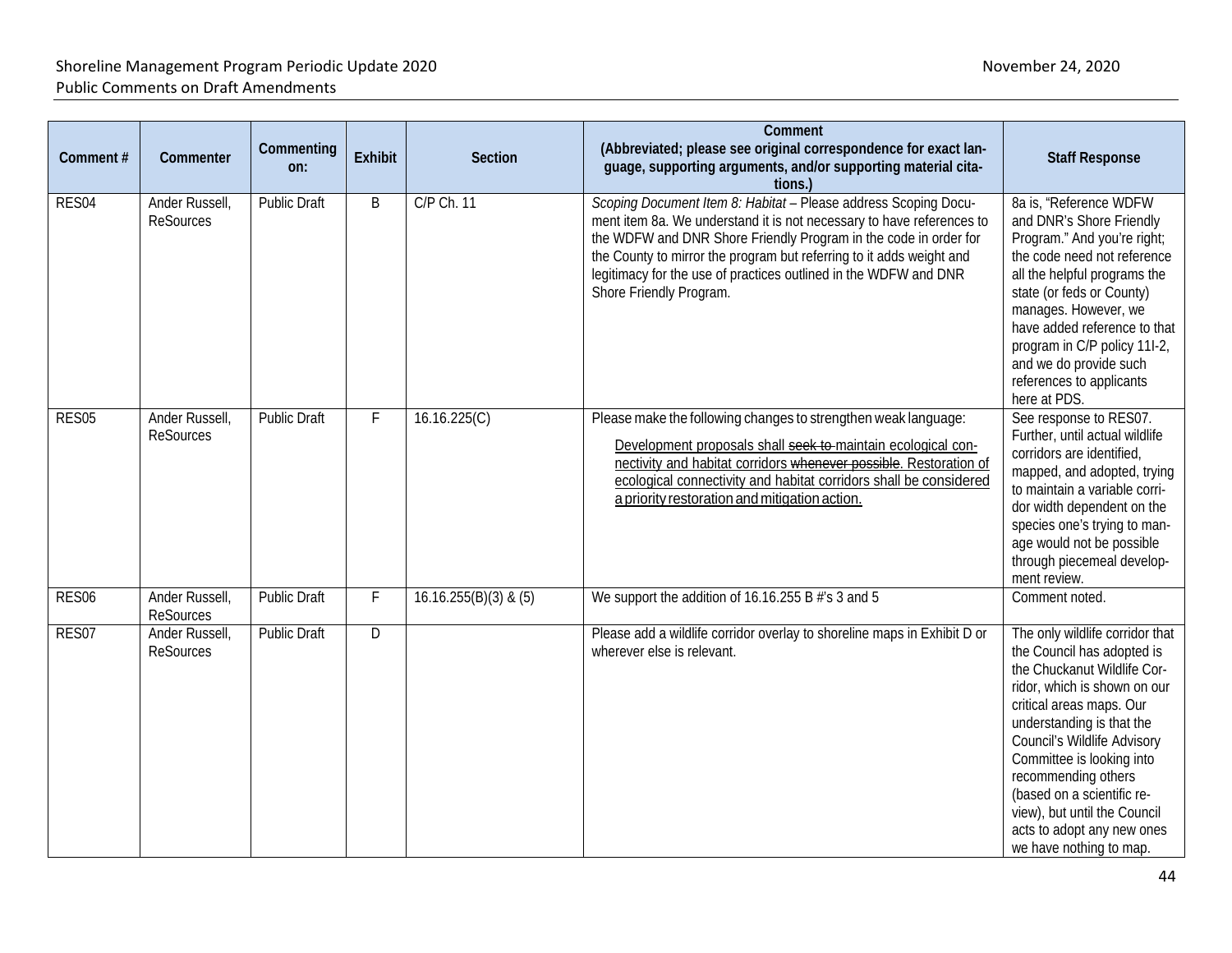| Comment # | Commenter | Commenting on: | Exhibit | Section | Comment (Abbreviated; please see original correspondence for exact language, supporting arguments, and/or supporting material citations.) | Staff Response |
|---|---|---|---|---|---|---|
| RES04 | Ander Russell, ReSources | Public Draft | B | C/P Ch. 11 | *Scoping Document Item 8: Habitat* – Please address Scoping Document item 8a. We understand it is not necessary to have references to the WDFW and DNR Shore Friendly Program in the code in order for the County to mirror the program but referring to it adds weight and legitimacy for the use of practices outlined in the WDFW and DNR Shore Friendly Program. | 8a is, "Reference WDFW and DNR's Shore Friendly Program." And you're right; the code need not reference all the helpful programs the state (or feds or County) manages. However, we have added reference to that program in C/P policy 11I-2, and we do provide such references to applicants here at PDS. |
| RES05 | Ander Russell, ReSources | Public Draft | F | 16.16.225(C) | Please make the following changes to strengthen weak language: <u>Development proposals shall</u> ~~seek to~~ <u>maintain ecological connectivity and habitat corridors</u> ~~whenever possible~~. <u>Restoration of ecological connectivity and habitat corridors shall be considered a priority restoration and mitigation action.</u> | See response to RES07. Further, until actual wildlife corridors are identified, mapped, and adopted, trying to maintain a variable corridor width dependent on the species one's trying to manage would not be possible through piecemeal development review. |
| RES06 | Ander Russell, ReSources | Public Draft | F | 16.16.255(B)(3) & (5) | We support the addition of 16.16.255 B #'s 3 and 5 | Comment noted. |
| RES07 | Ander Russell, ReSources | Public Draft | D | | Please add a wildlife corridor overlay to shoreline maps in Exhibit D or wherever else is relevant. | The only wildlife corridor that the Council has adopted is the Chuckanut Wildlife Corridor, which is shown on our critical areas maps. Our understanding is that the Council's Wildlife Advisory Committee is looking into recommending others (based on a scientific review), but until the Council acts to adopt any new ones we have nothing to map. |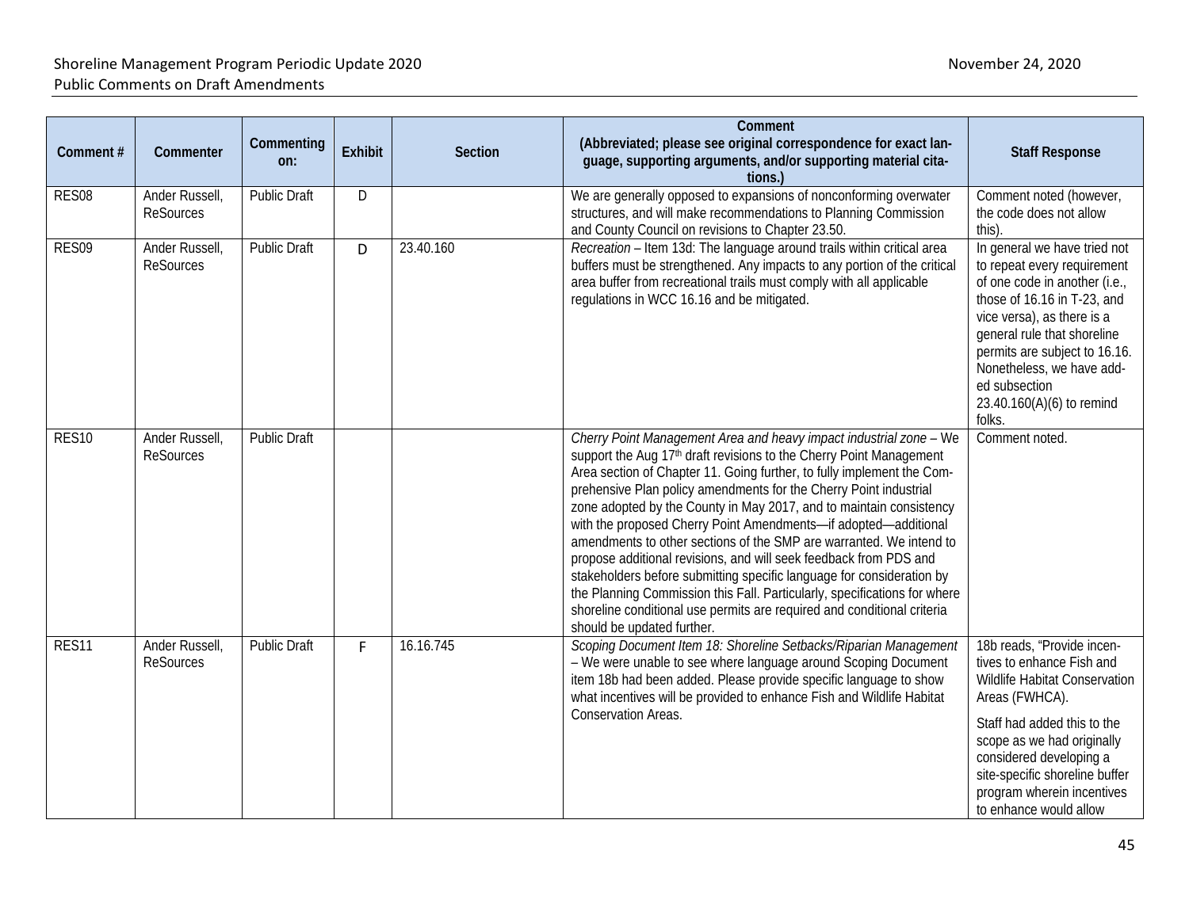| Comment # | Commenter | Commenting on: | Exhibit | Section | Comment (Abbreviated; please see original correspondence for exact language, supporting arguments, and/or supporting material citations.) | Staff Response |
|---|---|---|---|---|---|---|
| RES08 | Ander Russell, ReSources | Public Draft | D | | We are generally opposed to expansions of nonconforming overwater structures, and will make recommendations to Planning Commission and County Council on revisions to Chapter 23.50. | Comment noted (however, the code does not allow this). |
| RES09 | Ander Russell, ReSources | Public Draft | D | 23.40.160 | *Recreation* – Item 13d: The language around trails within critical area buffers must be strengthened. Any impacts to any portion of the critical area buffer from recreational trails must comply with all applicable regulations in WCC 16.16 and be mitigated. | In general we have tried not to repeat every requirement of one code in another (i.e., those of 16.16 in T-23, and vice versa), as there is a general rule that shoreline permits are subject to 16.16. Nonetheless, we have added subsection 23.40.160(A)(6) to remind folks. |
| RES10 | Ander Russell, ReSources | Public Draft | | | *Cherry Point Management Area and heavy impact industrial zone* – We support the Aug 17th draft revisions to the Cherry Point Management Area section of Chapter 11. Going further, to fully implement the Comprehensive Plan policy amendments for the Cherry Point industrial zone adopted by the County in May 2017, and to maintain consistency with the proposed Cherry Point Amendments—if adopted—additional amendments to other sections of the SMP are warranted. We intend to propose additional revisions, and will seek feedback from PDS and stakeholders before submitting specific language for consideration by the Planning Commission this Fall. Particularly, specifications for where shoreline conditional use permits are required and conditional criteria should be updated further. | Comment noted. |
| RES11 | Ander Russell, ReSources | Public Draft | F | 16.16.745 | *Scoping Document Item 18: Shoreline Setbacks/Riparian Management* – We were unable to see where language around Scoping Document item 18b had been added. Please provide specific language to show what incentives will be provided to enhance Fish and Wildlife Habitat Conservation Areas. | 18b reads, "Provide incentives to enhance Fish and Wildlife Habitat Conservation Areas (FWHCA).<br><br>Staff had added this to the scope as we had originally considered developing a site-specific shoreline buffer program wherein incentives to enhance would allow |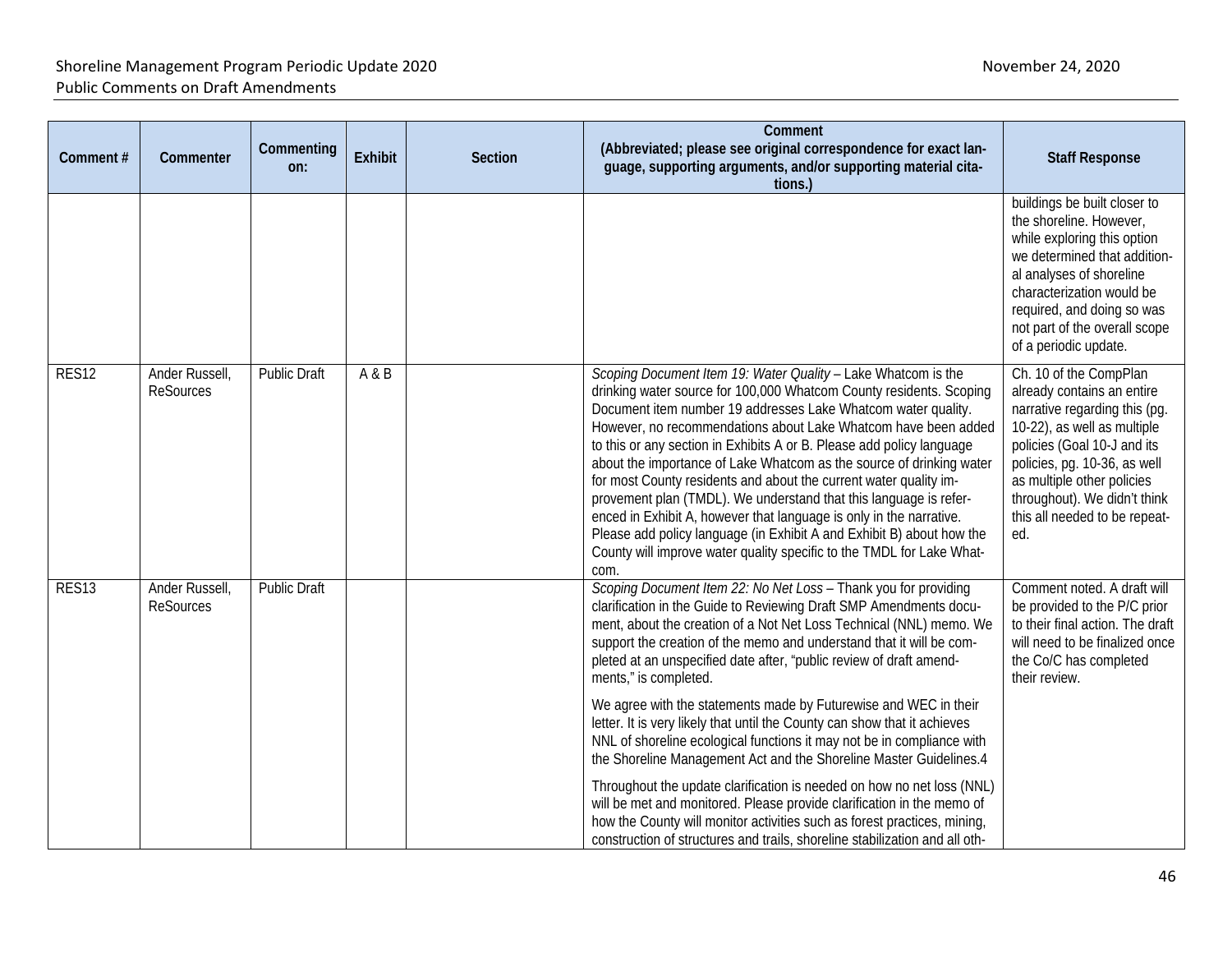| Comment # | Commenter | Commenting on: | Exhibit | Section | Comment (Abbreviated; please see original correspondence for exact language, supporting arguments, and/or supporting material citations.) | Staff Response |
|---|---|---|---|---|---|---|
| | | | | | | buildings be built closer to the shoreline. However, while exploring this option we determined that additional analyses of shoreline characterization would be required, and doing so was not part of the overall scope of a periodic update. |
| RES12 | Ander Russell, ReSources | Public Draft | A & B | | *Scoping Document Item 19: Water Quality* – Lake Whatcom is the drinking water source for 100,000 Whatcom County residents. Scoping Document item number 19 addresses Lake Whatcom water quality. However, no recommendations about Lake Whatcom have been added to this or any section in Exhibits A or B. Please add policy language about the importance of Lake Whatcom as the source of drinking water for most County residents and about the current water quality improvement plan (TMDL). We understand that this language is referenced in Exhibit A, however that language is only in the narrative. Please add policy language (in Exhibit A and Exhibit B) about how the County will improve water quality specific to the TMDL for Lake Whatcom. | Ch. 10 of the CompPlan already contains an entire narrative regarding this (pg. 10-22), as well as multiple policies (Goal 10-J and its policies, pg. 10-36, as well as multiple other policies throughout). We didn't think this all needed to be repeated. |
| RES13 | Ander Russell, ReSources | Public Draft | | | *Scoping Document Item 22: No Net Loss* – Thank you for providing clarification in the Guide to Reviewing Draft SMP Amendments document, about the creation of a Not Net Loss Technical (NNL) memo. We support the creation of the memo and understand that it will be completed at an unspecified date after, "public review of draft amendments," is completed.<br><br>We agree with the statements made by Futurewise and WEC in their letter. It is very likely that until the County can show that it achieves NNL of shoreline ecological functions it may not be in compliance with the Shoreline Management Act and the Shoreline Master Guidelines.4<br><br>Throughout the update clarification is needed on how no net loss (NNL) will be met and monitored. Please provide clarification in the memo of how the County will monitor activities such as forest practices, mining, construction of structures and trails, shoreline stabilization and all oth- | Comment noted. A draft will be provided to the P/C prior to their final action. The draft will need to be finalized once the Co/C has completed their review. |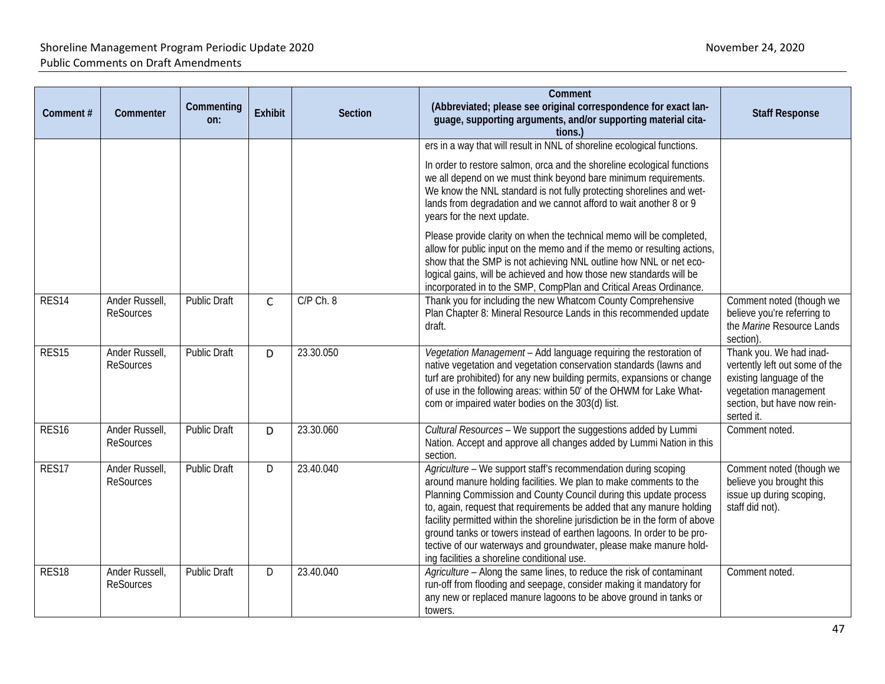| Comment # | Commenter | Commenting on: | Exhibit | Section | Comment (Abbreviated; please see original correspondence for exact language, supporting arguments, and/or supporting material citations.) | Staff Response |
|---|---|---|---|---|---|---|
| | | | | | ers in a way that will result in NNL of shoreline ecological functions.<br><br>In order to restore salmon, orca and the shoreline ecological functions we all depend on we must think beyond bare minimum requirements. We know the NNL standard is not fully protecting shorelines and wetlands from degradation and we cannot afford to wait another 8 or 9 years for the next update.<br><br>Please provide clarity on when the technical memo will be completed, allow for public input on the memo and if the memo or resulting actions, show that the SMP is not achieving NNL outline how NNL or net ecological gains, will be achieved and how those new standards will be incorporated in to the SMP, CompPlan and Critical Areas Ordinance. | |
| RES14 | Ander Russell, ReSources | Public Draft | C | C/P Ch. 8 | Thank you for including the new Whatcom County Comprehensive Plan Chapter 8: Mineral Resource Lands in this recommended update draft. | Comment noted (though we believe you're referring to the *Marine* Resource Lands section). |
| RES15 | Ander Russell, ReSources | Public Draft | D | 23.30.050 | *Vegetation Management* – Add language requiring the restoration of native vegetation and vegetation conservation standards (lawns and turf are prohibited) for any new building permits, expansions or change of use in the following areas: within 50' of the OHWM for Lake Whatcom or impaired water bodies on the 303(d) list. | Thank you. We had inadvertently left out some of the existing language of the vegetation management section, but have now reinserted it. |
| RES16 | Ander Russell, ReSources | Public Draft | D | 23.30.060 | *Cultural Resources* – We support the suggestions added by Lummi Nation. Accept and approve all changes added by Lummi Nation in this section. | Comment noted. |
| RES17 | Ander Russell, ReSources | Public Draft | D | 23.40.040 | *Agriculture* – We support staff's recommendation during scoping around manure holding facilities. We plan to make comments to the Planning Commission and County Council during this update process to, again, request that requirements be added that any manure holding facility permitted within the shoreline jurisdiction be in the form of above ground tanks or towers instead of earthen lagoons. In order to be protective of our waterways and groundwater, please make manure holding facilities a shoreline conditional use. | Comment noted (though we believe you brought this issue up during scoping, staff did not). |
| RES18 | Ander Russell, ReSources | Public Draft | D | 23.40.040 | *Agriculture* – Along the same lines, to reduce the risk of contaminant run-off from flooding and seepage, consider making it mandatory for any new or replaced manure lagoons to be above ground in tanks or towers. | Comment noted. |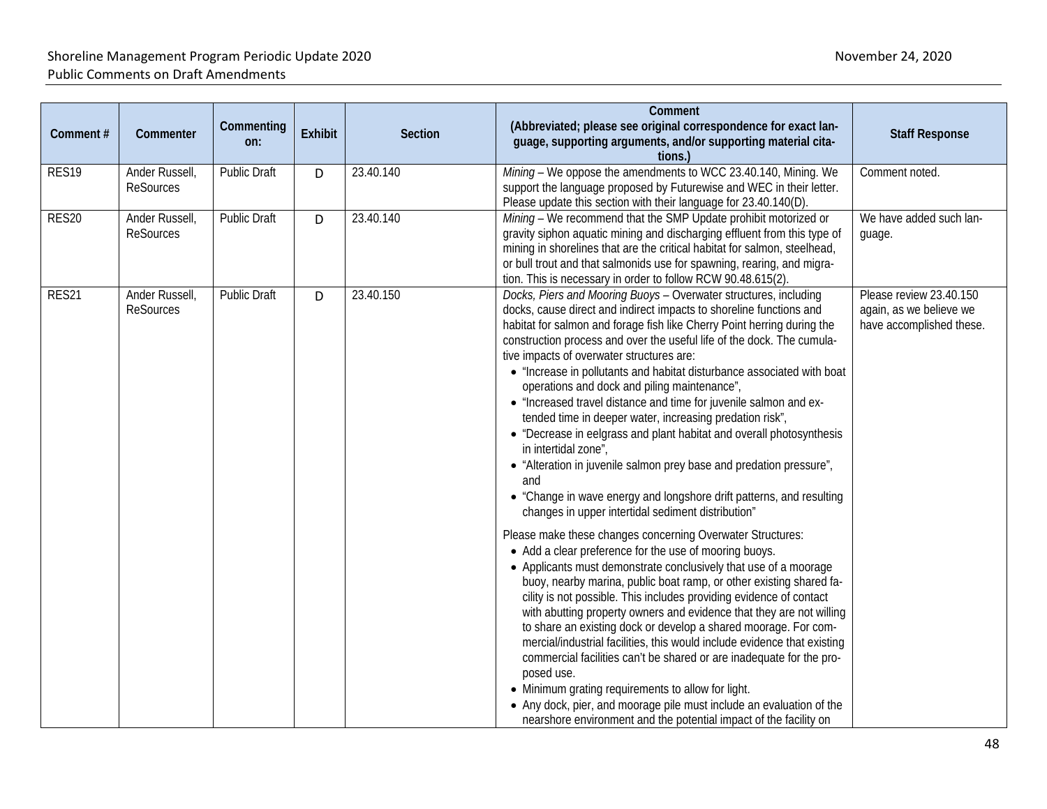| Comment # | Commenter | Commenting on: | Exhibit | Section | Comment (Abbreviated; please see original correspondence for exact language, supporting arguments, and/or supporting material citations.) | Staff Response |
|---|---|---|---|---|---|---|
| RES19 | Ander Russell, ReSources | Public Draft | D | 23.40.140 | *Mining* – We oppose the amendments to WCC 23.40.140, Mining. We support the language proposed by Futurewise and WEC in their letter. Please update this section with their language for 23.40.140(D). | Comment noted. |
| RES20 | Ander Russell, ReSources | Public Draft | D | 23.40.140 | *Mining* – We recommend that the SMP Update prohibit motorized or gravity siphon aquatic mining and discharging effluent from this type of mining in shorelines that are the critical habitat for salmon, steelhead, or bull trout and that salmonids use for spawning, rearing, and migration. This is necessary in order to follow RCW 90.48.615(2). | We have added such language. |
| RES21 | Ander Russell, ReSources | Public Draft | D | 23.40.150 | *Docks, Piers and Mooring Buoys* – Overwater structures, including docks, cause direct and indirect impacts to shoreline functions and habitat for salmon and forage fish like Cherry Point herring during the construction process and over the useful life of the dock. The cumulative impacts of overwater structures are:<br>• "Increase in pollutants and habitat disturbance associated with boat operations and dock and piling maintenance",<br>• "Increased travel distance and time for juvenile salmon and extended time in deeper water, increasing predation risk",<br>• "Decrease in eelgrass and plant habitat and overall photosynthesis in intertidal zone",<br>• "Alteration in juvenile salmon prey base and predation pressure", and<br>• "Change in wave energy and longshore drift patterns, and resulting changes in upper intertidal sediment distribution"<br><br>Please make these changes concerning Overwater Structures:<br>• Add a clear preference for the use of mooring buoys.<br>• Applicants must demonstrate conclusively that use of a moorage buoy, nearby marina, public boat ramp, or other existing shared facility is not possible. This includes providing evidence of contact with abutting property owners and evidence that they are not willing to share an existing dock or develop a shared moorage. For commercial/industrial facilities, this would include evidence that existing commercial facilities can't be shared or are inadequate for the proposed use.<br>• Minimum grating requirements to allow for light.<br>• Any dock, pier, and moorage pile must include an evaluation of the nearshore environment and the potential impact of the facility on | Please review 23.40.150 again, as we believe we have accomplished these. |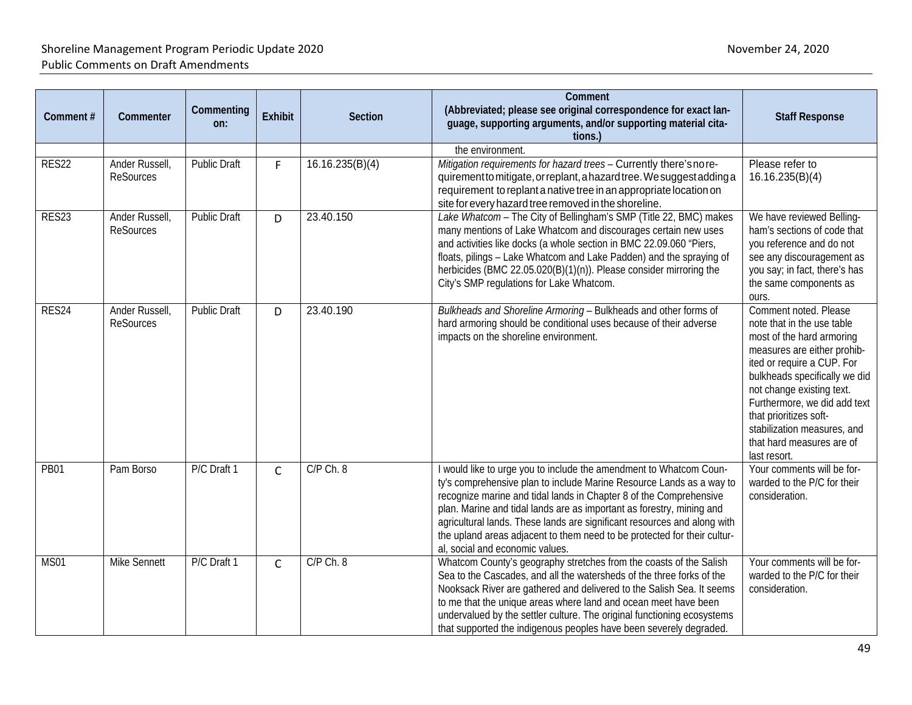| Comment # | Commenter | Commenting on: | Exhibit | Section | Comment (Abbreviated; please see original correspondence for exact language, supporting arguments, and/or supporting material citations.) | Staff Response |
|---|---|---|---|---|---|---|
| | | | | | the environment. | |
| RES22 | Ander Russell, ReSources | Public Draft | F | 16.16.235(B)(4) | *Mitigation requirements for hazard trees* – Currently there's no requirement to mitigate, or replant, a hazard tree. We suggest adding a requirement to replant a native tree in an appropriate location on site for every hazard tree removed in the shoreline. | Please refer to 16.16.235(B)(4) |
| RES23 | Ander Russell, ReSources | Public Draft | D | 23.40.150 | *Lake Whatcom* – The City of Bellingham's SMP (Title 22, BMC) makes many mentions of Lake Whatcom and discourages certain new uses and activities like docks (a whole section in BMC 22.09.060 "Piers, floats, pilings – Lake Whatcom and Lake Padden) and the spraying of herbicides (BMC 22.05.020(B)(1)(n)). Please consider mirroring the City's SMP regulations for Lake Whatcom. | We have reviewed Bellingham's sections of code that you reference and do not see any discouragement as you say; in fact, there's has the same components as ours. |
| RES24 | Ander Russell, ReSources | Public Draft | D | 23.40.190 | *Bulkheads and Shoreline Armoring* – Bulkheads and other forms of hard armoring should be conditional uses because of their adverse impacts on the shoreline environment. | Comment noted. Please note that in the use table most of the hard armoring measures are either prohibited or require a CUP. For bulkheads specifically we did not change existing text. Furthermore, we did add text that prioritizes soft-stabilization measures, and that hard measures are of last resort. |
| PB01 | Pam Borso | P/C Draft 1 | C | C/P Ch. 8 | I would like to urge you to include the amendment to Whatcom County's comprehensive plan to include Marine Resource Lands as a way to recognize marine and tidal lands in Chapter 8 of the Comprehensive plan. Marine and tidal lands are as important as forestry, mining and agricultural lands. These lands are significant resources and along with the upland areas adjacent to them need to be protected for their cultural, social and economic values. | Your comments will be forwarded to the P/C for their consideration. |
| MS01 | Mike Sennett | P/C Draft 1 | C | C/P Ch. 8 | Whatcom County's geography stretches from the coasts of the Salish Sea to the Cascades, and all the watersheds of the three forks of the Nooksack River are gathered and delivered to the Salish Sea. It seems to me that the unique areas where land and ocean meet have been undervalued by the settler culture. The original functioning ecosystems that supported the indigenous peoples have been severely degraded. | Your comments will be forwarded to the P/C for their consideration. |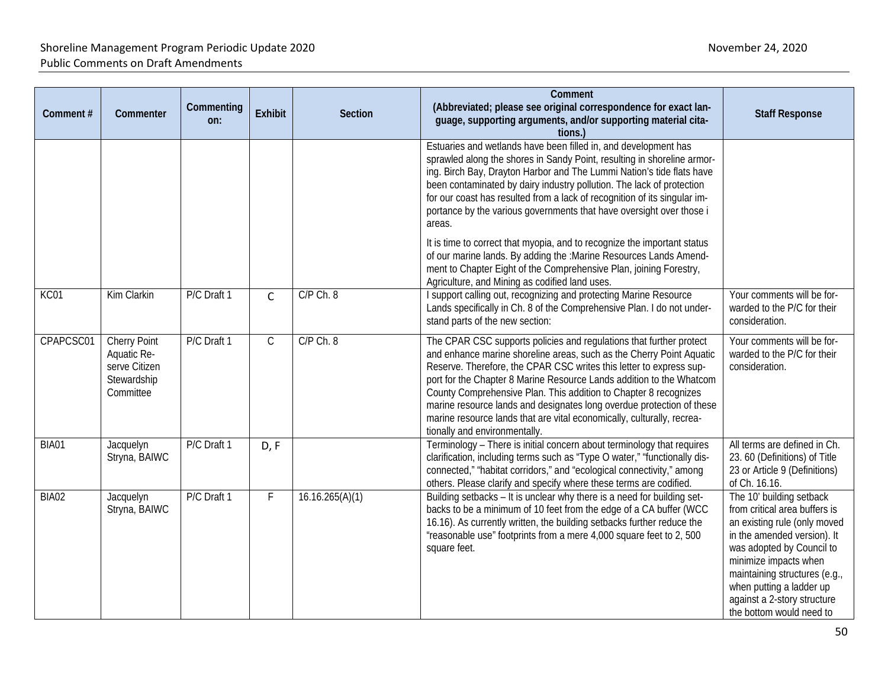| Comment # | Commenter | Commenting on: | Exhibit | Section | Comment (Abbreviated; please see original correspondence for exact language, supporting arguments, and/or supporting material citations.) | Staff Response |
|---|---|---|---|---|---|---|
| | | | | | Estuaries and wetlands have been filled in, and development has sprawled along the shores in Sandy Point, resulting in shoreline armoring. Birch Bay, Drayton Harbor and The Lummi Nation's tide flats have been contaminated by dairy industry pollution. The lack of protection for our coast has resulted from a lack of recognition of its singular importance by the various governments that have oversight over those i areas.<br><br>It is time to correct that myopia, and to recognize the important status of our marine lands. By adding the :Marine Resources Lands Amendment to Chapter Eight of the Comprehensive Plan, joining Forestry, Agriculture, and Mining as codified land uses. | |
| KC01 | Kim Clarkin | P/C Draft 1 | C | C/P Ch. 8 | I support calling out, recognizing and protecting Marine Resource Lands specifically in Ch. 8 of the Comprehensive Plan. I do not understand parts of the new section: | Your comments will be forwarded to the P/C for their consideration. |
| CPAPCSC01 | Cherry Point Aquatic Reserve Citizen Stewardship Committee | P/C Draft 1 | C | C/P Ch. 8 | The CPAR CSC supports policies and regulations that further protect and enhance marine shoreline areas, such as the Cherry Point Aquatic Reserve. Therefore, the CPAR CSC writes this letter to express support for the Chapter 8 Marine Resource Lands addition to the Whatcom County Comprehensive Plan. This addition to Chapter 8 recognizes marine resource lands and designates long overdue protection of these marine resource lands that are vital economically, culturally, recreationally and environmentally. | Your comments will be forwarded to the P/C for their consideration. |
| BIA01 | Jacquelyn Stryna, BAIWC | P/C Draft 1 | D, F | | Terminology – There is initial concern about terminology that requires clarification, including terms such as "Type O water," "functionally disconnected," "habitat corridors," and "ecological connectivity," among others. Please clarify and specify where these terms are codified. | All terms are defined in Ch. 23. 60 (Definitions) of Title 23 or Article 9 (Definitions) of Ch. 16.16. |
| BIA02 | Jacquelyn Stryna, BAIWC | P/C Draft 1 | F | 16.16.265(A)(1) | Building setbacks – It is unclear why there is a need for building setbacks to be a minimum of 10 feet from the edge of a CA buffer (WCC 16.16). As currently written, the building setbacks further reduce the "reasonable use" footprints from a mere 4,000 square feet to 2, 500 square feet. | The 10' building setback from critical area buffers is an existing rule (only moved in the amended version). It was adopted by Council to minimize impacts when maintaining structures (e.g., when putting a ladder up against a 2-story structure the bottom would need to |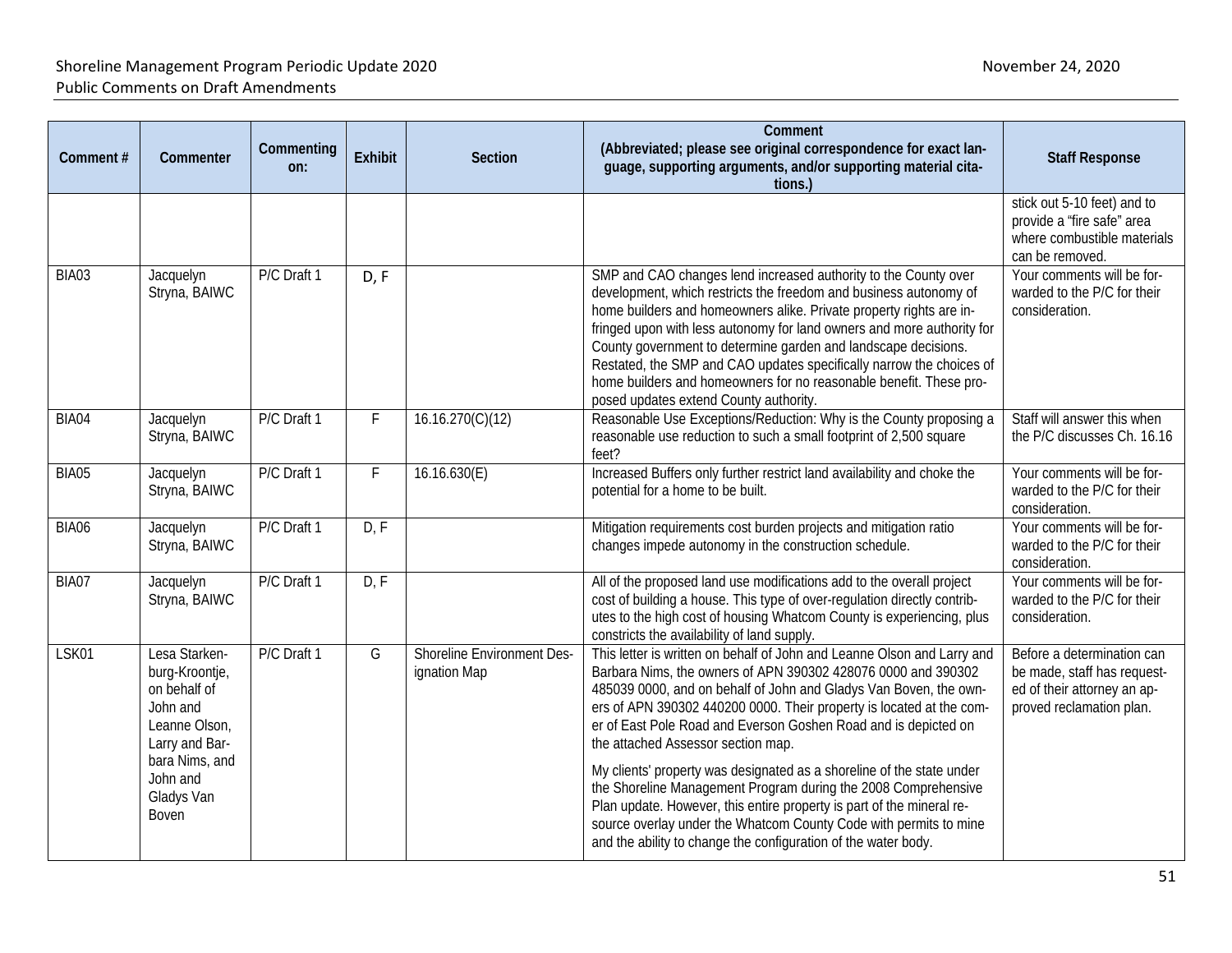| Comment # | Commenter | Commenting on: | Exhibit | Section | Comment (Abbreviated; please see original correspondence for exact language, supporting arguments, and/or supporting material citations.) | Staff Response |
|---|---|---|---|---|---|---|
| | | | | | | stick out 5-10 feet) and to provide a "fire safe" area where combustible materials can be removed. |
| BIA03 | Jacquelyn Stryna, BAIWC | P/C Draft 1 | D, F | | SMP and CAO changes lend increased authority to the County over development, which restricts the freedom and business autonomy of home builders and homeowners alike. Private property rights are infringed upon with less autonomy for land owners and more authority for County government to determine garden and landscape decisions. Restated, the SMP and CAO updates specifically narrow the choices of home builders and homeowners for no reasonable benefit. These proposed updates extend County authority. | Your comments will be forwarded to the P/C for their consideration. |
| BIA04 | Jacquelyn Stryna, BAIWC | P/C Draft 1 | F | 16.16.270(C)(12) | Reasonable Use Exceptions/Reduction: Why is the County proposing a reasonable use reduction to such a small footprint of 2,500 square feet? | Staff will answer this when the P/C discusses Ch. 16.16 |
| BIA05 | Jacquelyn Stryna, BAIWC | P/C Draft 1 | F | 16.16.630(E) | Increased Buffers only further restrict land availability and choke the potential for a home to be built. | Your comments will be forwarded to the P/C for their consideration. |
| BIA06 | Jacquelyn Stryna, BAIWC | P/C Draft 1 | D, F | | Mitigation requirements cost burden projects and mitigation ratio changes impede autonomy in the construction schedule. | Your comments will be forwarded to the P/C for their consideration. |
| BIA07 | Jacquelyn Stryna, BAIWC | P/C Draft 1 | D, F | | All of the proposed land use modifications add to the overall project cost of building a house. This type of over-regulation directly contributes to the high cost of housing Whatcom County is experiencing, plus constricts the availability of land supply. | Your comments will be forwarded to the P/C for their consideration. |
| LSK01 | Lesa Starkenburg-Kroontje, on behalf of John and Leanne Olson, Larry and Barbara Nims, and John and Gladys Van Boven | P/C Draft 1 | G | Shoreline Environment Designation Map | This letter is written on behalf of John and Leanne Olson and Larry and Barbara Nims, the owners of APN 390302 428076 0000 and 390302 485039 0000, and on behalf of John and Gladys Van Boven, the owners of APN 390302 440200 0000. Their property is located at the corner of East Pole Road and Everson Goshen Road and is depicted on the attached Assessor section map.<br><br>My clients' property was designated as a shoreline of the state under the Shoreline Management Program during the 2008 Comprehensive Plan update. However, this entire property is part of the mineral resource overlay under the Whatcom County Code with permits to mine and the ability to change the configuration of the water body. | Before a determination can be made, staff has requested of their attorney an approved reclamation plan. |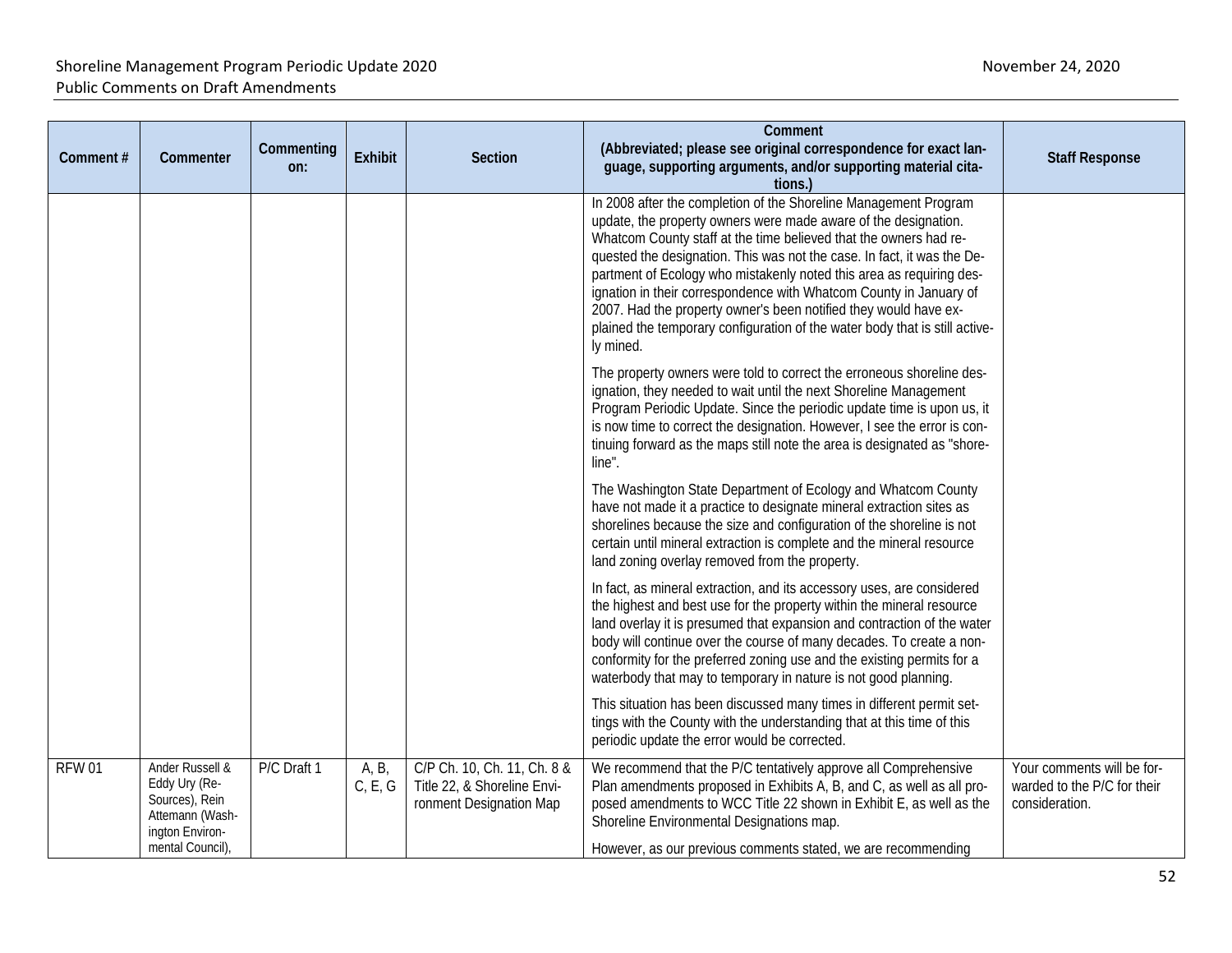| Comment # | Commenter | Commenting on: | Exhibit | Section | Comment (Abbreviated; please see original correspondence for exact language, supporting arguments, and/or supporting material citations.) | Staff Response |
|---|---|---|---|---|---|---|
| | | | | | In 2008 after the completion of the Shoreline Management Program update, the property owners were made aware of the designation. Whatcom County staff at the time believed that the owners had requested the designation. This was not the case. In fact, it was the Department of Ecology who mistakenly noted this area as requiring designation in their correspondence with Whatcom County in January of 2007. Had the property owner's been notified they would have explained the temporary configuration of the water body that is still actively mined.<br><br>The property owners were told to correct the erroneous shoreline designation, they needed to wait until the next Shoreline Management Program Periodic Update. Since the periodic update time is upon us, it is now time to correct the designation. However, I see the error is continuing forward as the maps still note the area is designated as "shoreline".<br><br>The Washington State Department of Ecology and Whatcom County have not made it a practice to designate mineral extraction sites as shorelines because the size and configuration of the shoreline is not certain until mineral extraction is complete and the mineral resource land zoning overlay removed from the property.<br><br>In fact, as mineral extraction, and its accessory uses, are considered the highest and best use for the property within the mineral resource land overlay it is presumed that expansion and contraction of the water body will continue over the course of many decades. To create a nonconformity for the preferred zoning use and the existing permits for a waterbody that may to temporary in nature is not good planning.<br><br>This situation has been discussed many times in different permit settings with the County with the understanding that at this time of this periodic update the error would be corrected. | |
| RFW 01 | Ander Russell & Eddy Ury (Re-Sources), Rein Attemann (Washington Environmental Council), | P/C Draft 1 | A, B, C, E, G | C/P Ch. 10, Ch. 11, Ch. 8 & Title 22, & Shoreline Environment Designation Map | We recommend that the P/C tentatively approve all Comprehensive Plan amendments proposed in Exhibits A, B, and C, as well as all proposed amendments to WCC Title 22 shown in Exhibit E, as well as the Shoreline Environmental Designations map.<br><br>However, as our previous comments stated, we are recommending | Your comments will be forwarded to the P/C for their consideration. |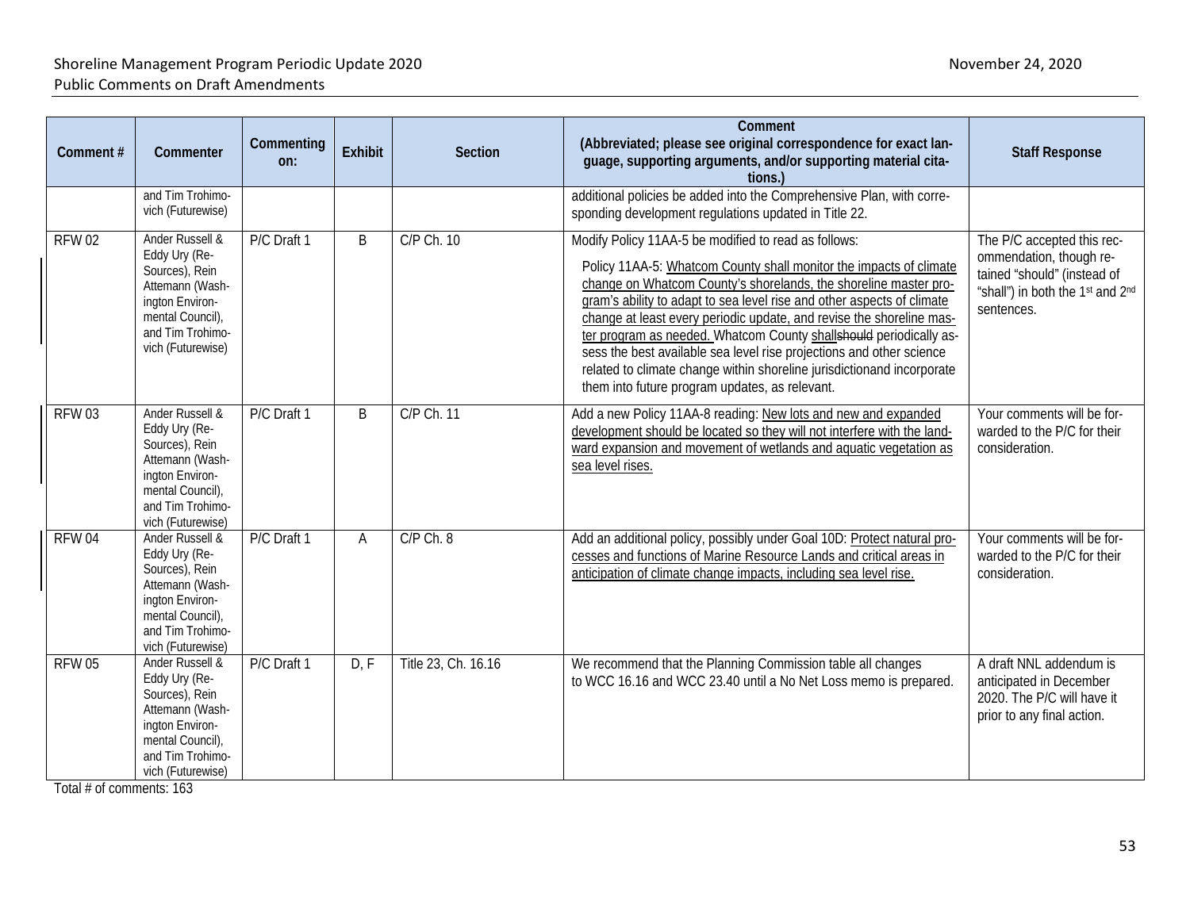| Comment # | Commenter | Commenting on: | Exhibit | Section | Comment (Abbreviated; please see original correspondence for exact language, supporting arguments, and/or supporting material citations.) | Staff Response |
|---|---|---|---|---|---|---|
| | and Tim Trohimovich (Futurewise) | | | | additional policies be added into the Comprehensive Plan, with corresponding development regulations updated in Title 22. | |
| RFW 02 | Ander Russell & Eddy Ury (Re-Sources), Rein Attemann (Washington Environmental Council), and Tim Trohimovich (Futurewise) | P/C Draft 1 | B | C/P Ch. 10 | Modify Policy 11AA-5 be modified to read as follows: Policy 11AA-5: <u>Whatcom County shall monitor the impacts of climate change on Whatcom County's shorelands, the shoreline master program's ability to adapt to sea level rise and other aspects of climate change at least every periodic update, and revise the shoreline master program as needed.</u> Whatcom County <u>shall</u>~~should~~ periodically assess the best available sea level rise projections and other science related to climate change within shoreline jurisdictionand incorporate them into future program updates, as relevant. | The P/C accepted this recommendation, though retained "should" (instead of "shall") in both the 1st and 2nd sentences. |
| RFW 03 | Ander Russell & Eddy Ury (Re-Sources), Rein Attemann (Washington Environmental Council), and Tim Trohimovich (Futurewise) | P/C Draft 1 | B | C/P Ch. 11 | Add a new Policy 11AA-8 reading: <u>New lots and new and expanded development should be located so they will not interfere with the landward expansion and movement of wetlands and aquatic vegetation as sea level rises.</u> | Your comments will be forwarded to the P/C for their consideration. |
| RFW 04 | Ander Russell & Eddy Ury (Re-Sources), Rein Attemann (Washington Environmental Council), and Tim Trohimovich (Futurewise) | P/C Draft 1 | A | C/P Ch. 8 | Add an additional policy, possibly under Goal 10D: <u>Protect natural processes and functions of Marine Resource Lands and critical areas in anticipation of climate change impacts, including sea level rise.</u> | Your comments will be forwarded to the P/C for their consideration. |
| RFW 05 | Ander Russell & Eddy Ury (Re-Sources), Rein Attemann (Washington Environmental Council), and Tim Trohimovich (Futurewise) | P/C Draft 1 | D, F | Title 23, Ch. 16.16 | We recommend that the Planning Commission table all changes to WCC 16.16 and WCC 23.40 until a No Net Loss memo is prepared. | A draft NNL addendum is anticipated in December 2020. The P/C will have it prior to any final action. |

Total # of comments: 163